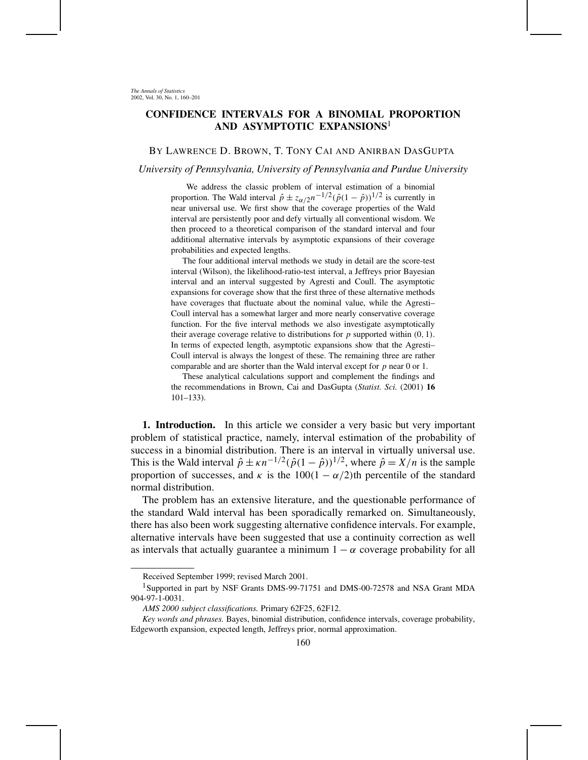# CONFIDENCE INTERVALS FOR A BINOMIAL PROPORTION AND ASYMPTOTIC EXPANSIONS[1]

BY LAWRENCE D. BROWN, T. TONY CAI AND ANIRBAN DASGUPTA

*University of Pennsylvania, University of Pennsylvania and Purdue University*

We address the classic problem of interval estimation of a binomial proportion. The Wald interval $\hat{p} \pm z_{\alpha/2} n^{-1/2}(\hat{p}(1-\hat{p}))^{1/2}$ is currently in near universal use. We first show that the coverage properties of the Wald interval are persistently poor and defy virtually all conventional wisdom. We then proceed to a theoretical comparison of the standard interval and four additional alternative intervals by asymptotic expansions of their coverage probabilities and expected lengths.

The four additional interval methods we study in detail are the score-test interval (Wilson), the likelihood-ratio-test interval, a Jeffreys prior Bayesian interval and an interval suggested by Agresti and Coull. The asymptotic expansions for coverage show that the first three of these alternative methods have coverages that fluctuate about the nominal value, while the Agresti–Coull interval has a somewhat larger and more nearly conservative coverage function. For the five interval methods we also investigate asymptotically their average coverage relative to distributions for $p$ supported within $(0, 1)$. In terms of expected length, asymptotic expansions show that the Agresti–Coull interval is always the longest of these. The remaining three are rather comparable and are shorter than the Wald interval except for $p$ near 0 or 1.

These analytical calculations support and complement the findings and the recommendations in Brown, Cai and DasGupta (*Statist. Sci.* (2001) **16** 101–133).

**1. Introduction.** In this article we consider a very basic but very important problem of statistical practice, namely, interval estimation of the probability of success in a binomial distribution. There is an interval in virtually universal use. This is the Wald interval $\hat{p} \pm \kappa n^{-1/2}(\hat{p}(1-\hat{p}))^{1/2}$, where $\hat{p} = X/n$ is the sample proportion of successes, and $\kappa$ is the $100(1-\alpha/2)$th percentile of the standard normal distribution.

The problem has an extensive literature, and the questionable performance of the standard Wald interval has been sporadically remarked on. Simultaneously, there has also been work suggesting alternative confidence intervals. For example, alternative intervals have been suggested that use a continuity correction as well as intervals that actually guarantee a minimum $1-\alpha$ coverage probability for all

---

Received September 1999; revised March 2001.

[1]Supported in part by NSF Grants DMS-99-71751 and DMS-00-72578 and NSA Grant MDA 904-97-1-0031.

*AMS 2000 subject classifications.* Primary 62F25, 62F12.

*Key words and phrases.* Bayes, binomial distribution, confidence intervals, coverage probability, Edgeworth expansion, expected length, Jeffreys prior, normal approximation.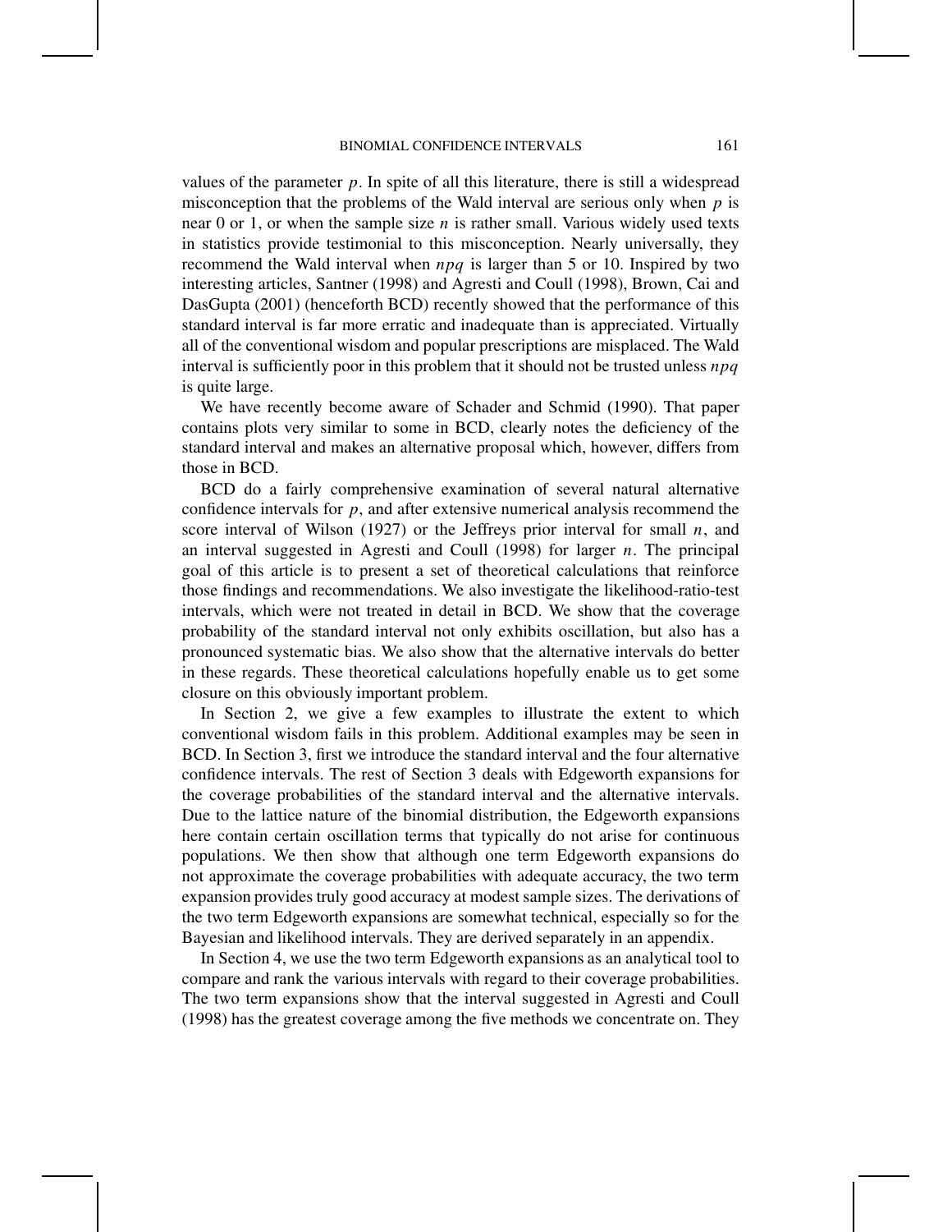values of the parameter $p$. In spite of all this literature, there is still a widespread misconception that the problems of the Wald interval are serious only when $p$ is near 0 or 1, or when the sample size $n$ is rather small. Various widely used texts in statistics provide testimonial to this misconception. Nearly universally, they recommend the Wald interval when $npq$ is larger than 5 or 10. Inspired by two interesting articles, Santner (1998) and Agresti and Coull (1998), Brown, Cai and DasGupta (2001) (henceforth BCD) recently showed that the performance of this standard interval is far more erratic and inadequate than is appreciated. Virtually all of the conventional wisdom and popular prescriptions are misplaced. The Wald interval is sufficiently poor in this problem that it should not be trusted unless $npq$ is quite large.

We have recently become aware of Schader and Schmid (1990). That paper contains plots very similar to some in BCD, clearly notes the deficiency of the standard interval and makes an alternative proposal which, however, differs from those in BCD.

BCD do a fairly comprehensive examination of several natural alternative confidence intervals for $p$, and after extensive numerical analysis recommend the score interval of Wilson (1927) or the Jeffreys prior interval for small $n$, and an interval suggested in Agresti and Coull (1998) for larger $n$. The principal goal of this article is to present a set of theoretical calculations that reinforce those findings and recommendations. We also investigate the likelihood-ratio-test intervals, which were not treated in detail in BCD. We show that the coverage probability of the standard interval not only exhibits oscillation, but also has a pronounced systematic bias. We also show that the alternative intervals do better in these regards. These theoretical calculations hopefully enable us to get some closure on this obviously important problem.

In Section 2, we give a few examples to illustrate the extent to which conventional wisdom fails in this problem. Additional examples may be seen in BCD. In Section 3, first we introduce the standard interval and the four alternative confidence intervals. The rest of Section 3 deals with Edgeworth expansions for the coverage probabilities of the standard interval and the alternative intervals. Due to the lattice nature of the binomial distribution, the Edgeworth expansions here contain certain oscillation terms that typically do not arise for continuous populations. We then show that although one term Edgeworth expansions do not approximate the coverage probabilities with adequate accuracy, the two term expansion provides truly good accuracy at modest sample sizes. The derivations of the two term Edgeworth expansions are somewhat technical, especially so for the Bayesian and likelihood intervals. They are derived separately in an appendix.

In Section 4, we use the two term Edgeworth expansions as an analytical tool to compare and rank the various intervals with regard to their coverage probabilities. The two term expansions show that the interval suggested in Agresti and Coull (1998) has the greatest coverage among the five methods we concentrate on. They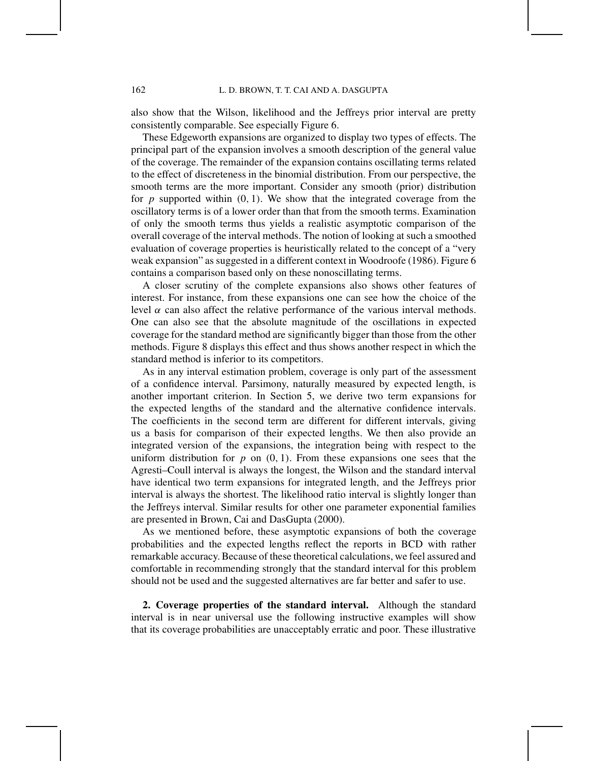also show that the Wilson, likelihood and the Jeffreys prior interval are pretty consistently comparable. See especially Figure 6.

These Edgeworth expansions are organized to display two types of effects. The principal part of the expansion involves a smooth description of the general value of the coverage. The remainder of the expansion contains oscillating terms related to the effect of discreteness in the binomial distribution. From our perspective, the smooth terms are the more important. Consider any smooth (prior) distribution for $p$ supported within $(0, 1)$. We show that the integrated coverage from the oscillatory terms is of a lower order than that from the smooth terms. Examination of only the smooth terms thus yields a realistic asymptotic comparison of the overall coverage of the interval methods. The notion of looking at such a smoothed evaluation of coverage properties is heuristically related to the concept of a "very weak expansion" as suggested in a different context in Woodroofe (1986). Figure 6 contains a comparison based only on these nonoscillating terms.

A closer scrutiny of the complete expansions also shows other features of interest. For instance, from these expansions one can see how the choice of the level $\alpha$ can also affect the relative performance of the various interval methods. One can also see that the absolute magnitude of the oscillations in expected coverage for the standard method are significantly bigger than those from the other methods. Figure 8 displays this effect and thus shows another respect in which the standard method is inferior to its competitors.

As in any interval estimation problem, coverage is only part of the assessment of a confidence interval. Parsimony, naturally measured by expected length, is another important criterion. In Section 5, we derive two term expansions for the expected lengths of the standard and the alternative confidence intervals. The coefficients in the second term are different for different intervals, giving us a basis for comparison of their expected lengths. We then also provide an integrated version of the expansions, the integration being with respect to the uniform distribution for $p$ on $(0, 1)$. From these expansions one sees that the Agresti–Coull interval is always the longest, the Wilson and the standard interval have identical two term expansions for integrated length, and the Jeffreys prior interval is always the shortest. The likelihood ratio interval is slightly longer than the Jeffreys interval. Similar results for other one parameter exponential families are presented in Brown, Cai and DasGupta (2000).

As we mentioned before, these asymptotic expansions of both the coverage probabilities and the expected lengths reflect the reports in BCD with rather remarkable accuracy. Because of these theoretical calculations, we feel assured and comfortable in recommending strongly that the standard interval for this problem should not be used and the suggested alternatives are far better and safer to use.

## 2. Coverage properties of the standard interval.

Although the standard interval is in near universal use the following instructive examples will show that its coverage probabilities are unacceptably erratic and poor. These illustrative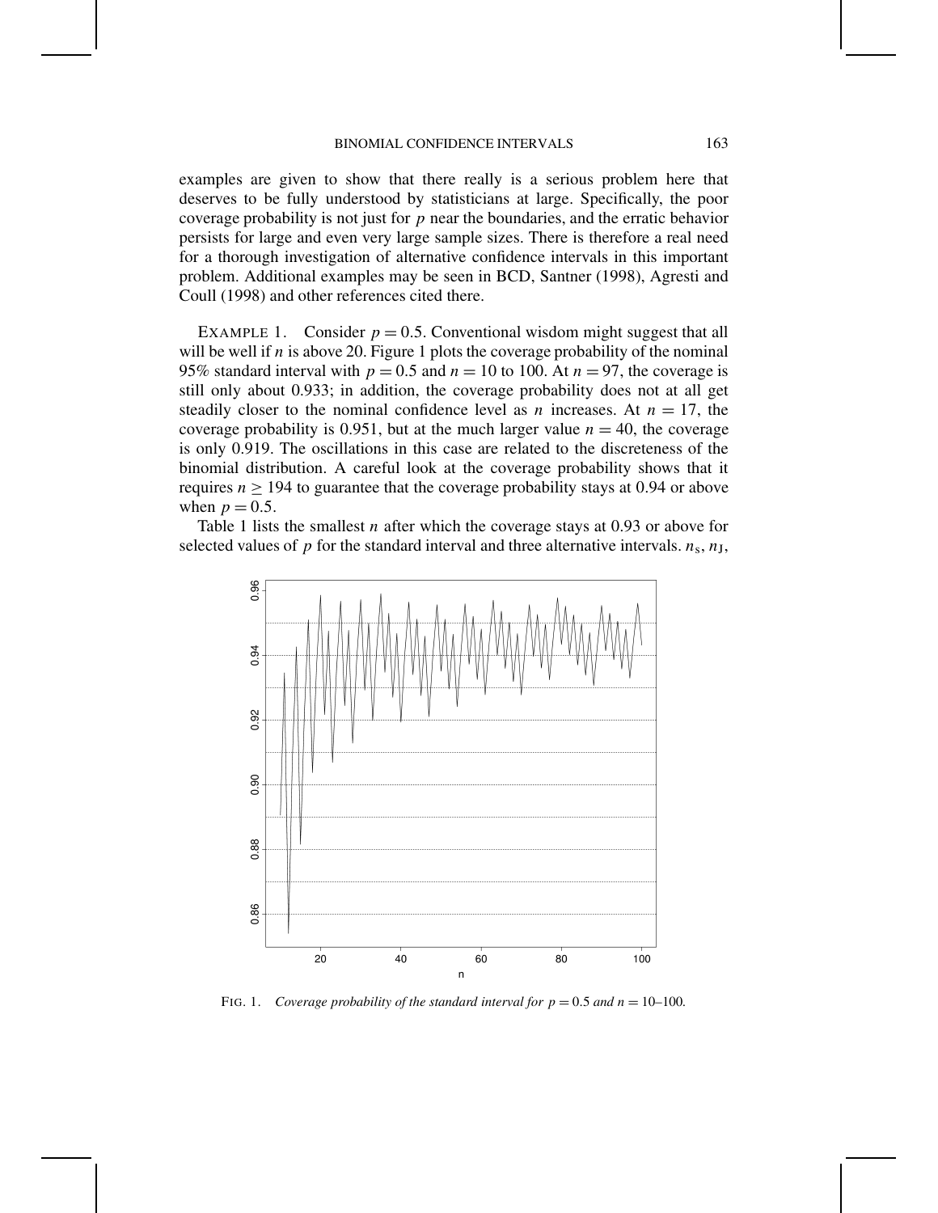examples are given to show that there really is a serious problem here that deserves to be fully understood by statisticians at large. Specifically, the poor coverage probability is not just for $p$ near the boundaries, and the erratic behavior persists for large and even very large sample sizes. There is therefore a real need for a thorough investigation of alternative confidence intervals in this important problem. Additional examples may be seen in BCD, Santner (1998), Agresti and Coull (1998) and other references cited there.

EXAMPLE 1. Consider $p = 0.5$. Conventional wisdom might suggest that all will be well if $n$ is above 20. Figure 1 plots the coverage probability of the nominal 95% standard interval with $p = 0.5$ and $n = 10$ to 100. At $n = 97$, the coverage is still only about 0.933; in addition, the coverage probability does not at all get steadily closer to the nominal confidence level as $n$ increases. At $n = 17$, the coverage probability is 0.951, but at the much larger value $n = 40$, the coverage is only 0.919. The oscillations in this case are related to the discreteness of the binomial distribution. A careful look at the coverage probability shows that it requires $n \geq 194$ to guarantee that the coverage probability stays at 0.94 or above when $p = 0.5$.

Table 1 lists the smallest $n$ after which the coverage stays at 0.93 or above for selected values of $p$ for the standard interval and three alternative intervals. $n_s$, $n_J$,

FIG. 1. *Coverage probability of the standard interval for $p = 0.5$ and $n = 10$–$100$.*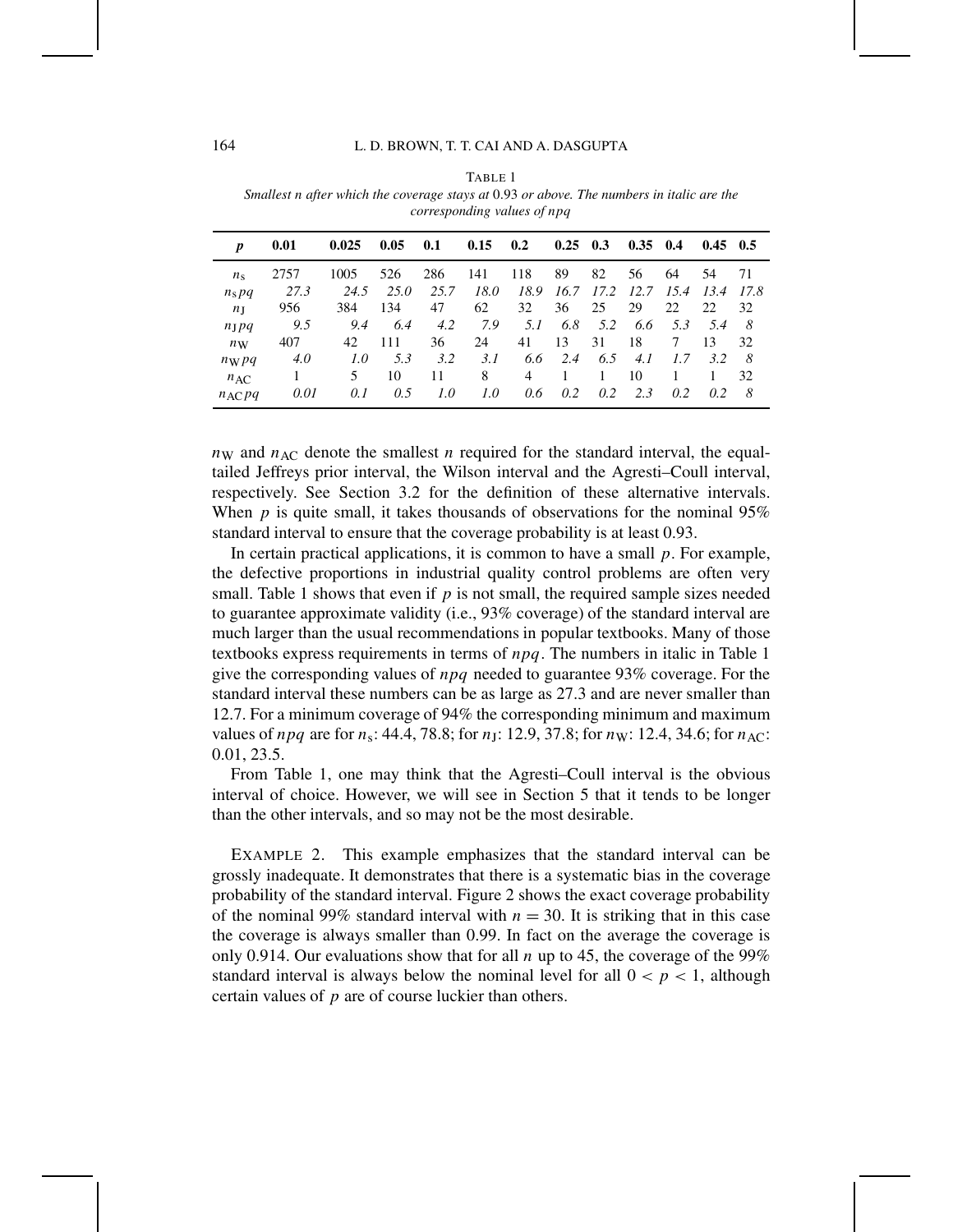TABLE 1
*Smallest n after which the coverage stays at 0.93 or above. The numbers in italic are the corresponding values of npq*

| $p$ | **0.01** | **0.025** | **0.05** | **0.1** | **0.15** | **0.2** | **0.25** | **0.3** | **0.35** | **0.4** | **0.45** | **0.5** |
|---|---|---|---|---|---|---|---|---|---|---|---|---|
| $n_s$ | 2757 | 1005 | 526 | 286 | 141 | 118 | 89 | 82 | 56 | 64 | 54 | 71 |
| $n_s pq$ | *27.3* | *24.5* | *25.0* | *25.7* | *18.0* | *18.9* | *16.7* | *17.2* | *12.7* | *15.4* | *13.4* | *17.8* |
| $n_J$ | 956 | 384 | 134 | 47 | 62 | 32 | 36 | 25 | 29 | 22 | 22 | 32 |
| $n_J pq$ | *9.5* | *9.4* | *6.4* | *4.2* | *7.9* | *5.1* | *6.8* | *5.2* | *6.6* | *5.3* | *5.4* | *8* |
| $n_W$ | 407 | 42 | 111 | 36 | 24 | 41 | 13 | 31 | 18 | 7 | 13 | 32 |
| $n_W pq$ | *4.0* | *1.0* | *5.3* | *3.2* | *3.1* | *6.6* | *2.4* | *6.5* | *4.1* | *1.7* | *3.2* | *8* |
| $n_{AC}$ | 1 | 5 | 10 | 11 | 8 | 4 | 1 | 1 | 10 | 1 | 1 | 32 |
| $n_{AC} pq$ | *0.01* | *0.1* | *0.5* | *1.0* | *1.0* | *0.6* | *0.2* | *0.2* | *2.3* | *0.2* | *0.2* | *8* |

$n_W$ and $n_{AC}$ denote the smallest $n$ required for the standard interval, the equal-tailed Jeffreys prior interval, the Wilson interval and the Agresti–Coull interval, respectively. See Section 3.2 for the definition of these alternative intervals. When $p$ is quite small, it takes thousands of observations for the nominal 95% standard interval to ensure that the coverage probability is at least 0.93.

In certain practical applications, it is common to have a small $p$. For example, the defective proportions in industrial quality control problems are often very small. Table 1 shows that even if $p$ is not small, the required sample sizes needed to guarantee approximate validity (i.e., 93% coverage) of the standard interval are much larger than the usual recommendations in popular textbooks. Many of those textbooks express requirements in terms of $npq$. The numbers in italic in Table 1 give the corresponding values of $npq$ needed to guarantee 93% coverage. For the standard interval these numbers can be as large as 27.3 and are never smaller than 12.7. For a minimum coverage of 94% the corresponding minimum and maximum values of $npq$ are for $n_s$: 44.4, 78.8; for $n_J$: 12.9, 37.8; for $n_W$: 12.4, 34.6; for $n_{AC}$: 0.01, 23.5.

From Table 1, one may think that the Agresti–Coull interval is the obvious interval of choice. However, we will see in Section 5 that it tends to be longer than the other intervals, and so may not be the most desirable.

EXAMPLE 2. This example emphasizes that the standard interval can be grossly inadequate. It demonstrates that there is a systematic bias in the coverage probability of the standard interval. Figure 2 shows the exact coverage probability of the nominal 99% standard interval with $n = 30$. It is striking that in this case the coverage is always smaller than 0.99. In fact on the average the coverage is only 0.914. Our evaluations show that for all $n$ up to 45, the coverage of the 99% standard interval is always below the nominal level for all $0 < p < 1$, although certain values of $p$ are of course luckier than others.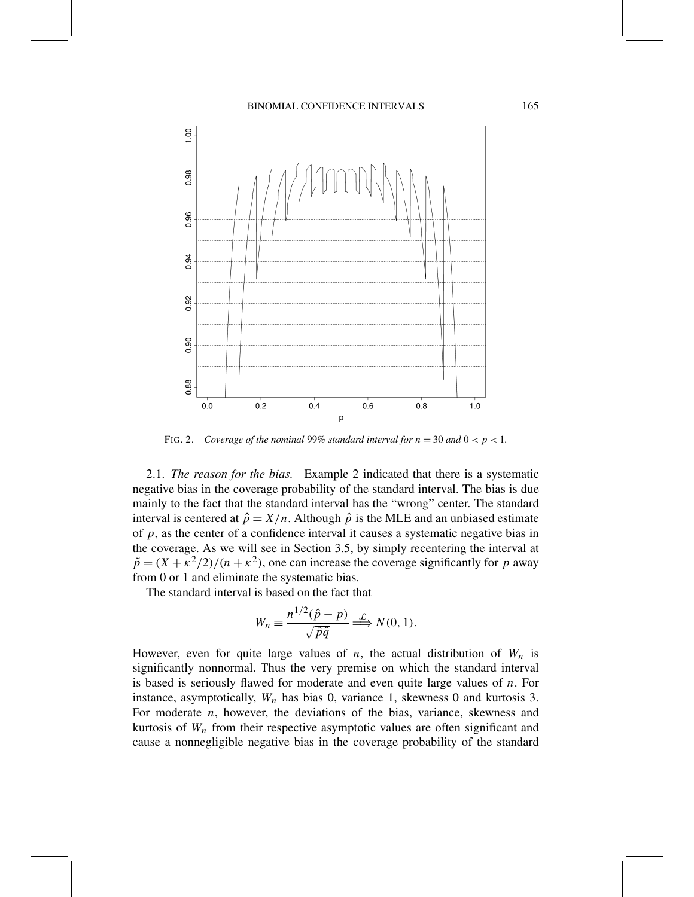FIG. 2. *Coverage of the nominal 99% standard interval for $n = 30$ and $0 < p < 1$.*

2.1. *The reason for the bias.* Example 2 indicated that there is a systematic negative bias in the coverage probability of the standard interval. The bias is due mainly to the fact that the standard interval has the "wrong" center. The standard interval is centered at $\hat{p} = X/n$. Although $\hat{p}$ is the MLE and an unbiased estimate of $p$, as the center of a confidence interval it causes a systematic negative bias in the coverage. As we will see in Section 3.5, by simply recentering the interval at $\tilde{p} = (X + \kappa^2/2)/(n + \kappa^2)$, one can increase the coverage significantly for $p$ away from 0 or 1 and eliminate the systematic bias.

The standard interval is based on the fact that

$$W_n \equiv \frac{n^{1/2}(\hat{p} - p)}{\sqrt{\hat{p}\hat{q}}} \xrightarrow{\mathcal{L}} N(0, 1).$$

However, even for quite large values of $n$, the actual distribution of $W_n$ is significantly nonnormal. Thus the very premise on which the standard interval is based is seriously flawed for moderate and even quite large values of $n$. For instance, asymptotically, $W_n$ has bias 0, variance 1, skewness 0 and kurtosis 3. For moderate $n$, however, the deviations of the bias, variance, skewness and kurtosis of $W_n$ from their respective asymptotic values are often significant and cause a nonnegligible negative bias in the coverage probability of the standard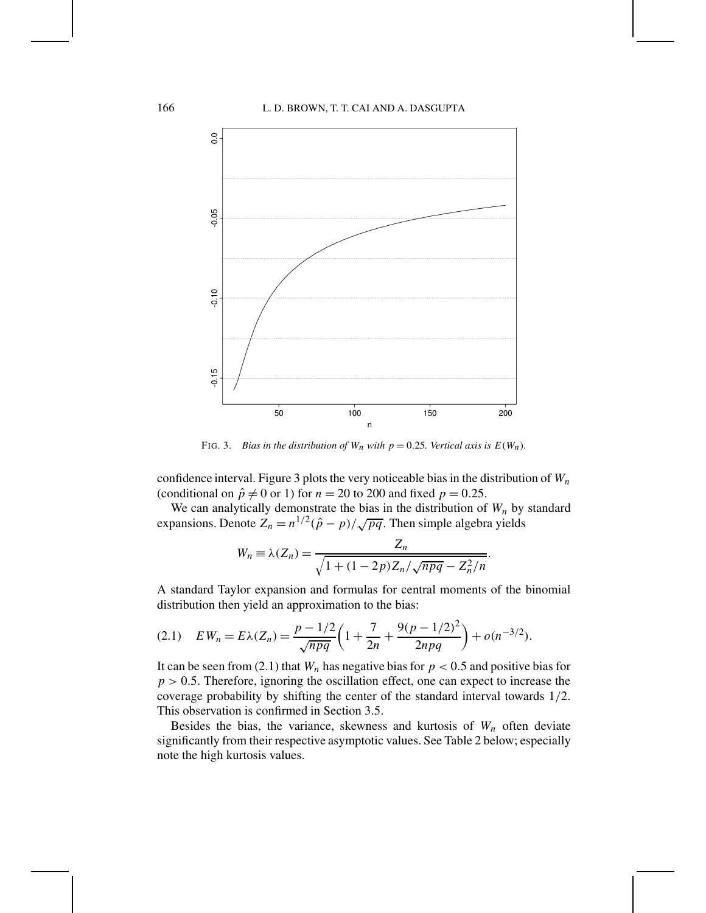FIG. 3. *Bias in the distribution of $W_n$ with $p = 0.25$. Vertical axis is $E(W_n)$.*

confidence interval. Figure 3 plots the very noticeable bias in the distribution of $W_n$ (conditional on $\hat{p} \neq 0$ or 1) for $n = 20$ to 200 and fixed $p = 0.25$.

We can analytically demonstrate the bias in the distribution of $W_n$ by standard expansions. Denote $Z_n = n^{1/2}(\hat{p} - p)/\sqrt{pq}$. Then simple algebra yields

$$W_n \equiv \lambda(Z_n) = \frac{Z_n}{\sqrt{1 + (1 - 2p)Z_n/\sqrt{npq} - Z_n^2/n}}.$$

A standard Taylor expansion and formulas for central moments of the binomial distribution then yield an approximation to the bias:

$$EW_n = E\lambda(Z_n) = \frac{p - 1/2}{\sqrt{npq}}\left(1 + \frac{7}{2n} + \frac{9(p - 1/2)^2}{2npq}\right) + o(n^{-3/2}). \tag{2.1}$$

It can be seen from (2.1) that $W_n$ has negative bias for $p < 0.5$ and positive bias for $p > 0.5$. Therefore, ignoring the oscillation effect, one can expect to increase the coverage probability by shifting the center of the standard interval towards 1/2. This observation is confirmed in Section 3.5.

Besides the bias, the variance, skewness and kurtosis of $W_n$ often deviate significantly from their respective asymptotic values. See Table 2 below; especially note the high kurtosis values.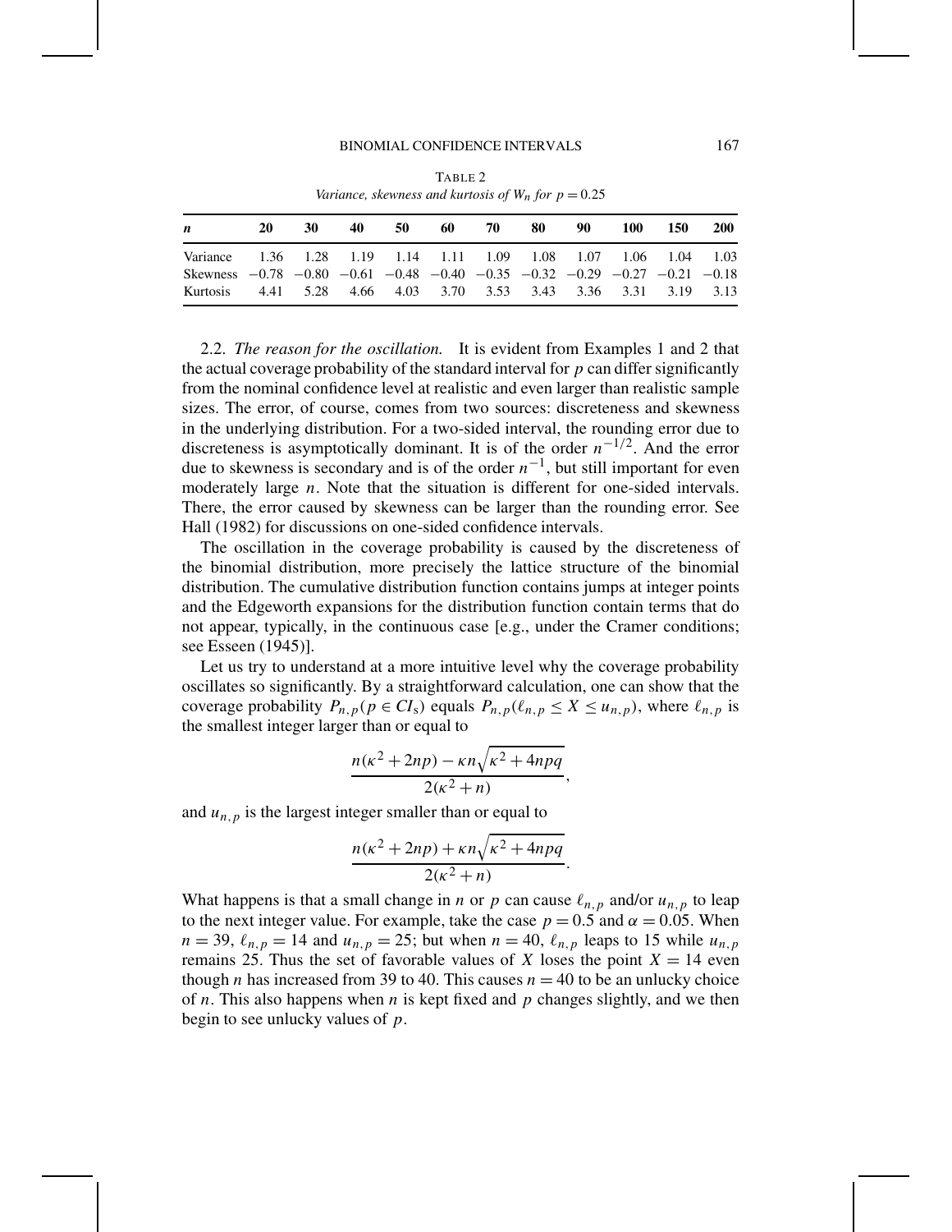TABLE 2
*Variance, skewness and kurtosis of $W_n$ for $p = 0.25$*

| $n$ | 20 | 30 | 40 | 50 | 60 | 70 | 80 | 90 | 100 | 150 | 200 |
|---|---|---|---|---|---|---|---|---|---|---|---|
| Variance | 1.36 | 1.28 | 1.19 | 1.14 | 1.11 | 1.09 | 1.08 | 1.07 | 1.06 | 1.04 | 1.03 |
| Skewness | −0.78 | −0.80 | −0.61 | −0.48 | −0.40 | −0.35 | −0.32 | −0.29 | −0.27 | −0.21 | −0.18 |
| Kurtosis | 4.41 | 5.28 | 4.66 | 4.03 | 3.70 | 3.53 | 3.43 | 3.36 | 3.31 | 3.19 | 3.13 |

2.2. *The reason for the oscillation.* It is evident from Examples 1 and 2 that the actual coverage probability of the standard interval for $p$ can differ significantly from the nominal confidence level at realistic and even larger than realistic sample sizes. The error, of course, comes from two sources: discreteness and skewness in the underlying distribution. For a two-sided interval, the rounding error due to discreteness is asymptotically dominant. It is of the order $n^{-1/2}$. And the error due to skewness is secondary and is of the order $n^{-1}$, but still important for even moderately large $n$. Note that the situation is different for one-sided intervals. There, the error caused by skewness can be larger than the rounding error. See Hall (1982) for discussions on one-sided confidence intervals.

The oscillation in the coverage probability is caused by the discreteness of the binomial distribution, more precisely the lattice structure of the binomial distribution. The cumulative distribution function contains jumps at integer points and the Edgeworth expansions for the distribution function contain terms that do not appear, typically, in the continuous case [e.g., under the Cramer conditions; see Esseen (1945)].

Let us try to understand at a more intuitive level why the coverage probability oscillates so significantly. By a straightforward calculation, one can show that the coverage probability $P_{n,p}(p \in CI_s)$ equals $P_{n,p}(\ell_{n,p} \le X \le u_{n,p})$, where $\ell_{n,p}$ is the smallest integer larger than or equal to

$$\frac{n(\kappa^2 + 2np) - \kappa n\sqrt{\kappa^2 + 4npq}}{2(\kappa^2 + n)},$$

and $u_{n,p}$ is the largest integer smaller than or equal to

$$\frac{n(\kappa^2 + 2np) + \kappa n\sqrt{\kappa^2 + 4npq}}{2(\kappa^2 + n)}.$$

What happens is that a small change in $n$ or $p$ can cause $\ell_{n,p}$ and/or $u_{n,p}$ to leap to the next integer value. For example, take the case $p = 0.5$ and $\alpha = 0.05$. When $n = 39$, $\ell_{n,p} = 14$ and $u_{n,p} = 25$; but when $n = 40$, $\ell_{n,p}$ leaps to 15 while $u_{n,p}$ remains 25. Thus the set of favorable values of $X$ loses the point $X = 14$ even though $n$ has increased from 39 to 40. This causes $n = 40$ to be an unlucky choice of $n$. This also happens when $n$ is kept fixed and $p$ changes slightly, and we then begin to see unlucky values of $p$.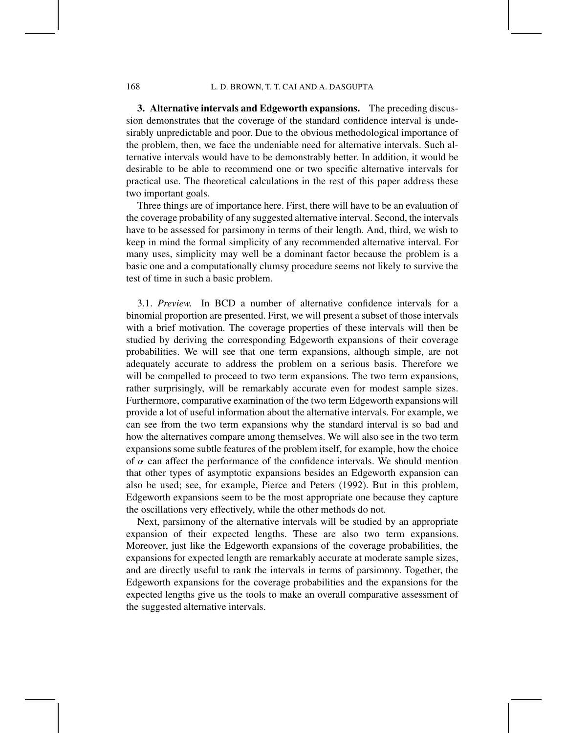## 3. Alternative intervals and Edgeworth expansions.

The preceding discussion demonstrates that the coverage of the standard confidence interval is undesirably unpredictable and poor. Due to the obvious methodological importance of the problem, then, we face the undeniable need for alternative intervals. Such alternative intervals would have to be demonstrably better. In addition, it would be desirable to be able to recommend one or two specific alternative intervals for practical use. The theoretical calculations in the rest of this paper address these two important goals.

Three things are of importance here. First, there will have to be an evaluation of the coverage probability of any suggested alternative interval. Second, the intervals have to be assessed for parsimony in terms of their length. And, third, we wish to keep in mind the formal simplicity of any recommended alternative interval. For many uses, simplicity may well be a dominant factor because the problem is a basic one and a computationally clumsy procedure seems not likely to survive the test of time in such a basic problem.

### 3.1. *Preview.*

In BCD a number of alternative confidence intervals for a binomial proportion are presented. First, we will present a subset of those intervals with a brief motivation. The coverage properties of these intervals will then be studied by deriving the corresponding Edgeworth expansions of their coverage probabilities. We will see that one term expansions, although simple, are not adequately accurate to address the problem on a serious basis. Therefore we will be compelled to proceed to two term expansions. The two term expansions, rather surprisingly, will be remarkably accurate even for modest sample sizes. Furthermore, comparative examination of the two term Edgeworth expansions will provide a lot of useful information about the alternative intervals. For example, we can see from the two term expansions why the standard interval is so bad and how the alternatives compare among themselves. We will also see in the two term expansions some subtle features of the problem itself, for example, how the choice of $\alpha$ can affect the performance of the confidence intervals. We should mention that other types of asymptotic expansions besides an Edgeworth expansion can also be used; see, for example, Pierce and Peters (1992). But in this problem, Edgeworth expansions seem to be the most appropriate one because they capture the oscillations very effectively, while the other methods do not.

Next, parsimony of the alternative intervals will be studied by an appropriate expansion of their expected lengths. These are also two term expansions. Moreover, just like the Edgeworth expansions of the coverage probabilities, the expansions for expected length are remarkably accurate at moderate sample sizes, and are directly useful to rank the intervals in terms of parsimony. Together, the Edgeworth expansions for the coverage probabilities and the expansions for the expected lengths give us the tools to make an overall comparative assessment of the suggested alternative intervals.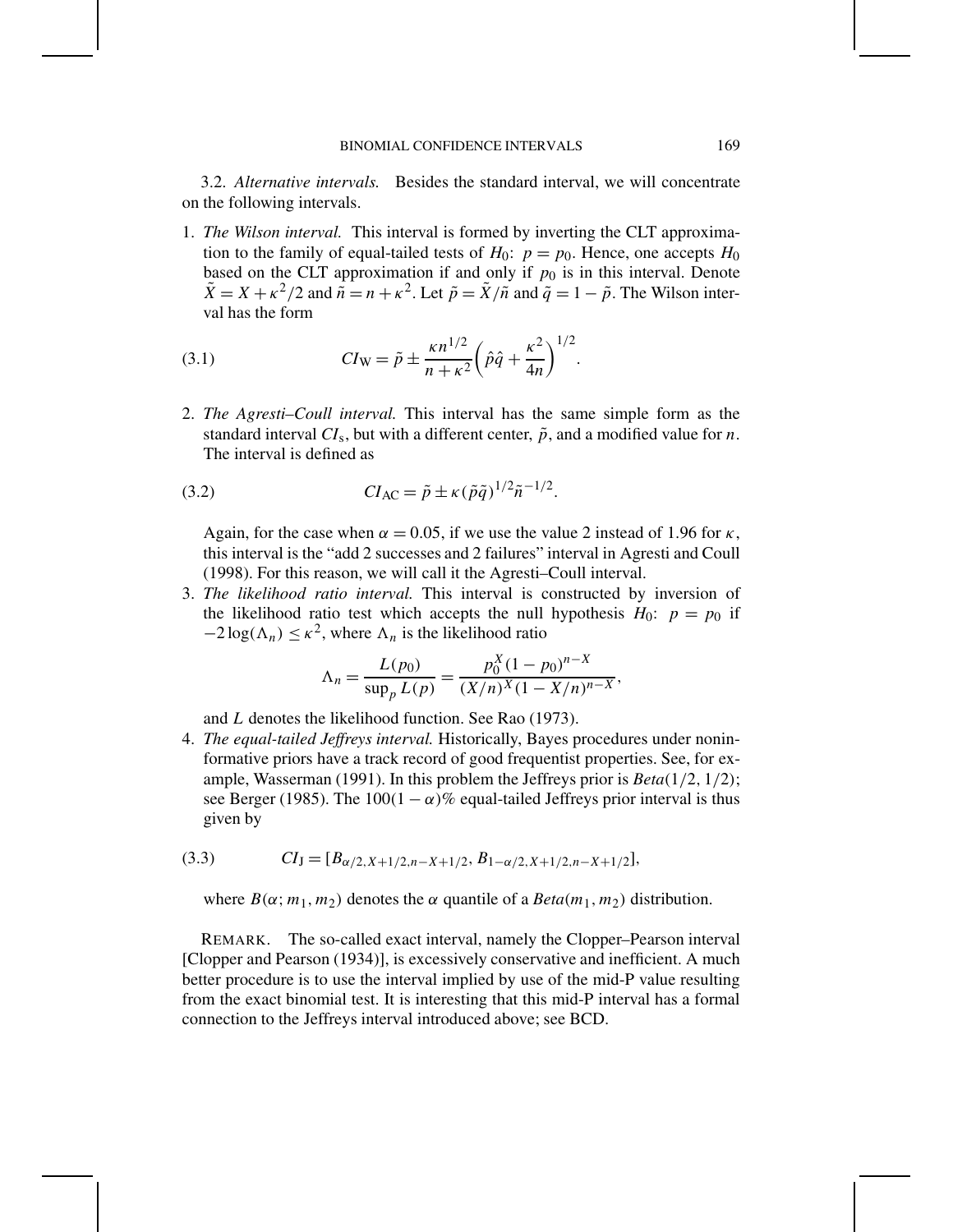3.2. *Alternative intervals.* Besides the standard interval, we will concentrate on the following intervals.

1. *The Wilson interval.* This interval is formed by inverting the CLT approximation to the family of equal-tailed tests of $H_0$: $p = p_0$. Hence, one accepts $H_0$ based on the CLT approximation if and only if $p_0$ is in this interval. Denote $\tilde{X} = X + \kappa^2/2$ and $\tilde{n} = n + \kappa^2$. Let $\tilde{p} = \tilde{X}/\tilde{n}$ and $\tilde{q} = 1 - \tilde{p}$. The Wilson interval has the form

$$CI_{\mathrm{W}} = \tilde{p} \pm \frac{\kappa n^{1/2}}{n + \kappa^2}\left(\hat{p}\hat{q} + \frac{\kappa^2}{4n}\right)^{1/2}. \tag{3.1}$$

2. *The Agresti–Coull interval.* This interval has the same simple form as the standard interval $CI_{\mathrm{s}}$, but with a different center, $\tilde{p}$, and a modified value for $n$. The interval is defined as

$$CI_{\mathrm{AC}} = \tilde{p} \pm \kappa(\tilde{p}\tilde{q})^{1/2}\tilde{n}^{-1/2}. \tag{3.2}$$

   Again, for the case when $\alpha = 0.05$, if we use the value 2 instead of 1.96 for $\kappa$, this interval is the "add 2 successes and 2 failures" interval in Agresti and Coull (1998). For this reason, we will call it the Agresti–Coull interval.

3. *The likelihood ratio interval.* This interval is constructed by inversion of the likelihood ratio test which accepts the null hypothesis $H_0$: $p = p_0$ if $-2\log(\Lambda_n) \le \kappa^2$, where $\Lambda_n$ is the likelihood ratio

$$\Lambda_n = \frac{L(p_0)}{\sup_p L(p)} = \frac{p_0^X(1-p_0)^{n-X}}{(X/n)^X(1-X/n)^{n-X}},$$

   and $L$ denotes the likelihood function. See Rao (1973).

4. *The equal-tailed Jeffreys interval.* Historically, Bayes procedures under noninformative priors have a track record of good frequentist properties. See, for example, Wasserman (1991). In this problem the Jeffreys prior is $Beta(1/2, 1/2)$; see Berger (1985). The $100(1-\alpha)\%$ equal-tailed Jeffreys prior interval is thus given by

$$CI_{\mathrm{J}} = [B_{\alpha/2, X+1/2, n-X+1/2}, B_{1-\alpha/2, X+1/2, n-X+1/2}], \tag{3.3}$$

   where $B(\alpha; m_1, m_2)$ denotes the $\alpha$ quantile of a $Beta(m_1, m_2)$ distribution.

REMARK. The so-called exact interval, namely the Clopper–Pearson interval [Clopper and Pearson (1934)], is excessively conservative and inefficient. A much better procedure is to use the interval implied by use of the mid-P value resulting from the exact binomial test. It is interesting that this mid-P interval has a formal connection to the Jeffreys interval introduced above; see BCD.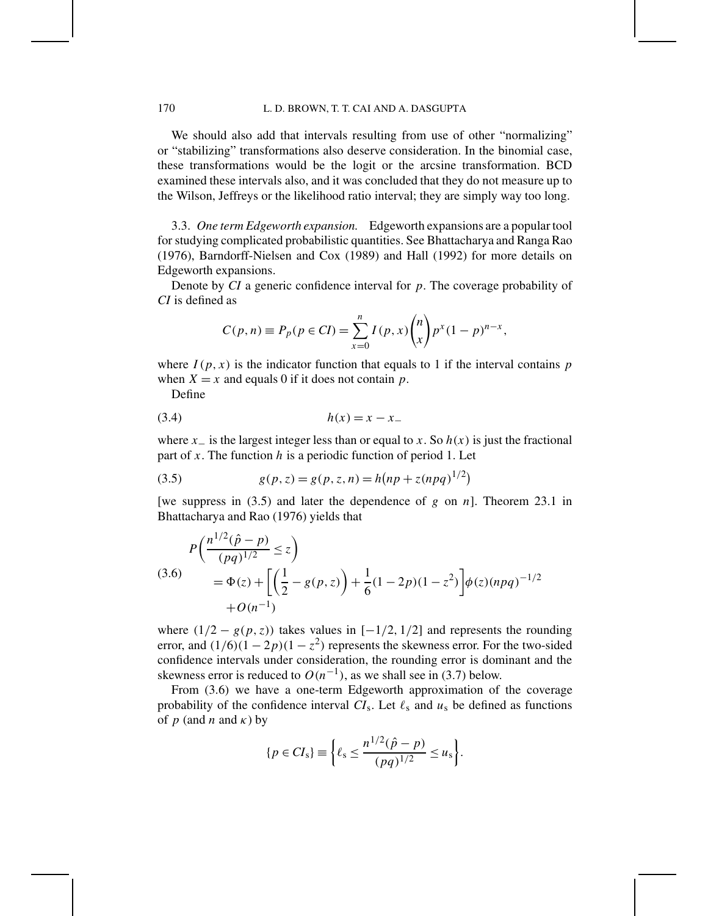We should also add that intervals resulting from use of other "normalizing" or "stabilizing" transformations also deserve consideration. In the binomial case, these transformations would be the logit or the arcsine transformation. BCD examined these intervals also, and it was concluded that they do not measure up to the Wilson, Jeffreys or the likelihood ratio interval; they are simply way too long.

3.3. *One term Edgeworth expansion.* Edgeworth expansions are a popular tool for studying complicated probabilistic quantities. See Bhattacharya and Ranga Rao (1976), Barndorff-Nielsen and Cox (1989) and Hall (1992) for more details on Edgeworth expansions.

Denote by *CI* a generic confidence interval for $p$. The coverage probability of *CI* is defined as

$$C(p,n) \equiv P_p(p \in CI) = \sum_{x=0}^{n} I(p,x)\binom{n}{x} p^x (1-p)^{n-x},$$

where $I(p,x)$ is the indicator function that equals to 1 if the interval contains $p$ when $X = x$ and equals 0 if it does not contain $p$.

Define

$$h(x) = x - x_- \tag{3.4}$$

where $x_-$ is the largest integer less than or equal to $x$. So $h(x)$ is just the fractional part of $x$. The function $h$ is a periodic function of period 1. Let

$$g(p,z) = g(p,z,n) = h\big(np + z(npq)^{1/2}\big) \tag{3.5}$$

[we suppress in (3.5) and later the dependence of $g$ on $n$]. Theorem 23.1 in Bhattacharya and Rao (1976) yields that

$$\begin{aligned} &P\left(\frac{n^{1/2}(\hat{p}-p)}{(pq)^{1/2}} \le z\right) \\ &\quad = \Phi(z) + \left[\left(\frac{1}{2} - g(p,z)\right) + \frac{1}{6}(1-2p)(1-z^2)\right]\phi(z)(npq)^{-1/2} \\ &\quad\quad + O(n^{-1}) \end{aligned} \tag{3.6}$$

where $(1/2 - g(p,z))$ takes values in $[-1/2, 1/2]$ and represents the rounding error, and $(1/6)(1-2p)(1-z^2)$ represents the skewness error. For the two-sided confidence intervals under consideration, the rounding error is dominant and the skewness error is reduced to $O(n^{-1})$, as we shall see in (3.7) below.

From (3.6) we have a one-term Edgeworth approximation of the coverage probability of the confidence interval $CI_{\mathrm{s}}$. Let $\ell_{\mathrm{s}}$ and $u_{\mathrm{s}}$ be defined as functions of $p$ (and $n$ and $\kappa$) by

$$\{p \in CI_{\mathrm{s}}\} \equiv \left\{\ell_{\mathrm{s}} \le \frac{n^{1/2}(\hat{p}-p)}{(pq)^{1/2}} \le u_{\mathrm{s}}\right\}.$$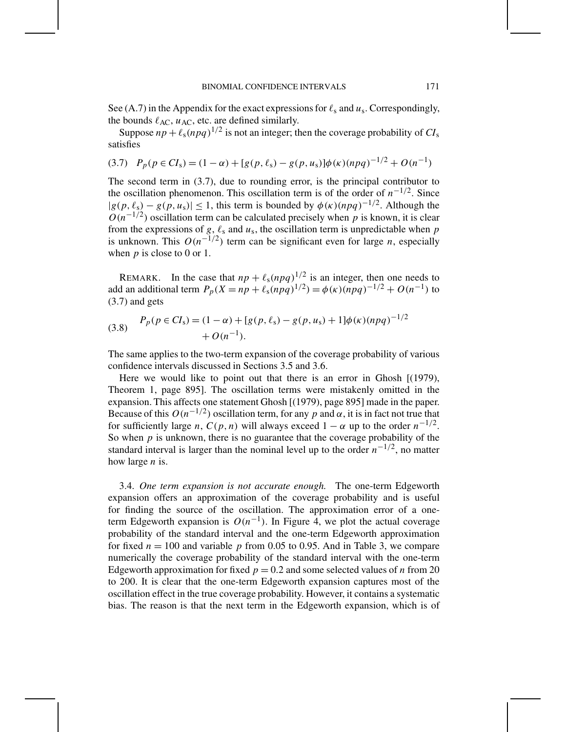See (A.7) in the Appendix for the exact expressions for $\ell_s$ and $u_s$. Correspondingly, the bounds $\ell_{AC}$, $u_{AC}$, etc. are defined similarly.

Suppose $np + \ell_s(npq)^{1/2}$ is not an integer; then the coverage probability of $CI_s$ satisfies

$$(3.7) \quad P_p(p \in CI_s) = (1-\alpha) + [g(p,\ell_s) - g(p,u_s)]\phi(\kappa)(npq)^{-1/2} + O(n^{-1})$$

The second term in (3.7), due to rounding error, is the principal contributor to the oscillation phenomenon. This oscillation term is of the order of $n^{-1/2}$. Since $|g(p,\ell_s) - g(p,u_s)| \le 1$, this term is bounded by $\phi(\kappa)(npq)^{-1/2}$. Although the $O(n^{-1/2})$ oscillation term can be calculated precisely when $p$ is known, it is clear from the expressions of $g$, $\ell_s$ and $u_s$, the oscillation term is unpredictable when $p$ is unknown. This $O(n^{-1/2})$ term can be significant even for large $n$, especially when $p$ is close to 0 or 1.

REMARK. In the case that $np + \ell_s(npq)^{1/2}$ is an integer, then one needs to add an additional term $P_p(X = np + \ell_s(npq)^{1/2}) = \phi(\kappa)(npq)^{-1/2} + O(n^{-1})$ to (3.7) and gets

$$(3.8) \quad \begin{aligned} P_p(p \in CI_s) = (1-\alpha) + [g(p,\ell_s) - g(p,u_s) + 1]\phi(\kappa)(npq)^{-1/2} \\ + O(n^{-1}). \end{aligned}$$

The same applies to the two-term expansion of the coverage probability of various confidence intervals discussed in Sections 3.5 and 3.6.

Here we would like to point out that there is an error in Ghosh [(1979), Theorem 1, page 895]. The oscillation terms were mistakenly omitted in the expansion. This affects one statement Ghosh [(1979), page 895] made in the paper. Because of this $O(n^{-1/2})$ oscillation term, for any $p$ and $\alpha$, it is in fact not true that for sufficiently large $n$, $C(p,n)$ will always exceed $1-\alpha$ up to the order $n^{-1/2}$. So when $p$ is unknown, there is no guarantee that the coverage probability of the standard interval is larger than the nominal level up to the order $n^{-1/2}$, no matter how large $n$ is.

3.4. *One term expansion is not accurate enough.* The one-term Edgeworth expansion offers an approximation of the coverage probability and is useful for finding the source of the oscillation. The approximation error of a one-term Edgeworth expansion is $O(n^{-1})$. In Figure 4, we plot the actual coverage probability of the standard interval and the one-term Edgeworth approximation for fixed $n = 100$ and variable $p$ from 0.05 to 0.95. And in Table 3, we compare numerically the coverage probability of the standard interval with the one-term Edgeworth approximation for fixed $p = 0.2$ and some selected values of $n$ from 20 to 200. It is clear that the one-term Edgeworth expansion captures most of the oscillation effect in the true coverage probability. However, it contains a systematic bias. The reason is that the next term in the Edgeworth expansion, which is of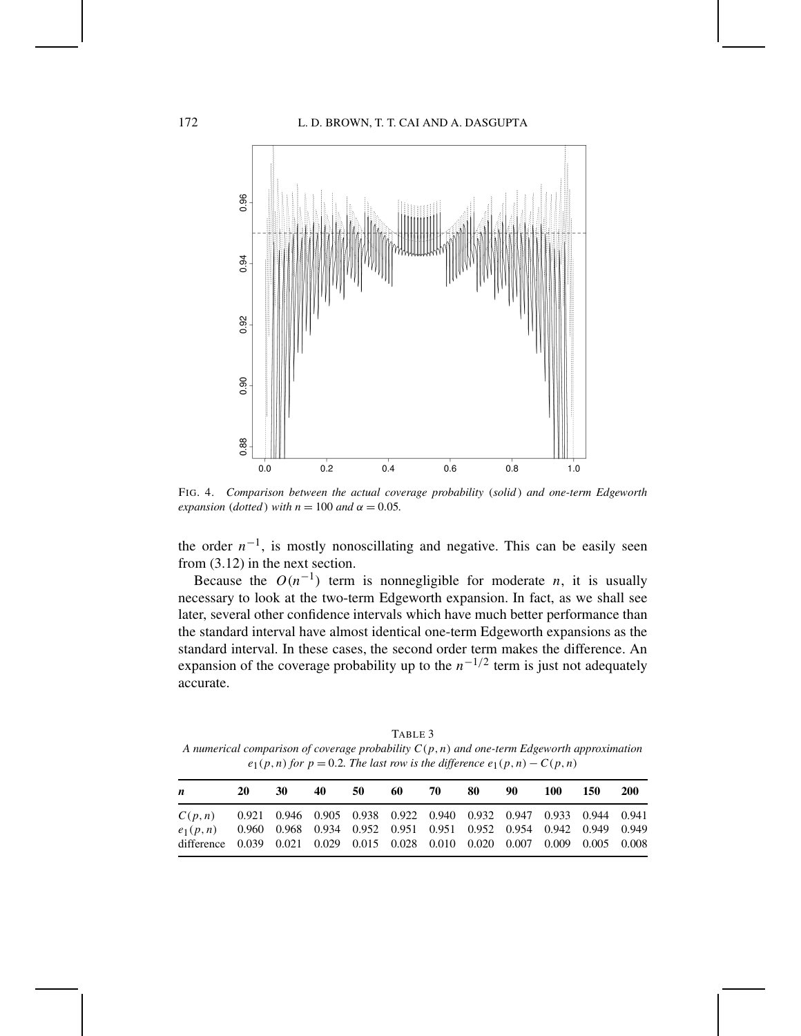FIG. 4. *Comparison between the actual coverage probability (solid) and one-term Edgeworth expansion (dotted) with $n = 100$ and $\alpha = 0.05$.*

the order $n^{-1}$, is mostly nonoscillating and negative. This can be easily seen from (3.12) in the next section.

Because the $O(n^{-1})$ term is nonnegligible for moderate $n$, it is usually necessary to look at the two-term Edgeworth expansion. In fact, as we shall see later, several other confidence intervals which have much better performance than the standard interval have almost identical one-term Edgeworth expansions as the standard interval. In these cases, the second order term makes the difference. An expansion of the coverage probability up to the $n^{-1/2}$ term is just not adequately accurate.

TABLE 3
*A numerical comparison of coverage probability $C(p, n)$ and one-term Edgeworth approximation $e_1(p, n)$ for $p = 0.2$. The last row is the difference $e_1(p, n) - C(p, n)$*

| $n$ | 20 | 30 | 40 | 50 | 60 | 70 | 80 | 90 | 100 | 150 | 200 |
|---|---|---|---|---|---|---|---|---|---|---|---|
| $C(p, n)$ | 0.921 | 0.946 | 0.905 | 0.938 | 0.922 | 0.940 | 0.932 | 0.947 | 0.933 | 0.944 | 0.941 |
| $e_1(p, n)$ | 0.960 | 0.968 | 0.934 | 0.952 | 0.951 | 0.951 | 0.952 | 0.954 | 0.942 | 0.949 | 0.949 |
| difference | 0.039 | 0.021 | 0.029 | 0.015 | 0.028 | 0.010 | 0.020 | 0.007 | 0.009 | 0.005 | 0.008 |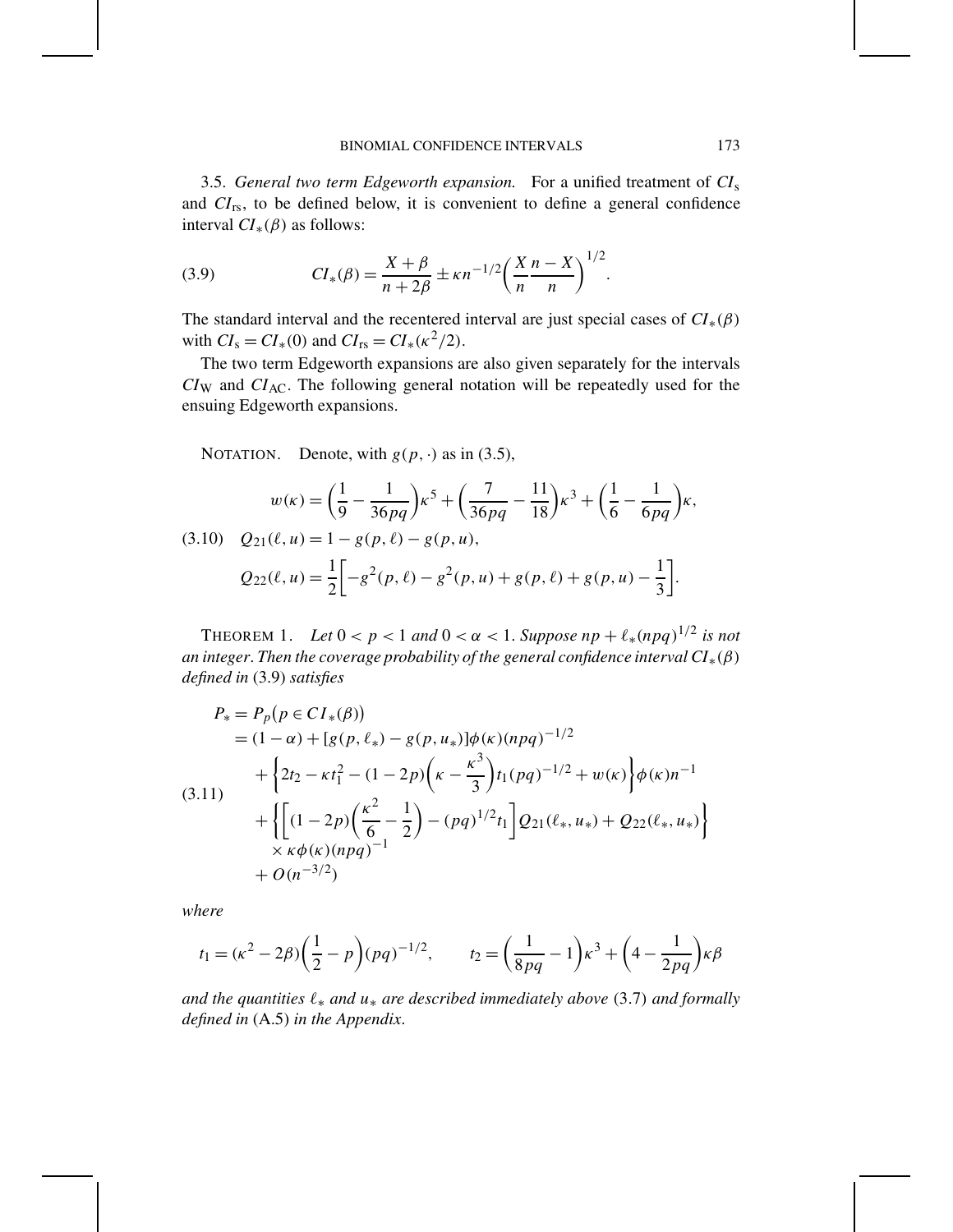3.5. *General two term Edgeworth expansion.* For a unified treatment of $CI_{\mathrm{s}}$ and $CI_{\mathrm{rs}}$, to be defined below, it is convenient to define a general confidence interval $CI_*(\beta)$ as follows:

$$CI_*(\beta) = \frac{X+\beta}{n+2\beta} \pm \kappa n^{-1/2}\left(\frac{X}{n}\frac{n-X}{n}\right)^{1/2}. \tag{3.9}$$

The standard interval and the recentered interval are just special cases of $CI_*(\beta)$ with $CI_{\mathrm{s}} = CI_*(0)$ and $CI_{\mathrm{rs}} = CI_*(\kappa^2/2)$.

The two term Edgeworth expansions are also given separately for the intervals $CI_{\mathrm{W}}$ and $CI_{\mathrm{AC}}$. The following general notation will be repeatedly used for the ensuing Edgeworth expansions.

NOTATION. Denote, with $g(p,\cdot)$ as in (3.5),

$$\begin{aligned}
w(\kappa) &= \left(\frac{1}{9} - \frac{1}{36pq}\right)\kappa^5 + \left(\frac{7}{36pq} - \frac{11}{18}\right)\kappa^3 + \left(\frac{1}{6} - \frac{1}{6pq}\right)\kappa, \\
Q_{21}(\ell,u) &= 1 - g(p,\ell) - g(p,u), \\
Q_{22}(\ell,u) &= \frac{1}{2}\left[-g^2(p,\ell) - g^2(p,u) + g(p,\ell) + g(p,u) - \frac{1}{3}\right].
\end{aligned} \tag{3.10}$$

THEOREM 1. *Let $0 < p < 1$ and $0 < \alpha < 1$. Suppose $np + \ell_*(npq)^{1/2}$ is not an integer. Then the coverage probability of the general confidence interval $CI_*(\beta)$ defined in* (3.9) *satisfies*

$$\begin{aligned}
P_* &= P_p\big(p \in CI_*(\beta)\big) \\
&= (1-\alpha) + [g(p,\ell_*) - g(p,u_*)]\phi(\kappa)(npq)^{-1/2} \\
&\quad + \left\{2t_2 - \kappa t_1^2 - (1-2p)\left(\kappa - \frac{\kappa^3}{3}\right)t_1(pq)^{-1/2} + w(\kappa)\right\}\phi(\kappa)n^{-1} \\
&\quad + \left\{\left[(1-2p)\left(\frac{\kappa^2}{6} - \frac{1}{2}\right) - (pq)^{1/2}t_1\right]Q_{21}(\ell_*,u_*) + Q_{22}(\ell_*,u_*)\right\} \\
&\quad \times \kappa\phi(\kappa)(npq)^{-1} \\
&\quad + O(n^{-3/2})
\end{aligned} \tag{3.11}$$

*where*

$$t_1 = (\kappa^2 - 2\beta)\left(\frac{1}{2} - p\right)(pq)^{-1/2}, \qquad t_2 = \left(\frac{1}{8pq} - 1\right)\kappa^3 + \left(4 - \frac{1}{2pq}\right)\kappa\beta$$

*and the quantities $\ell_*$ and $u_*$ are described immediately above* (3.7) *and formally defined in* (A.5) *in the Appendix.*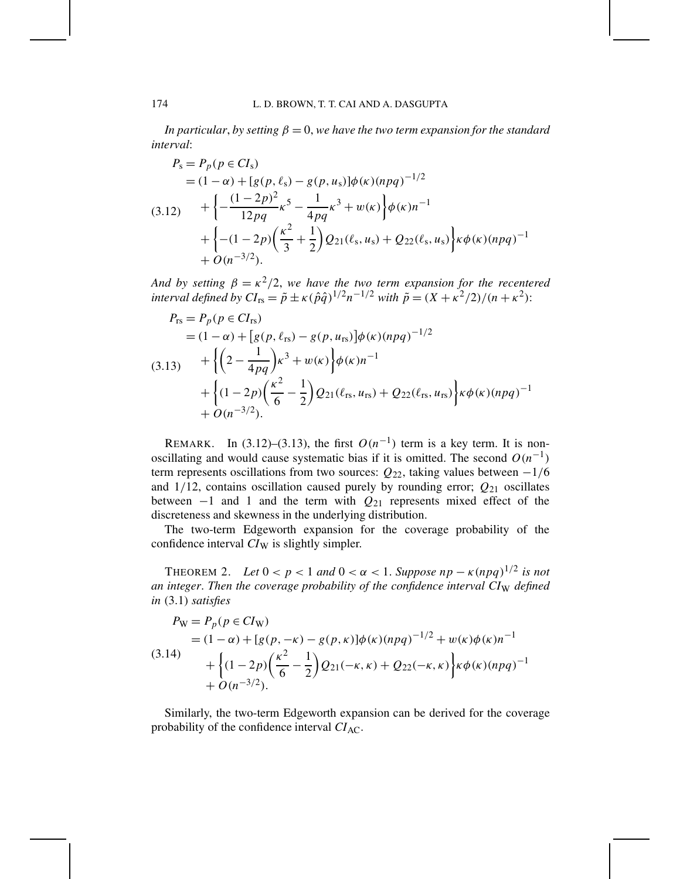*In particular, by setting $\beta = 0$, we have the two term expansion for the standard interval*:

$$
\begin{aligned}
P_{\mathrm{s}} &= P_p(p \in CI_{\mathrm{s}}) \\
&= (1-\alpha) + [g(p, \ell_{\mathrm{s}}) - g(p, u_{\mathrm{s}})]\phi(\kappa)(npq)^{-1/2} \\
&\quad + \left\{ -\frac{(1-2p)^2}{12pq}\kappa^5 - \frac{1}{4pq}\kappa^3 + w(\kappa) \right\}\phi(\kappa)n^{-1} \\
&\quad + \left\{ -(1-2p)\left(\frac{\kappa^2}{3} + \frac{1}{2}\right) Q_{21}(\ell_{\mathrm{s}}, u_{\mathrm{s}}) + Q_{22}(\ell_{\mathrm{s}}, u_{\mathrm{s}}) \right\}\kappa\phi(\kappa)(npq)^{-1} \\
&\quad + O(n^{-3/2}).
\end{aligned} \tag{3.12}
$$

*And by setting $\beta = \kappa^2/2$, we have the two term expansion for the recentered interval defined by $CI_{\mathrm{rs}} = \tilde{p} \pm \kappa(\hat{p}\hat{q})^{1/2} n^{-1/2}$ with $\tilde{p} = (X + \kappa^2/2)/(n + \kappa^2)$*:

$$
\begin{aligned}
P_{\mathrm{rs}} &= P_p(p \in CI_{\mathrm{rs}}) \\
&= (1-\alpha) + [g(p, \ell_{\mathrm{rs}}) - g(p, u_{\mathrm{rs}})]\phi(\kappa)(npq)^{-1/2} \\
&\quad + \left\{ \left(2 - \frac{1}{4pq}\right)\kappa^3 + w(\kappa) \right\}\phi(\kappa)n^{-1} \\
&\quad + \left\{ (1-2p)\left(\frac{\kappa^2}{6} - \frac{1}{2}\right) Q_{21}(\ell_{\mathrm{rs}}, u_{\mathrm{rs}}) + Q_{22}(\ell_{\mathrm{rs}}, u_{\mathrm{rs}}) \right\}\kappa\phi(\kappa)(npq)^{-1} \\
&\quad + O(n^{-3/2}).
\end{aligned} \tag{3.13}
$$

REMARK. In (3.12)–(3.13), the first $O(n^{-1})$ term is a key term. It is non-oscillating and would cause systematic bias if it is omitted. The second $O(n^{-1})$ term represents oscillations from two sources: $Q_{22}$, taking values between $-1/6$ and $1/12$, contains oscillation caused purely by rounding error; $Q_{21}$ oscillates between $-1$ and 1 and the term with $Q_{21}$ represents mixed effect of the discreteness and skewness in the underlying distribution.

The two-term Edgeworth expansion for the coverage probability of the confidence interval $CI_{\mathrm{W}}$ is slightly simpler.

THEOREM 2. *Let $0 < p < 1$ and $0 < \alpha < 1$. Suppose $np - \kappa(npq)^{1/2}$ is not an integer. Then the coverage probability of the confidence interval $CI_{\mathrm{W}}$ defined in* (3.1) *satisfies*

$$
\begin{aligned}
P_{\mathrm{W}} &= P_p(p \in CI_{\mathrm{W}}) \\
&= (1-\alpha) + [g(p, -\kappa) - g(p, \kappa)]\phi(\kappa)(npq)^{-1/2} + w(\kappa)\phi(\kappa)n^{-1} \\
&\quad + \left\{ (1-2p)\left(\frac{\kappa^2}{6} - \frac{1}{2}\right) Q_{21}(-\kappa, \kappa) + Q_{22}(-\kappa, \kappa) \right\}\kappa\phi(\kappa)(npq)^{-1} \\
&\quad + O(n^{-3/2}).
\end{aligned} \tag{3.14}
$$

Similarly, the two-term Edgeworth expansion can be derived for the coverage probability of the confidence interval $CI_{\mathrm{AC}}$.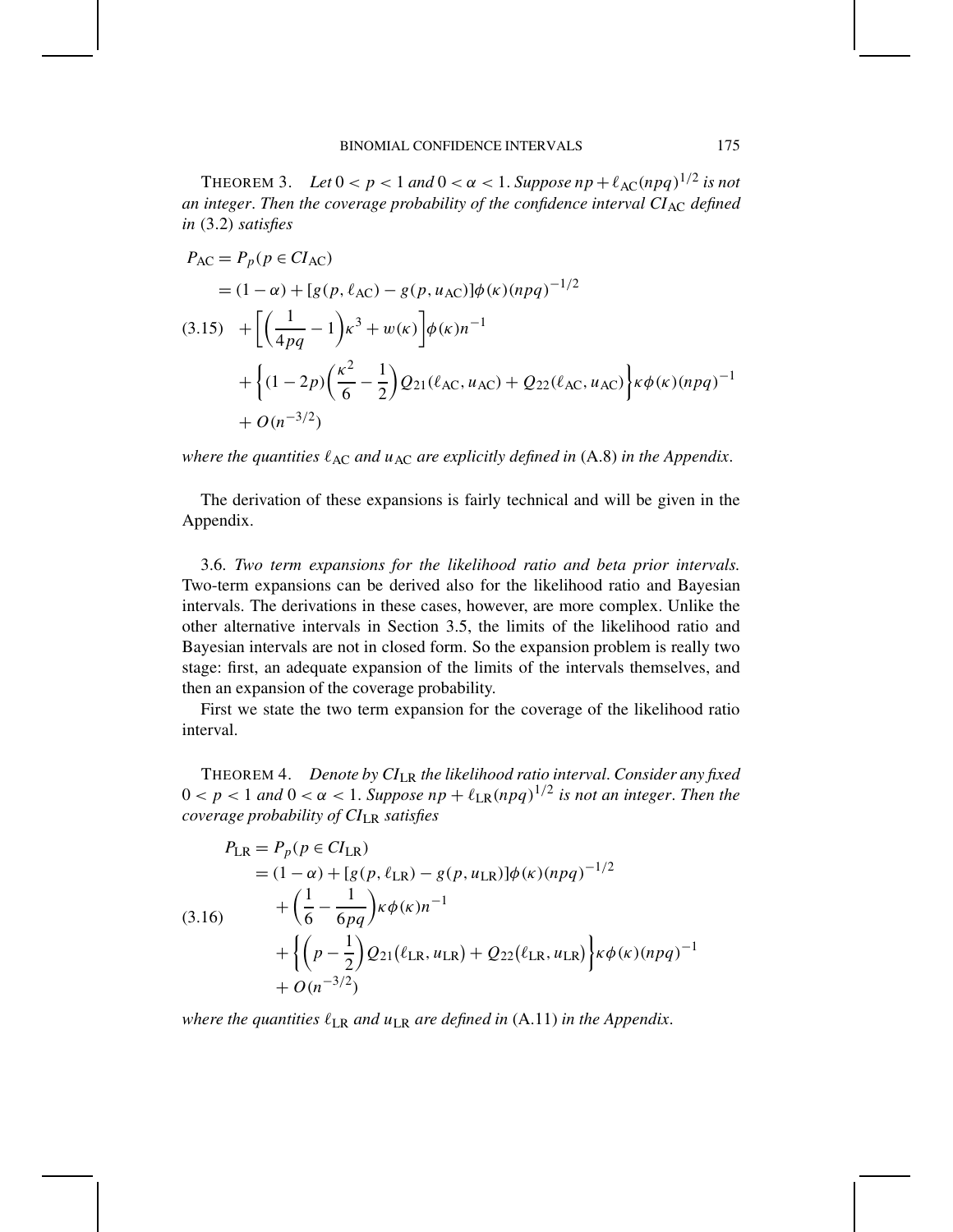THEOREM 3. *Let $0 < p < 1$ and $0 < \alpha < 1$. Suppose $np + \ell_{\mathrm{AC}}(npq)^{1/2}$ is not an integer. Then the coverage probability of the confidence interval $CI_{\mathrm{AC}}$ defined in* (3.2) *satisfies*

$$
\begin{aligned}
P_{\mathrm{AC}} &= P_p(p \in CI_{\mathrm{AC}}) \\
&= (1-\alpha) + [g(p, \ell_{\mathrm{AC}}) - g(p, u_{\mathrm{AC}})]\phi(\kappa)(npq)^{-1/2} \\
&\quad + \left[\left(\frac{1}{4pq} - 1\right)\kappa^3 + w(\kappa)\right]\phi(\kappa)n^{-1} \\
&\quad + \left\{(1-2p)\left(\frac{\kappa^2}{6} - \frac{1}{2}\right)Q_{21}(\ell_{\mathrm{AC}}, u_{\mathrm{AC}}) + Q_{22}(\ell_{\mathrm{AC}}, u_{\mathrm{AC}})\right\}\kappa\phi(\kappa)(npq)^{-1} \\
&\quad + O(n^{-3/2})
\end{aligned}
\tag{3.15}
$$

*where the quantities $\ell_{\mathrm{AC}}$ and $u_{\mathrm{AC}}$ are explicitly defined in* (A.8) *in the Appendix.*

The derivation of these expansions is fairly technical and will be given in the Appendix.

3.6. *Two term expansions for the likelihood ratio and beta prior intervals.* Two-term expansions can be derived also for the likelihood ratio and Bayesian intervals. The derivations in these cases, however, are more complex. Unlike the other alternative intervals in Section 3.5, the limits of the likelihood ratio and Bayesian intervals are not in closed form. So the expansion problem is really two stage: first, an adequate expansion of the limits of the intervals themselves, and then an expansion of the coverage probability.

First we state the two term expansion for the coverage of the likelihood ratio interval.

THEOREM 4. *Denote by $CI_{\mathrm{LR}}$ the likelihood ratio interval. Consider any fixed $0 < p < 1$ and $0 < \alpha < 1$. Suppose $np + \ell_{\mathrm{LR}}(npq)^{1/2}$ is not an integer. Then the coverage probability of $CI_{\mathrm{LR}}$ satisfies*

$$
\begin{aligned}
P_{\mathrm{LR}} &= P_p(p \in CI_{\mathrm{LR}}) \\
&= (1-\alpha) + [g(p, \ell_{\mathrm{LR}}) - g(p, u_{\mathrm{LR}})]\phi(\kappa)(npq)^{-1/2} \\
&\quad + \left(\frac{1}{6} - \frac{1}{6pq}\right)\kappa\phi(\kappa)n^{-1} \\
&\quad + \left\{\left(p - \frac{1}{2}\right)Q_{21}(\ell_{\mathrm{LR}}, u_{\mathrm{LR}}) + Q_{22}(\ell_{\mathrm{LR}}, u_{\mathrm{LR}})\right\}\kappa\phi(\kappa)(npq)^{-1} \\
&\quad + O(n^{-3/2})
\end{aligned}
\tag{3.16}
$$

*where the quantities $\ell_{\mathrm{LR}}$ and $u_{\mathrm{LR}}$ are defined in* (A.11) *in the Appendix.*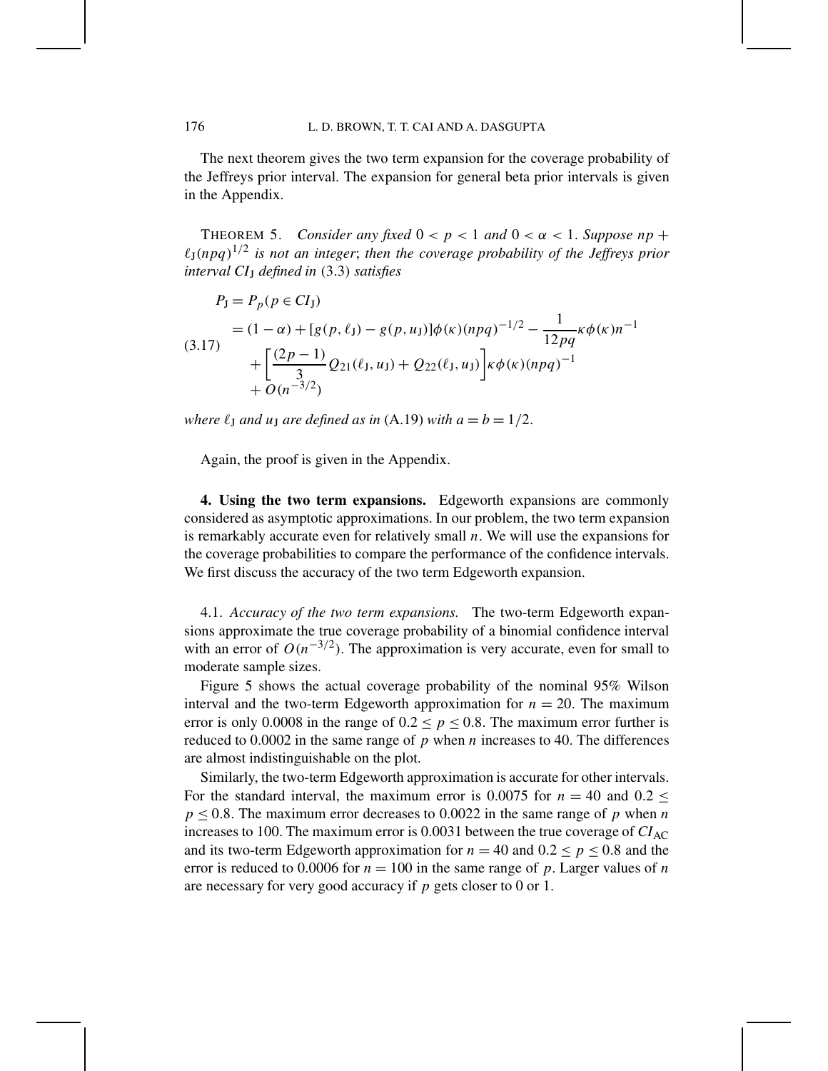The next theorem gives the two term expansion for the coverage probability of the Jeffreys prior interval. The expansion for general beta prior intervals is given in the Appendix.

THEOREM 5. *Consider any fixed $0 < p < 1$ and $0 < \alpha < 1$. Suppose $np + \ell_{\mathrm{J}}(npq)^{1/2}$ is not an integer; then the coverage probability of the Jeffreys prior interval $CI_{\mathrm{J}}$ defined in* (3.3) *satisfies*

$$
\begin{aligned}
P_{\mathrm{J}} &= P_p(p \in CI_{\mathrm{J}}) \\
&= (1-\alpha) + [g(p,\ell_{\mathrm{J}}) - g(p,u_{\mathrm{J}})]\phi(\kappa)(npq)^{-1/2} - \frac{1}{12pq}\kappa\phi(\kappa)n^{-1} \\
&\quad + \left[\frac{(2p-1)}{3}Q_{21}(\ell_{\mathrm{J}},u_{\mathrm{J}}) + Q_{22}(\ell_{\mathrm{J}},u_{\mathrm{J}})\right]\kappa\phi(\kappa)(npq)^{-1} \\
&\quad + O(n^{-3/2})
\end{aligned}
\tag{3.17}
$$

*where $\ell_{\mathrm{J}}$ and $u_{\mathrm{J}}$ are defined as in* (A.19) *with $a = b = 1/2$.*

Again, the proof is given in the Appendix.

## 4. Using the two term expansions.

Edgeworth expansions are commonly considered as asymptotic approximations. In our problem, the two term expansion is remarkably accurate even for relatively small $n$. We will use the expansions for the coverage probabilities to compare the performance of the confidence intervals. We first discuss the accuracy of the two term Edgeworth expansion.

### 4.1. *Accuracy of the two term expansions.*

The two-term Edgeworth expansions approximate the true coverage probability of a binomial confidence interval with an error of $O(n^{-3/2})$. The approximation is very accurate, even for small to moderate sample sizes.

Figure 5 shows the actual coverage probability of the nominal 95% Wilson interval and the two-term Edgeworth approximation for $n = 20$. The maximum error is only 0.0008 in the range of $0.2 \le p \le 0.8$. The maximum error further is reduced to 0.0002 in the same range of $p$ when $n$ increases to 40. The differences are almost indistinguishable on the plot.

Similarly, the two-term Edgeworth approximation is accurate for other intervals. For the standard interval, the maximum error is 0.0075 for $n = 40$ and $0.2 \le p \le 0.8$. The maximum error decreases to 0.0022 in the same range of $p$ when $n$ increases to 100. The maximum error is 0.0031 between the true coverage of $CI_{\mathrm{AC}}$ and its two-term Edgeworth approximation for $n = 40$ and $0.2 \le p \le 0.8$ and the error is reduced to 0.0006 for $n = 100$ in the same range of $p$. Larger values of $n$ are necessary for very good accuracy if $p$ gets closer to 0 or 1.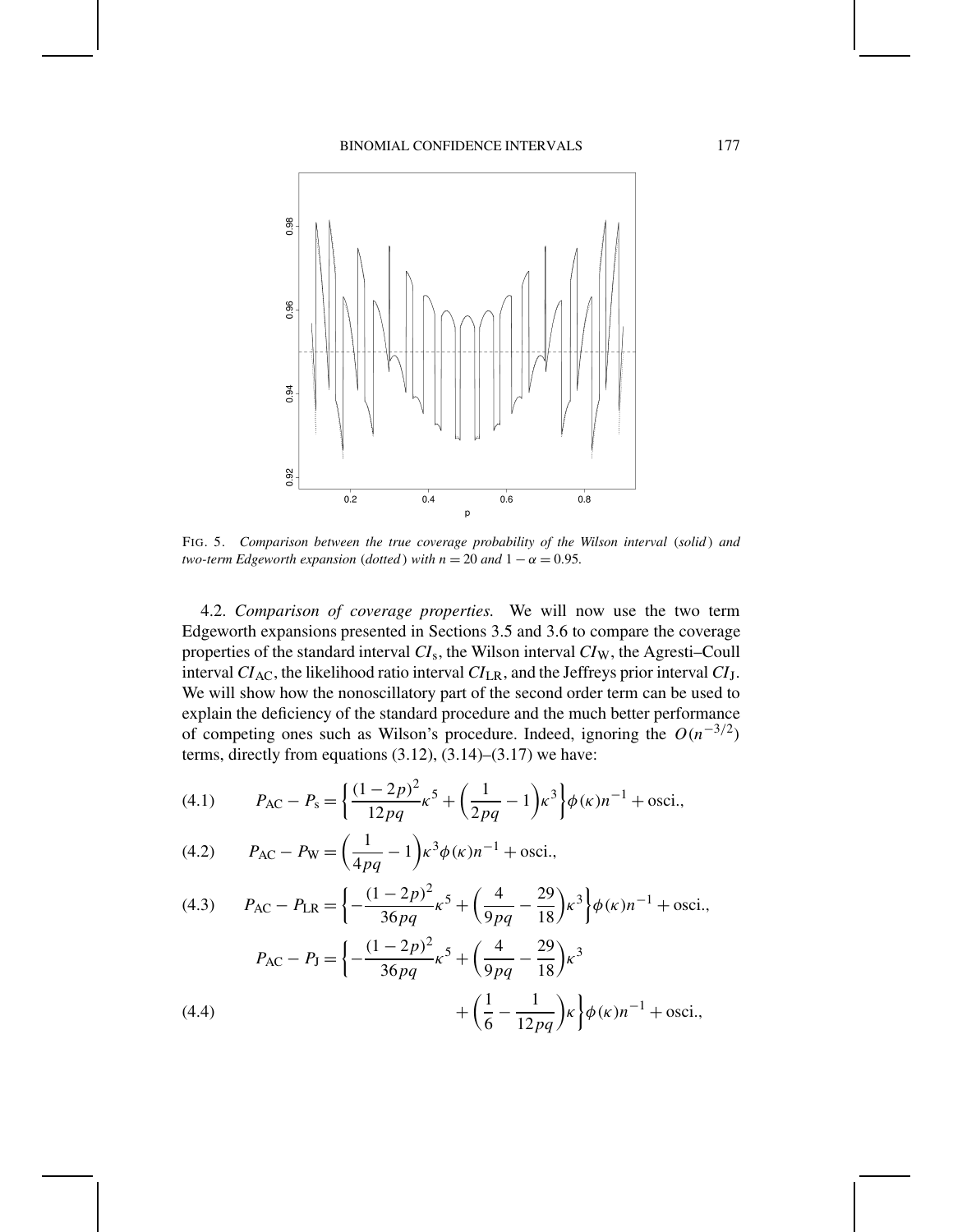FIG. 5. *Comparison between the true coverage probability of the Wilson interval* (*solid*) *and two-term Edgeworth expansion* (*dotted*) *with* $n = 20$ *and* $1 - \alpha = 0.95$.

4.2. *Comparison of coverage properties.* We will now use the two term Edgeworth expansions presented in Sections 3.5 and 3.6 to compare the coverage properties of the standard interval $CI_{\mathrm{s}}$, the Wilson interval $CI_{\mathrm{W}}$, the Agresti–Coull interval $CI_{\mathrm{AC}}$, the likelihood ratio interval $CI_{\mathrm{LR}}$, and the Jeffreys prior interval $CI_{\mathrm{J}}$. We will show how the nonoscillatory part of the second order term can be used to explain the deficiency of the standard procedure and the much better performance of competing ones such as Wilson's procedure. Indeed, ignoring the $O(n^{-3/2})$ terms, directly from equations (3.12), (3.14)–(3.17) we have:

$$P_{\mathrm{AC}} - P_{\mathrm{s}} = \left\{ \frac{(1-2p)^2}{12pq}\kappa^5 + \left(\frac{1}{2pq} - 1\right)\kappa^3 \right\} \phi(\kappa) n^{-1} + \text{osci.}, \tag{4.1}$$

$$P_{\mathrm{AC}} - P_{\mathrm{W}} = \left(\frac{1}{4pq} - 1\right)\kappa^3 \phi(\kappa) n^{-1} + \text{osci.}, \tag{4.2}$$

$$P_{\mathrm{AC}} - P_{\mathrm{LR}} = \left\{ -\frac{(1-2p)^2}{36pq}\kappa^5 + \left(\frac{4}{9pq} - \frac{29}{18}\right)\kappa^3 \right\} \phi(\kappa) n^{-1} + \text{osci.}, \tag{4.3}$$

$$\begin{aligned} P_{\mathrm{AC}} - P_{\mathrm{J}} = \Bigg\{ & -\frac{(1-2p)^2}{36pq}\kappa^5 + \left(\frac{4}{9pq} - \frac{29}{18}\right)\kappa^3 \\ & + \left(\frac{1}{6} - \frac{1}{12pq}\right)\kappa \Bigg\} \phi(\kappa) n^{-1} + \text{osci.}, \end{aligned} \tag{4.4}$$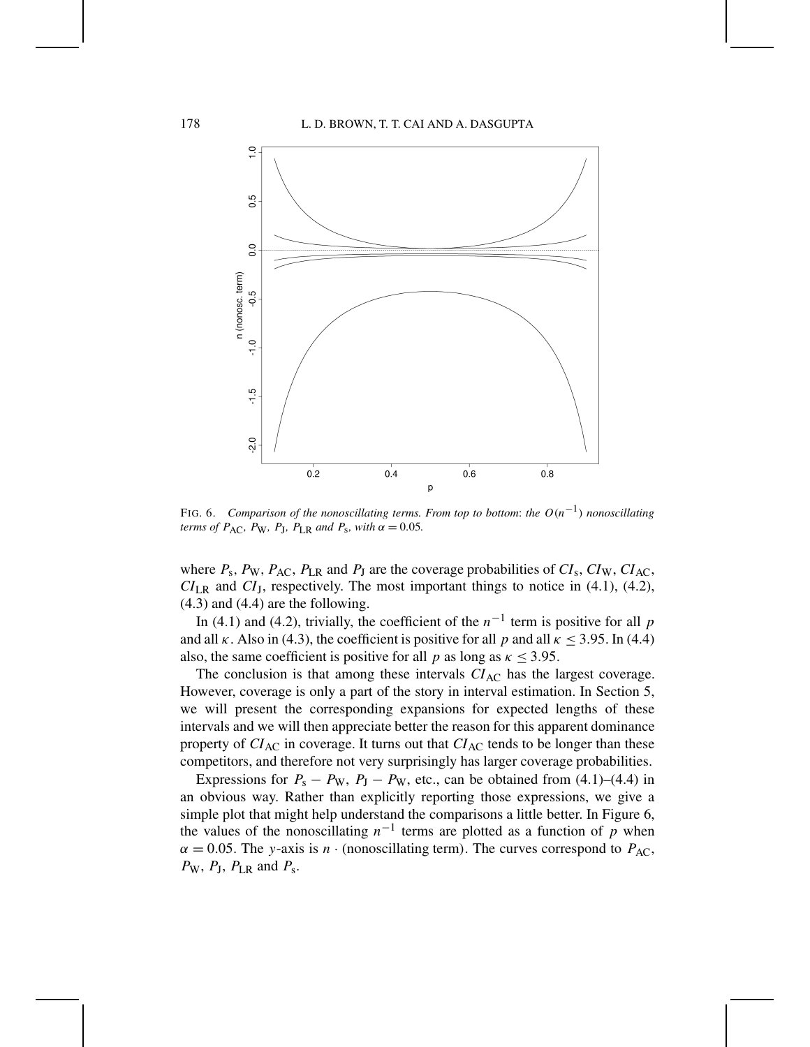FIG. 6. *Comparison of the nonoscillating terms. From top to bottom: the $O(n^{-1})$ nonoscillating terms of $P_{\mathrm{AC}}$, $P_{\mathrm{W}}$, $P_{\mathrm{J}}$, $P_{\mathrm{LR}}$ and $P_{\mathrm{s}}$, with $\alpha = 0.05$.*

where $P_{\mathrm{s}}$, $P_{\mathrm{W}}$, $P_{\mathrm{AC}}$, $P_{\mathrm{LR}}$ and $P_{\mathrm{J}}$ are the coverage probabilities of $CI_{\mathrm{s}}$, $CI_{\mathrm{W}}$, $CI_{\mathrm{AC}}$, $CI_{\mathrm{LR}}$ and $CI_{\mathrm{J}}$, respectively. The most important things to notice in (4.1), (4.2), (4.3) and (4.4) are the following.

In (4.1) and (4.2), trivially, the coefficient of the $n^{-1}$ term is positive for all $p$ and all $\kappa$. Also in (4.3), the coefficient is positive for all $p$ and all $\kappa \leq 3.95$. In (4.4) also, the same coefficient is positive for all $p$ as long as $\kappa \leq 3.95$.

The conclusion is that among these intervals $CI_{\mathrm{AC}}$ has the largest coverage. However, coverage is only a part of the story in interval estimation. In Section 5, we will present the corresponding expansions for expected lengths of these intervals and we will then appreciate better the reason for this apparent dominance property of $CI_{\mathrm{AC}}$ in coverage. It turns out that $CI_{\mathrm{AC}}$ tends to be longer than these competitors, and therefore not very surprisingly has larger coverage probabilities.

Expressions for $P_{\mathrm{s}} - P_{\mathrm{W}}$, $P_{\mathrm{J}} - P_{\mathrm{W}}$, etc., can be obtained from (4.1)–(4.4) in an obvious way. Rather than explicitly reporting those expressions, we give a simple plot that might help understand the comparisons a little better. In Figure 6, the values of the nonoscillating $n^{-1}$ terms are plotted as a function of $p$ when $\alpha = 0.05$. The $y$-axis is $n \cdot$ (nonoscillating term). The curves correspond to $P_{\mathrm{AC}}$, $P_{\mathrm{W}}$, $P_{\mathrm{J}}$, $P_{\mathrm{LR}}$ and $P_{\mathrm{s}}$.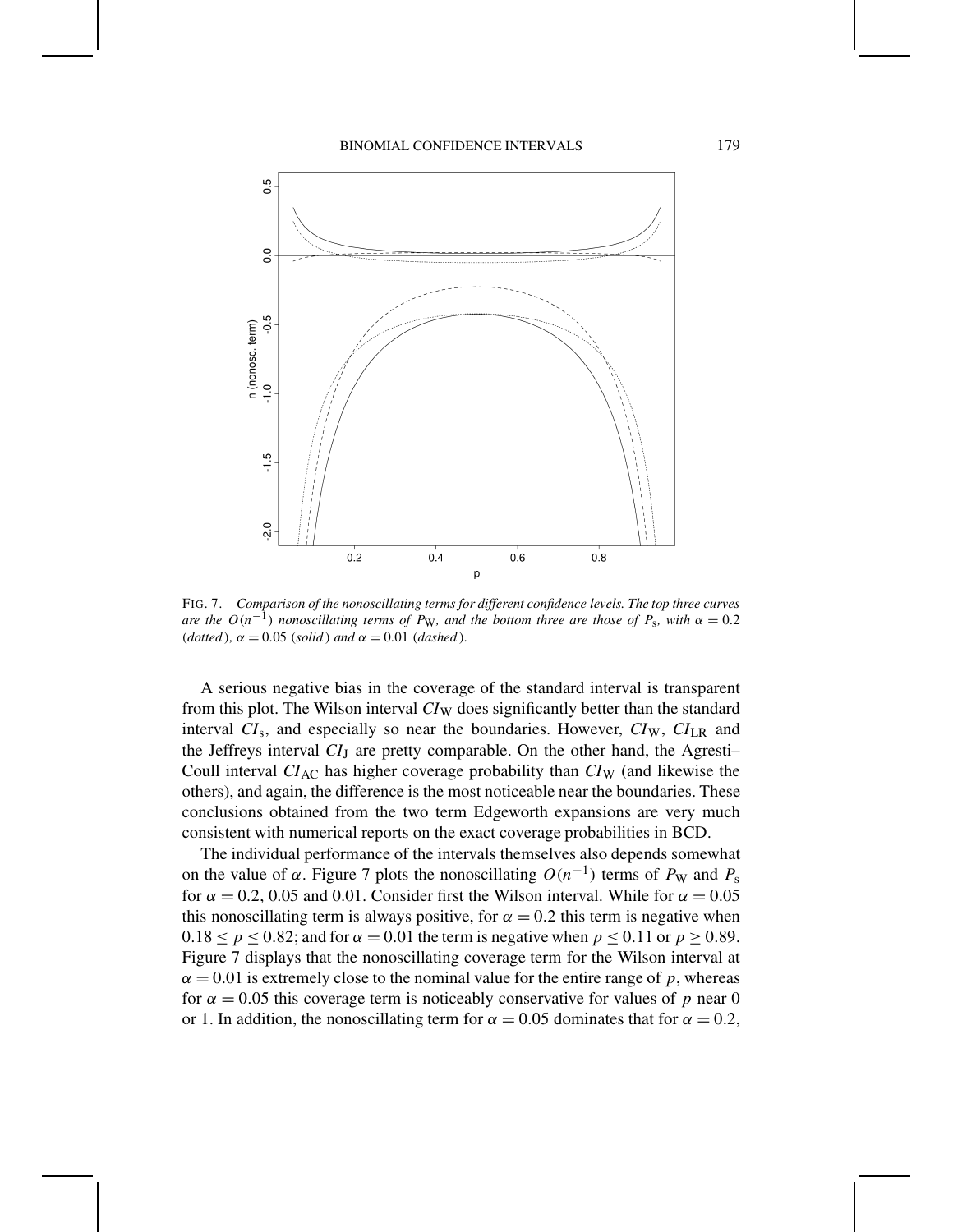FIG. 7. *Comparison of the nonoscillating terms for different confidence levels. The top three curves are the $O(n^{-1})$ nonoscillating terms of $P_{\mathrm{W}}$, and the bottom three are those of $P_{\mathrm{s}}$, with $\alpha = 0.2$ (dotted), $\alpha = 0.05$ (solid) and $\alpha = 0.01$ (dashed).*

A serious negative bias in the coverage of the standard interval is transparent from this plot. The Wilson interval $CI_{\mathrm{W}}$ does significantly better than the standard interval $CI_{\mathrm{s}}$, and especially so near the boundaries. However, $CI_{\mathrm{W}}$, $CI_{\mathrm{LR}}$ and the Jeffreys interval $CI_{\mathrm{J}}$ are pretty comparable. On the other hand, the Agresti–Coull interval $CI_{\mathrm{AC}}$ has higher coverage probability than $CI_{\mathrm{W}}$ (and likewise the others), and again, the difference is the most noticeable near the boundaries. These conclusions obtained from the two term Edgeworth expansions are very much consistent with numerical reports on the exact coverage probabilities in BCD.

The individual performance of the intervals themselves also depends somewhat on the value of $\alpha$. Figure 7 plots the nonoscillating $O(n^{-1})$ terms of $P_{\mathrm{W}}$ and $P_{\mathrm{s}}$ for $\alpha = 0.2$, 0.05 and 0.01. Consider first the Wilson interval. While for $\alpha = 0.05$ this nonoscillating term is always positive, for $\alpha = 0.2$ this term is negative when $0.18 \le p \le 0.82$; and for $\alpha = 0.01$ the term is negative when $p \le 0.11$ or $p \ge 0.89$. Figure 7 displays that the nonoscillating coverage term for the Wilson interval at $\alpha = 0.01$ is extremely close to the nominal value for the entire range of $p$, whereas for $\alpha = 0.05$ this coverage term is noticeably conservative for values of $p$ near 0 or 1. In addition, the nonoscillating term for $\alpha = 0.05$ dominates that for $\alpha = 0.2$,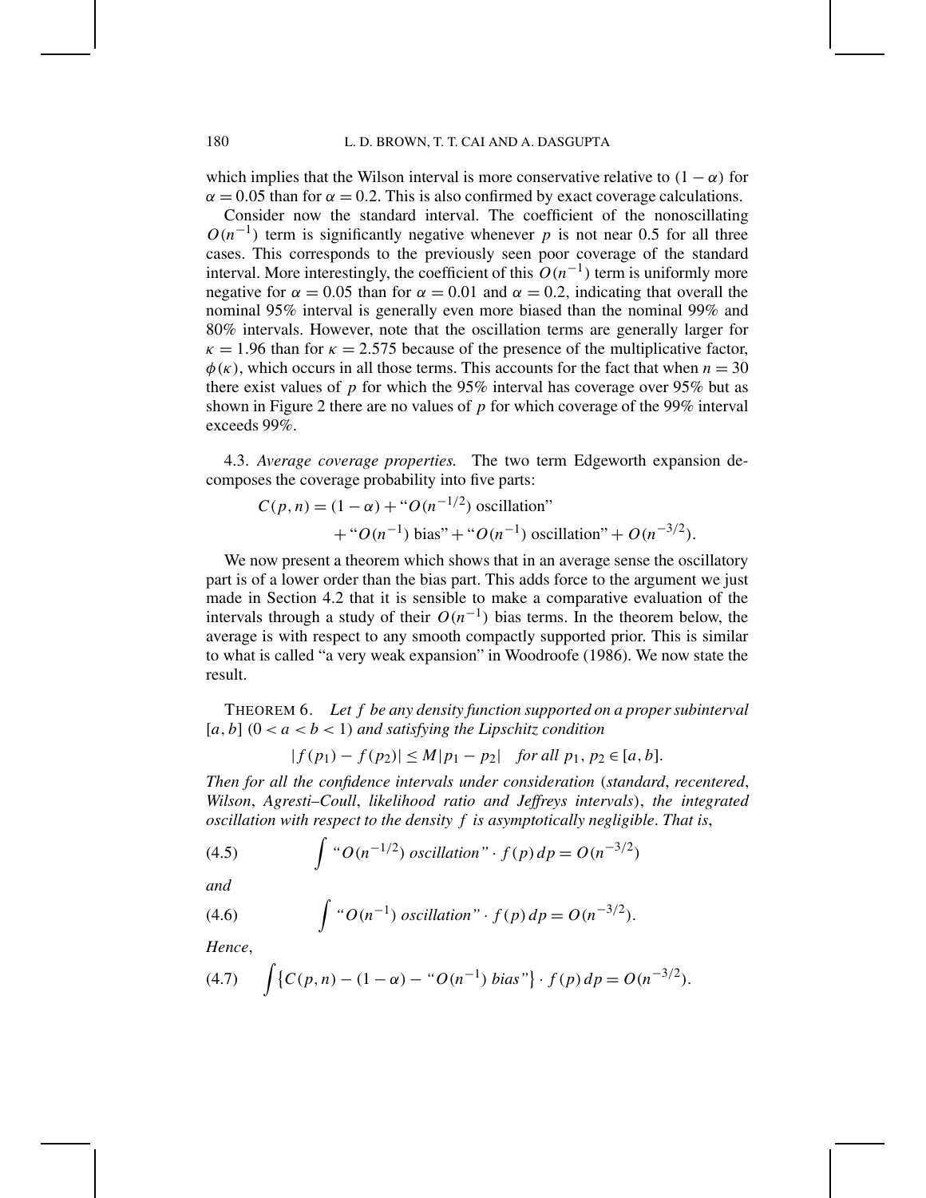which implies that the Wilson interval is more conservative relative to $(1-\alpha)$ for $\alpha = 0.05$ than for $\alpha = 0.2$. This is also confirmed by exact coverage calculations.

Consider now the standard interval. The coefficient of the nonoscillating $O(n^{-1})$ term is significantly negative whenever $p$ is not near 0.5 for all three cases. This corresponds to the previously seen poor coverage of the standard interval. More interestingly, the coefficient of this $O(n^{-1})$ term is uniformly more negative for $\alpha = 0.05$ than for $\alpha = 0.01$ and $\alpha = 0.2$, indicating that overall the nominal 95% interval is generally even more biased than the nominal 99% and 80% intervals. However, note that the oscillation terms are generally larger for $\kappa = 1.96$ than for $\kappa = 2.575$ because of the presence of the multiplicative factor, $\phi(\kappa)$, which occurs in all those terms. This accounts for the fact that when $n = 30$ there exist values of $p$ for which the 95% interval has coverage over 95% but as shown in Figure 2 there are no values of $p$ for which coverage of the 99% interval exceeds 99%.

4.3. *Average coverage properties.* The two term Edgeworth expansion decomposes the coverage probability into five parts:

$$C(p,n) = (1-\alpha) + \text{“}O(n^{-1/2})\text{ oscillation”} + \text{“}O(n^{-1})\text{ bias”} + \text{“}O(n^{-1})\text{ oscillation”} + O(n^{-3/2}).$$

We now present a theorem which shows that in an average sense the oscillatory part is of a lower order than the bias part. This adds force to the argument we just made in Section 4.2 that it is sensible to make a comparative evaluation of the intervals through a study of their $O(n^{-1})$ bias terms. In the theorem below, the average is with respect to any smooth compactly supported prior. This is similar to what is called "a very weak expansion" in Woodroofe (1986). We now state the result.

THEOREM 6. *Let $f$ be any density function supported on a proper subinterval $[a,b]$ $(0 < a < b < 1)$ and satisfying the Lipschitz condition*

$$|f(p_1) - f(p_2)| \le M|p_1 - p_2| \quad \textit{for all } p_1, p_2 \in [a,b].$$

*Then for all the confidence intervals under consideration* (*standard*, *recentered*, *Wilson*, *Agresti–Coull*, *likelihood ratio and Jeffreys intervals*), *the integrated oscillation with respect to the density $f$ is asymptotically negligible*. *That is*,

$$\int \text{“}O(n^{-1/2})\textit{ oscillation”} \cdot f(p)\,dp = O(n^{-3/2}) \tag{4.5}$$

*and*

$$\int \text{“}O(n^{-1})\textit{ oscillation”} \cdot f(p)\,dp = O(n^{-3/2}). \tag{4.6}$$

*Hence*,

$$\int \{C(p,n) - (1-\alpha) - \text{“}O(n^{-1})\textit{ bias”}\} \cdot f(p)\,dp = O(n^{-3/2}). \tag{4.7}$$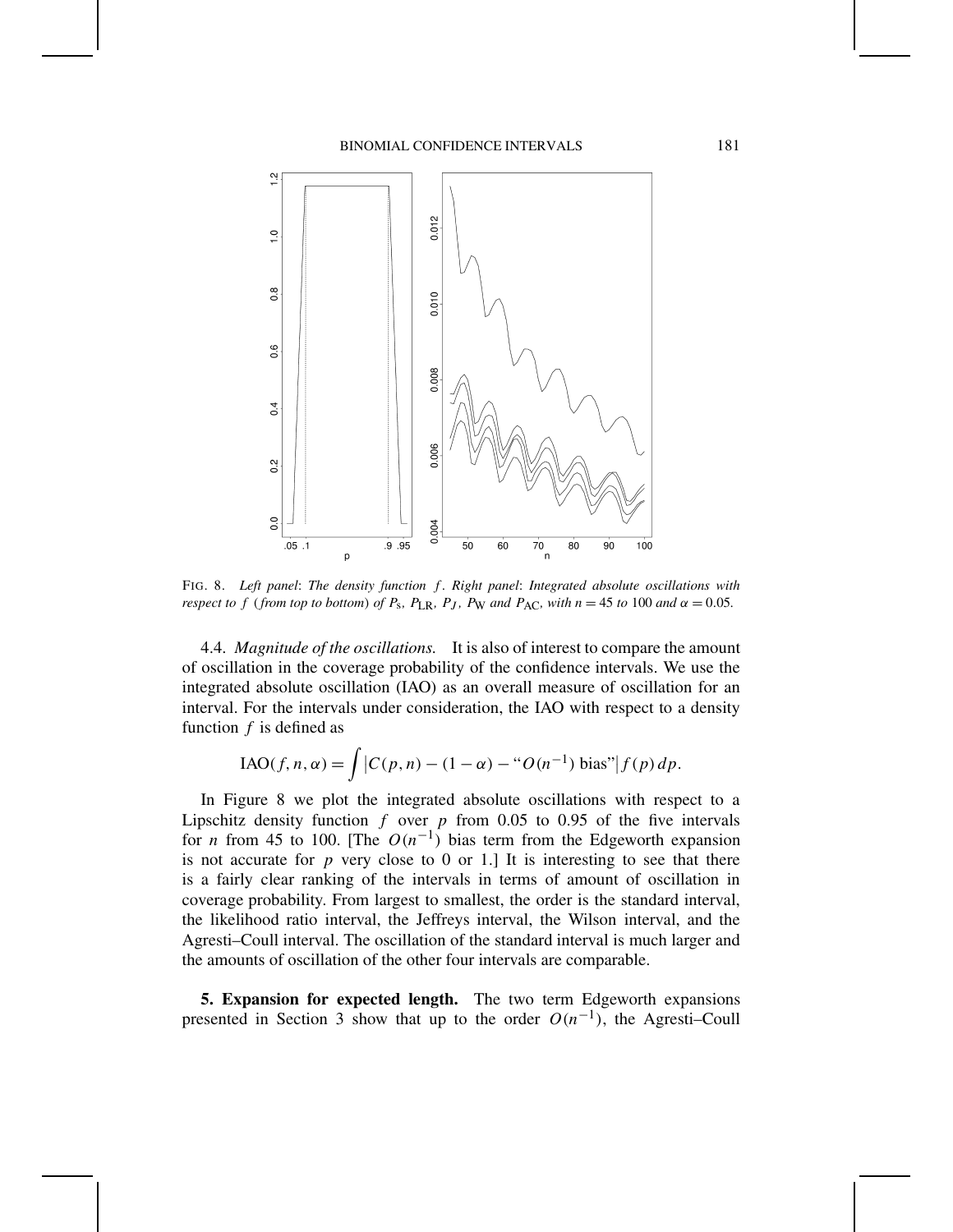FIG. 8. *Left panel*: *The density function $f$. Right panel*: *Integrated absolute oscillations with respect to $f$ (from top to bottom) of $P_s$, $P_{LR}$, $P_J$, $P_W$ and $P_{AC}$, with $n = 45$ to 100 and $\alpha = 0.05$.*

4.4. *Magnitude of the oscillations.* It is also of interest to compare the amount of oscillation in the coverage probability of the confidence intervals. We use the integrated absolute oscillation (IAO) as an overall measure of oscillation for an interval. For the intervals under consideration, the IAO with respect to a density function $f$ is defined as

$$\text{IAO}(f, n, \alpha) = \int \left| C(p, n) - (1 - \alpha) - \text{“}O(n^{-1}) \text{ bias”} \right| f(p)\, dp.$$

In Figure 8 we plot the integrated absolute oscillations with respect to a Lipschitz density function $f$ over $p$ from 0.05 to 0.95 of the five intervals for $n$ from 45 to 100. [The $O(n^{-1})$ bias term from the Edgeworth expansion is not accurate for $p$ very close to 0 or 1.] It is interesting to see that there is a fairly clear ranking of the intervals in terms of amount of oscillation in coverage probability. From largest to smallest, the order is the standard interval, the likelihood ratio interval, the Jeffreys interval, the Wilson interval, and the Agresti–Coull interval. The oscillation of the standard interval is much larger and the amounts of oscillation of the other four intervals are comparable.

**5. Expansion for expected length.** The two term Edgeworth expansions presented in Section 3 show that up to the order $O(n^{-1})$, the Agresti–Coull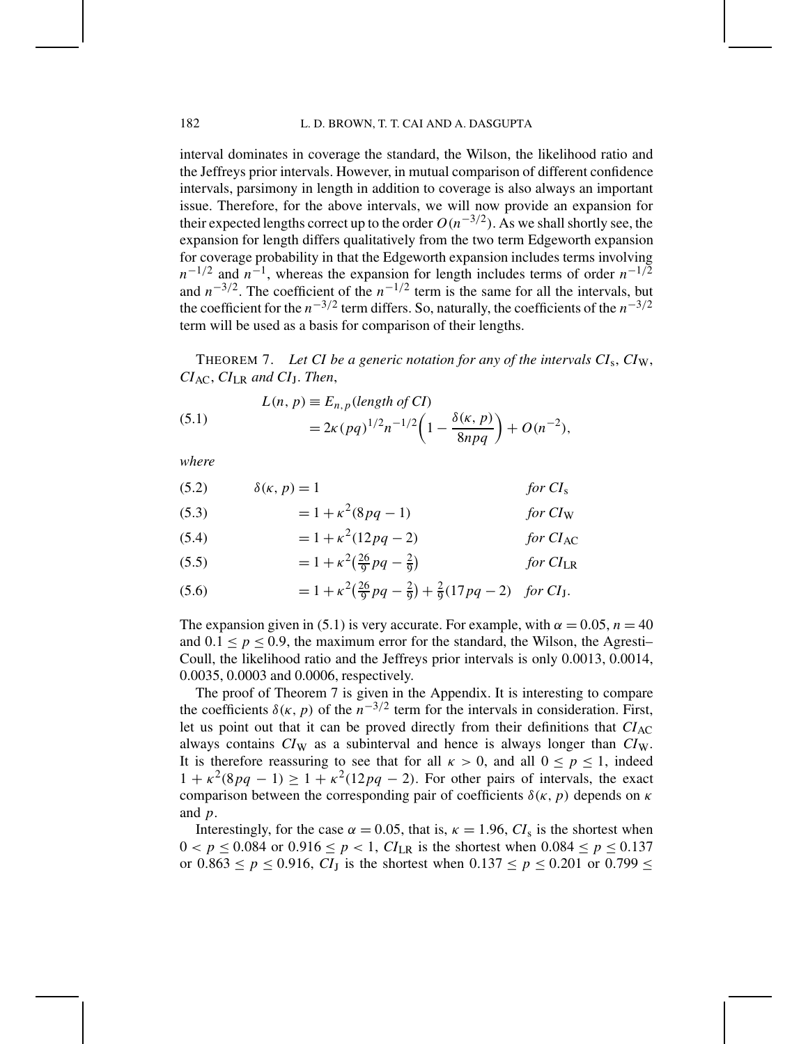interval dominates in coverage the standard, the Wilson, the likelihood ratio and the Jeffreys prior intervals. However, in mutual comparison of different confidence intervals, parsimony in length in addition to coverage is also always an important issue. Therefore, for the above intervals, we will now provide an expansion for their expected lengths correct up to the order $O(n^{-3/2})$. As we shall shortly see, the expansion for length differs qualitatively from the two term Edgeworth expansion for coverage probability in that the Edgeworth expansion includes terms involving $n^{-1/2}$ and $n^{-1}$, whereas the expansion for length includes terms of order $n^{-1/2}$ and $n^{-3/2}$. The coefficient of the $n^{-1/2}$ term is the same for all the intervals, but the coefficient for the $n^{-3/2}$ term differs. So, naturally, the coefficients of the $n^{-3/2}$ term will be used as a basis for comparison of their lengths.

THEOREM 7. *Let CI be a generic notation for any of the intervals $CI_{\mathrm{s}}$, $CI_{\mathrm{W}}$, $CI_{\mathrm{AC}}$, $CI_{\mathrm{LR}}$ and $CI_{\mathrm{J}}$. Then,*

$$
\begin{aligned}
L(n,p) &\equiv E_{n,p}(\textit{length of CI}) \\
&= 2\kappa(pq)^{1/2}n^{-1/2}\left(1-\frac{\delta(\kappa,p)}{8npq}\right)+O(n^{-2}),
\end{aligned}
\tag{5.1}
$$

*where*

$$\delta(\kappa,p) = 1 \qquad \textit{for } CI_{\mathrm{s}} \tag{5.2}$$

$$= 1+\kappa^2(8pq-1) \qquad \textit{for } CI_{\mathrm{W}} \tag{5.3}$$

$$= 1+\kappa^2(12pq-2) \qquad \textit{for } CI_{\mathrm{AC}} \tag{5.4}$$

$$= 1+\kappa^2\left(\tfrac{26}{9}pq-\tfrac{2}{9}\right) \qquad \textit{for } CI_{\mathrm{LR}} \tag{5.5}$$

$$= 1+\kappa^2\left(\tfrac{26}{9}pq-\tfrac{2}{9}\right)+\tfrac{2}{9}(17pq-2) \qquad \textit{for } CI_{\mathrm{J}}. \tag{5.6}$$

The expansion given in (5.1) is very accurate. For example, with $\alpha = 0.05$, $n = 40$ and $0.1 \le p \le 0.9$, the maximum error for the standard, the Wilson, the Agresti–Coull, the likelihood ratio and the Jeffreys prior intervals is only 0.0013, 0.0014, 0.0035, 0.0003 and 0.0006, respectively.

The proof of Theorem 7 is given in the Appendix. It is interesting to compare the coefficients $\delta(\kappa, p)$ of the $n^{-3/2}$ term for the intervals in consideration. First, let us point out that it can be proved directly from their definitions that $CI_{\mathrm{AC}}$ always contains $CI_{\mathrm{W}}$ as a subinterval and hence is always longer than $CI_{\mathrm{W}}$. It is therefore reassuring to see that for all $\kappa > 0$, and all $0 \le p \le 1$, indeed $1+\kappa^2(8pq-1) \ge 1+\kappa^2(12pq-2)$. For other pairs of intervals, the exact comparison between the corresponding pair of coefficients $\delta(\kappa, p)$ depends on $\kappa$ and $p$.

Interestingly, for the case $\alpha = 0.05$, that is, $\kappa = 1.96$, $CI_{\mathrm{s}}$ is the shortest when $0 < p \le 0.084$ or $0.916 \le p < 1$, $CI_{\mathrm{LR}}$ is the shortest when $0.084 \le p \le 0.137$ or $0.863 \le p \le 0.916$, $CI_{\mathrm{J}}$ is the shortest when $0.137 \le p \le 0.201$ or $0.799 \le$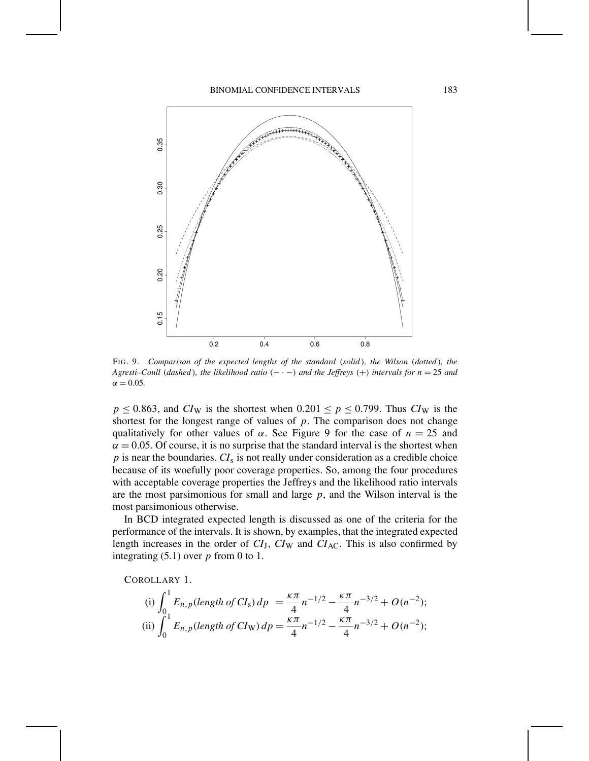FIG. 9. *Comparison of the expected lengths of the standard* (*solid*), *the Wilson* (*dotted*), *the Agresti–Coull* (*dashed*), *the likelihood ratio* $(- \cdot -)$ *and the Jeffreys* $(+)$ *intervals for* $n = 25$ *and* $\alpha = 0.05$.

$p \le 0.863$, and $CI_{\mathrm{W}}$ is the shortest when $0.201 \le p \le 0.799$. Thus $CI_{\mathrm{W}}$ is the shortest for the longest range of values of $p$. The comparison does not change qualitatively for other values of $\alpha$. See Figure 9 for the case of $n = 25$ and $\alpha = 0.05$. Of course, it is no surprise that the standard interval is the shortest when $p$ is near the boundaries. $CI_{\mathrm{s}}$ is not really under consideration as a credible choice because of its woefully poor coverage properties. So, among the four procedures with acceptable coverage properties the Jeffreys and the likelihood ratio intervals are the most parsimonious for small and large $p$, and the Wilson interval is the most parsimonious otherwise.

In BCD integrated expected length is discussed as one of the criteria for the performance of the intervals. It is shown, by examples, that the integrated expected length increases in the order of $CI_{\mathrm{J}}$, $CI_{\mathrm{W}}$ and $CI_{\mathrm{AC}}$. This is also confirmed by integrating (5.1) over $p$ from 0 to 1.

COROLLARY 1.

$$\text{(i)} \int_0^1 E_{n,p}(\textit{length of } CI_{\mathrm{s}})\,dp = \frac{\kappa\pi}{4}n^{-1/2} - \frac{\kappa\pi}{4}n^{-3/2} + O(n^{-2});$$

$$\text{(ii)} \int_0^1 E_{n,p}(\textit{length of } CI_{\mathrm{W}})\,dp = \frac{\kappa\pi}{4}n^{-1/2} - \frac{\kappa\pi}{4}n^{-3/2} + O(n^{-2});$$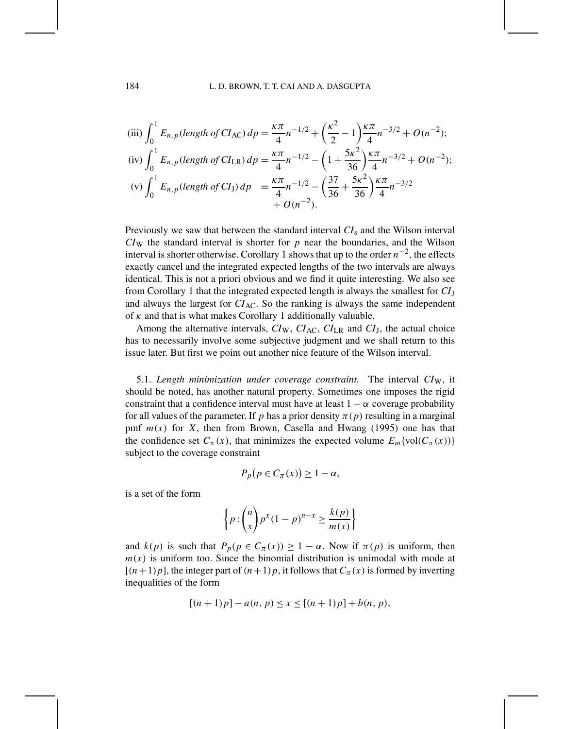$$\text{(iii)} \int_0^1 E_{n,p}(\textit{length of } CI_{\text{AC}})\, dp = \frac{\kappa\pi}{4} n^{-1/2} + \left(\frac{\kappa^2}{2} - 1\right)\frac{\kappa\pi}{4} n^{-3/2} + O(n^{-2});$$

$$\text{(iv)} \int_0^1 E_{n,p}(\textit{length of } CI_{\text{LR}})\, dp = \frac{\kappa\pi}{4} n^{-1/2} - \left(1 + \frac{5\kappa^2}{36}\right)\frac{\kappa\pi}{4} n^{-3/2} + O(n^{-2});$$

$$\text{(v)} \int_0^1 E_{n,p}(\textit{length of } CI_{\text{J}})\, dp = \frac{\kappa\pi}{4} n^{-1/2} - \left(\frac{37}{36} + \frac{5\kappa^2}{36}\right)\frac{\kappa\pi}{4} n^{-3/2} + O(n^{-2}).$$

Previously we saw that between the standard interval $CI_{\text{s}}$ and the Wilson interval $CI_{\text{W}}$ the standard interval is shorter for $p$ near the boundaries, and the Wilson interval is shorter otherwise. Corollary 1 shows that up to the order $n^{-2}$, the effects exactly cancel and the integrated expected lengths of the two intervals are always identical. This is not a priori obvious and we find it quite interesting. We also see from Corollary 1 that the integrated expected length is always the smallest for $CI_{\text{J}}$ and always the largest for $CI_{\text{AC}}$. So the ranking is always the same independent of $\kappa$ and that is what makes Corollary 1 additionally valuable.

Among the alternative intervals, $CI_{\text{W}}$, $CI_{\text{AC}}$, $CI_{\text{LR}}$ and $CI_{\text{J}}$, the actual choice has to necessarily involve some subjective judgment and we shall return to this issue later. But first we point out another nice feature of the Wilson interval.

5.1. *Length minimization under coverage constraint.* The interval $CI_{\text{W}}$, it should be noted, has another natural property. Sometimes one imposes the rigid constraint that a confidence interval must have at least $1 - \alpha$ coverage probability for all values of the parameter. If $p$ has a prior density $\pi(p)$ resulting in a marginal pmf $m(x)$ for $X$, then from Brown, Casella and Hwang (1995) one has that the confidence set $C_\pi(x)$, that minimizes the expected volume $E_m\{\text{vol}(C_\pi(x))\}$ subject to the coverage constraint

$$P_p\big(p \in C_\pi(x)\big) \geq 1 - \alpha,$$

is a set of the form

$$\left\{ p : \binom{n}{x} p^x (1-p)^{n-x} \geq \frac{k(p)}{m(x)} \right\}$$

and $k(p)$ is such that $P_p(p \in C_\pi(x)) \geq 1 - \alpha$. Now if $\pi(p)$ is uniform, then $m(x)$ is uniform too. Since the binomial distribution is unimodal with mode at $[(n+1)p]$, the integer part of $(n+1)p$, it follows that $C_\pi(x)$ is formed by inverting inequalities of the form

$$[(n+1)p] - a(n, p) \leq x \leq [(n+1)p] + b(n, p),$$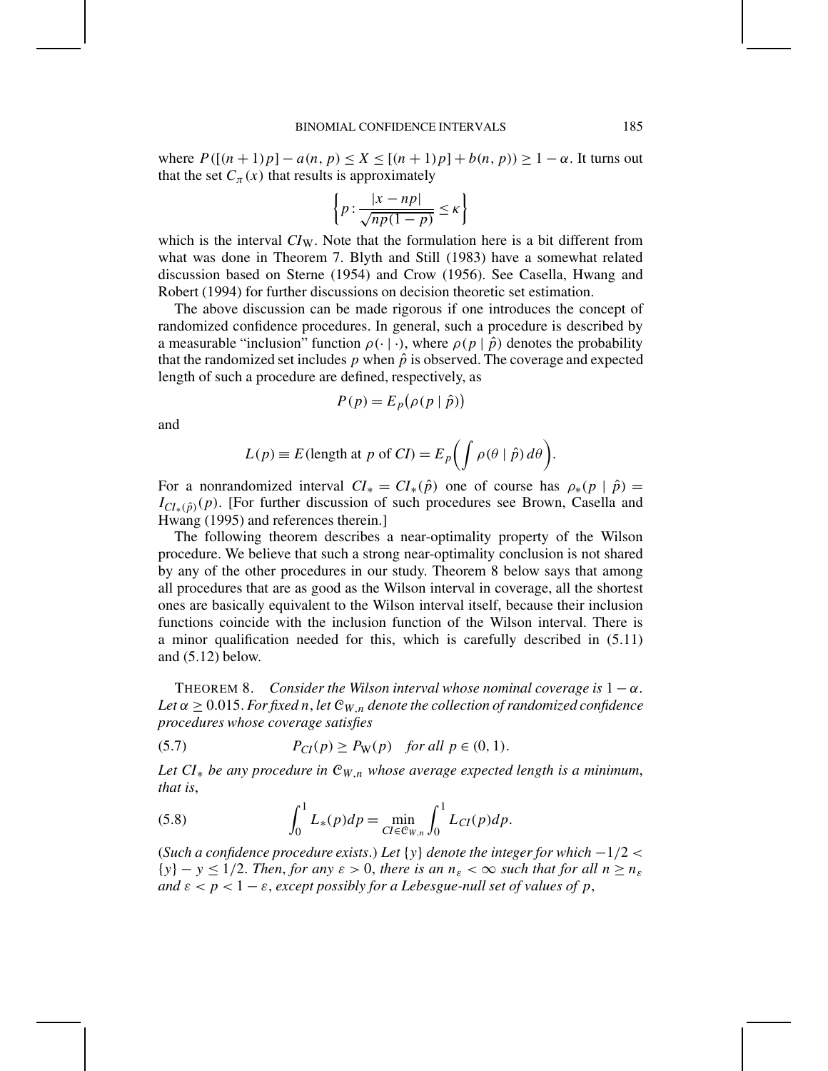where $P([(n+1)p] - a(n, p) \leq X \leq [(n+1)p] + b(n, p)) \geq 1 - \alpha$. It turns out that the set $C_\pi(x)$ that results is approximately

$$\left\{ p : \frac{|x - np|}{\sqrt{np(1-p)}} \leq \kappa \right\}$$

which is the interval $CI_{\mathrm{W}}$. Note that the formulation here is a bit different from what was done in Theorem 7. Blyth and Still (1983) have a somewhat related discussion based on Sterne (1954) and Crow (1956). See Casella, Hwang and Robert (1994) for further discussions on decision theoretic set estimation.

The above discussion can be made rigorous if one introduces the concept of randomized confidence procedures. In general, such a procedure is described by a measurable "inclusion" function $\rho(\cdot \mid \cdot)$, where $\rho(p \mid \hat{p})$ denotes the probability that the randomized set includes $p$ when $\hat{p}$ is observed. The coverage and expected length of such a procedure are defined, respectively, as

$$P(p) = E_p\big(\rho(p \mid \hat{p})\big)$$

and

$$L(p) \equiv E(\text{length at } p \text{ of } CI) = E_p\bigg( \int \rho(\theta \mid \hat{p})\, d\theta \bigg).$$

For a nonrandomized interval $CI_* = CI_*(\hat{p})$ one of course has $\rho_*(p \mid \hat{p}) = I_{CI_*(\hat{p})}(p)$. [For further discussion of such procedures see Brown, Casella and Hwang (1995) and references therein.]

The following theorem describes a near-optimality property of the Wilson procedure. We believe that such a strong near-optimality conclusion is not shared by any of the other procedures in our study. Theorem 8 below says that among all procedures that are as good as the Wilson interval in coverage, all the shortest ones are basically equivalent to the Wilson interval itself, because their inclusion functions coincide with the inclusion function of the Wilson interval. There is a minor qualification needed for this, which is carefully described in (5.11) and (5.12) below.

THEOREM 8. *Consider the Wilson interval whose nominal coverage is* $1 - \alpha$. *Let* $\alpha \geq 0.015$. *For fixed* $n$, *let* $\mathcal{C}_{W,n}$ *denote the collection of randomized confidence procedures whose coverage satisfies*

$$P_{CI}(p) \geq P_{\mathrm{W}}(p) \quad \text{for all } p \in (0, 1). \tag{5.7}$$

*Let* $CI_*$ *be any procedure in* $\mathcal{C}_{W,n}$ *whose average expected length is a minimum, that is,*

$$\int_0^1 L_*(p)dp = \min_{CI \in \mathcal{C}_{W,n}} \int_0^1 L_{CI}(p)dp. \tag{5.8}$$

(*Such a confidence procedure exists.*) *Let* $\{y\}$ *denote the integer for which* $-1/2 < \{y\} - y \leq 1/2$. *Then, for any* $\varepsilon > 0$, *there is an* $n_\varepsilon < \infty$ *such that for all* $n \geq n_\varepsilon$ *and* $\varepsilon < p < 1 - \varepsilon$, *except possibly for a Lebesgue-null set of values of* $p$,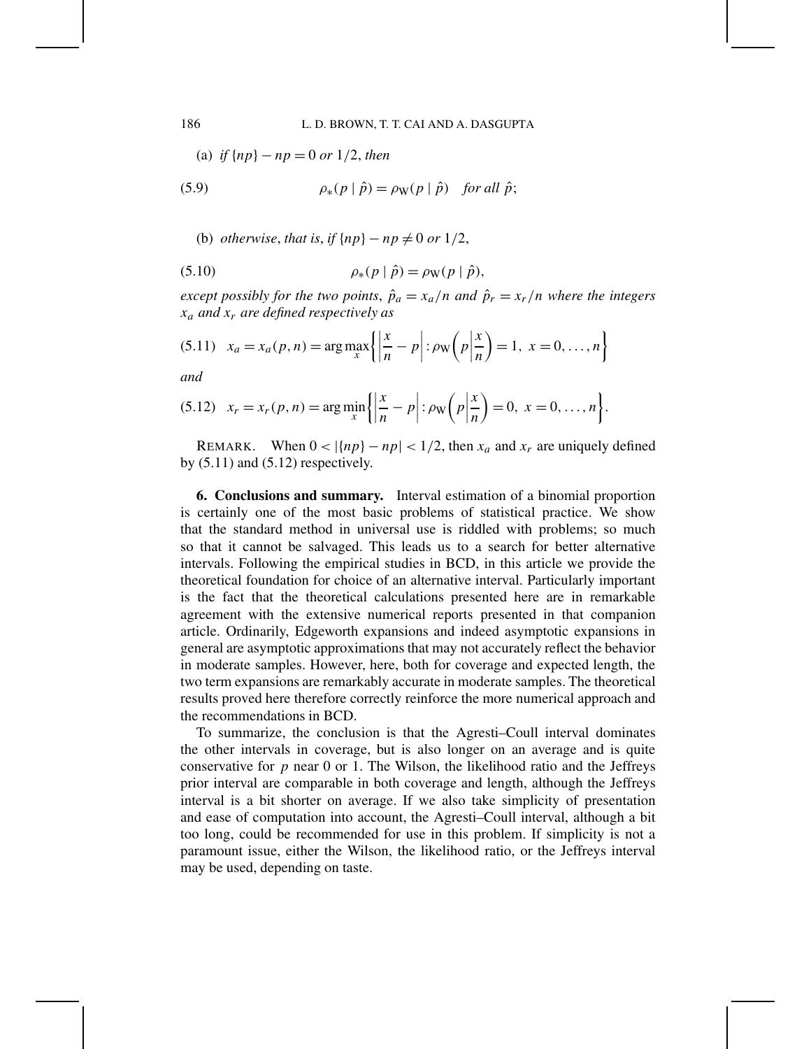(a) *if* $\{np\} - np = 0$ *or* $1/2$, *then*

$$\rho_*(p \mid \hat{p}) = \rho_{\mathrm{W}}(p \mid \hat{p}) \quad \textit{for all } \hat{p}; \tag{5.9}$$

(b) *otherwise*, *that is*, *if* $\{np\} - np \neq 0$ *or* $1/2$,

$$\rho_*(p \mid \hat{p}) = \rho_{\mathrm{W}}(p \mid \hat{p}), \tag{5.10}$$

*except possibly for the two points*, $\hat{p}_a = x_a/n$ *and* $\hat{p}_r = x_r/n$ *where the integers* $x_a$ *and* $x_r$ *are defined respectively as*

$$x_a = x_a(p, n) = \arg\max_x \left\{ \left| \frac{x}{n} - p \right| : \rho_{\mathrm{W}}\left( p \,\middle|\, \frac{x}{n} \right) = 1,\ x = 0, \ldots, n \right\} \tag{5.11}$$

*and*

$$x_r = x_r(p, n) = \arg\min_x \left\{ \left| \frac{x}{n} - p \right| : \rho_{\mathrm{W}}\left( p \,\middle|\, \frac{x}{n} \right) = 0,\ x = 0, \ldots, n \right\}. \tag{5.12}$$

REMARK. When $0 < |\{np\} - np| < 1/2$, then $x_a$ and $x_r$ are uniquely defined by (5.11) and (5.12) respectively.

**6. Conclusions and summary.** Interval estimation of a binomial proportion is certainly one of the most basic problems of statistical practice. We show that the standard method in universal use is riddled with problems; so much so that it cannot be salvaged. This leads us to a search for better alternative intervals. Following the empirical studies in BCD, in this article we provide the theoretical foundation for choice of an alternative interval. Particularly important is the fact that the theoretical calculations presented here are in remarkable agreement with the extensive numerical reports presented in that companion article. Ordinarily, Edgeworth expansions and indeed asymptotic expansions in general are asymptotic approximations that may not accurately reflect the behavior in moderate samples. However, here, both for coverage and expected length, the two term expansions are remarkably accurate in moderate samples. The theoretical results proved here therefore correctly reinforce the more numerical approach and the recommendations in BCD.

To summarize, the conclusion is that the Agresti–Coull interval dominates the other intervals in coverage, but is also longer on an average and is quite conservative for $p$ near 0 or 1. The Wilson, the likelihood ratio and the Jeffreys prior interval are comparable in both coverage and length, although the Jeffreys interval is a bit shorter on average. If we also take simplicity of presentation and ease of computation into account, the Agresti–Coull interval, although a bit too long, could be recommended for use in this problem. If simplicity is not a paramount issue, either the Wilson, the likelihood ratio, or the Jeffreys interval may be used, depending on taste.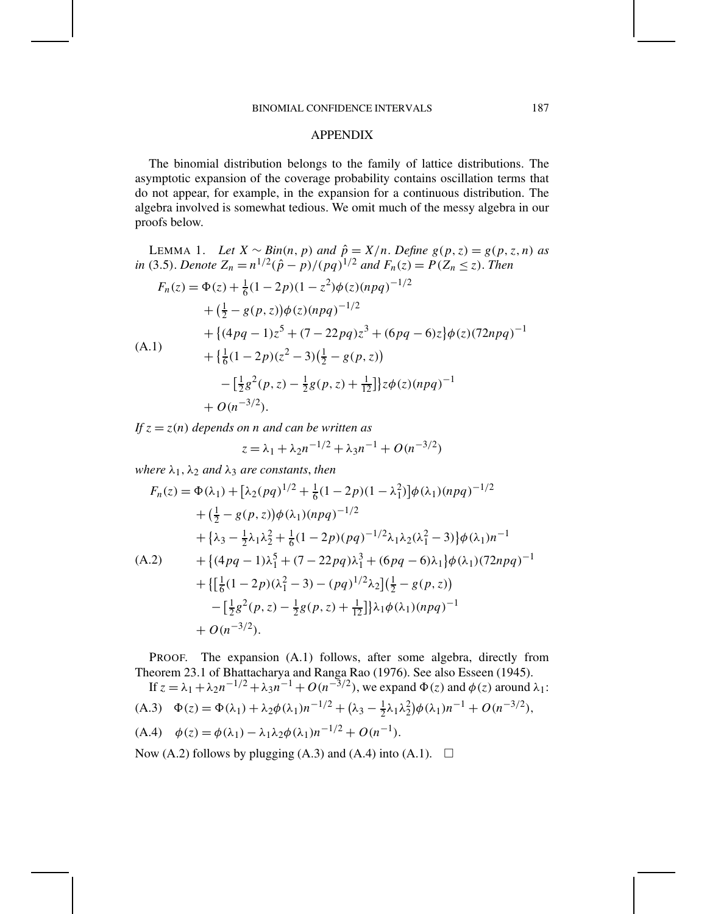## APPENDIX

The binomial distribution belongs to the family of lattice distributions. The asymptotic expansion of the coverage probability contains oscillation terms that do not appear, for example, in the expansion for a continuous distribution. The algebra involved is somewhat tedious. We omit much of the messy algebra in our proofs below.

LEMMA 1. *Let $X \sim Bin(n, p)$ and $\hat{p} = X/n$. Define $g(p, z) = g(p, z, n)$ as in* (3.5). *Denote $Z_n = n^{1/2}(\hat{p} - p)/(pq)^{1/2}$ and $F_n(z) = P(Z_n \le z)$. Then*

$$
\begin{aligned}
F_n(z) = {} & \Phi(z) + \tfrac{1}{6}(1-2p)(1-z^2)\phi(z)(npq)^{-1/2} \\
& + \left(\tfrac{1}{2} - g(p,z)\right)\phi(z)(npq)^{-1/2} \\
& + \left\{(4pq-1)z^5 + (7-22pq)z^3 + (6pq-6)z\right\}\phi(z)(72npq)^{-1} \\
& + \left\{\tfrac{1}{6}(1-2p)(z^2-3)\left(\tfrac{1}{2} - g(p,z)\right)\right. \\
& \quad \left. - \left[\tfrac{1}{2}g^2(p,z) - \tfrac{1}{2}g(p,z) + \tfrac{1}{12}\right]\right\} z\phi(z)(npq)^{-1} \\
& + O(n^{-3/2}).
\end{aligned}
\tag{A.1}
$$

*If $z = z(n)$ depends on $n$ and can be written as*

$$z = \lambda_1 + \lambda_2 n^{-1/2} + \lambda_3 n^{-1} + O(n^{-3/2})$$

*where $\lambda_1$, $\lambda_2$ and $\lambda_3$ are constants, then*

$$
\begin{aligned}
F_n(z) = {} & \Phi(\lambda_1) + \left[\lambda_2(pq)^{1/2} + \tfrac{1}{6}(1-2p)(1-\lambda_1^2)\right]\phi(\lambda_1)(npq)^{-1/2} \\
& + \left(\tfrac{1}{2} - g(p,z)\right)\phi(\lambda_1)(npq)^{-1/2} \\
& + \left\{\lambda_3 - \tfrac{1}{2}\lambda_1\lambda_2^2 + \tfrac{1}{6}(1-2p)(pq)^{-1/2}\lambda_1\lambda_2(\lambda_1^2-3)\right\}\phi(\lambda_1)n^{-1} \\
& + \left\{(4pq-1)\lambda_1^5 + (7-22pq)\lambda_1^3 + (6pq-6)\lambda_1\right\}\phi(\lambda_1)(72npq)^{-1} \\
& + \left\{\left[\tfrac{1}{6}(1-2p)(\lambda_1^2-3) - (pq)^{1/2}\lambda_2\right]\left(\tfrac{1}{2} - g(p,z)\right)\right. \\
& \quad \left. - \left[\tfrac{1}{2}g^2(p,z) - \tfrac{1}{2}g(p,z) + \tfrac{1}{12}\right]\right\}\lambda_1\phi(\lambda_1)(npq)^{-1} \\
& + O(n^{-3/2}).
\end{aligned}
\tag{A.2}
$$

PROOF. The expansion (A.1) follows, after some algebra, directly from Theorem 23.1 of Bhattacharya and Ranga Rao (1976). See also Esseen (1945).

If $z = \lambda_1 + \lambda_2 n^{-1/2} + \lambda_3 n^{-1} + O(n^{-3/2})$, we expand $\Phi(z)$ and $\phi(z)$ around $\lambda_1$:

$$\Phi(z) = \Phi(\lambda_1) + \lambda_2\phi(\lambda_1)n^{-1/2} + \left(\lambda_3 - \tfrac{1}{2}\lambda_1\lambda_2^2\right)\phi(\lambda_1)n^{-1} + O(n^{-3/2}), \tag{A.3}$$

$$\phi(z) = \phi(\lambda_1) - \lambda_1\lambda_2\phi(\lambda_1)n^{-1/2} + O(n^{-1}). \tag{A.4}$$

Now (A.2) follows by plugging (A.3) and (A.4) into (A.1). $\square$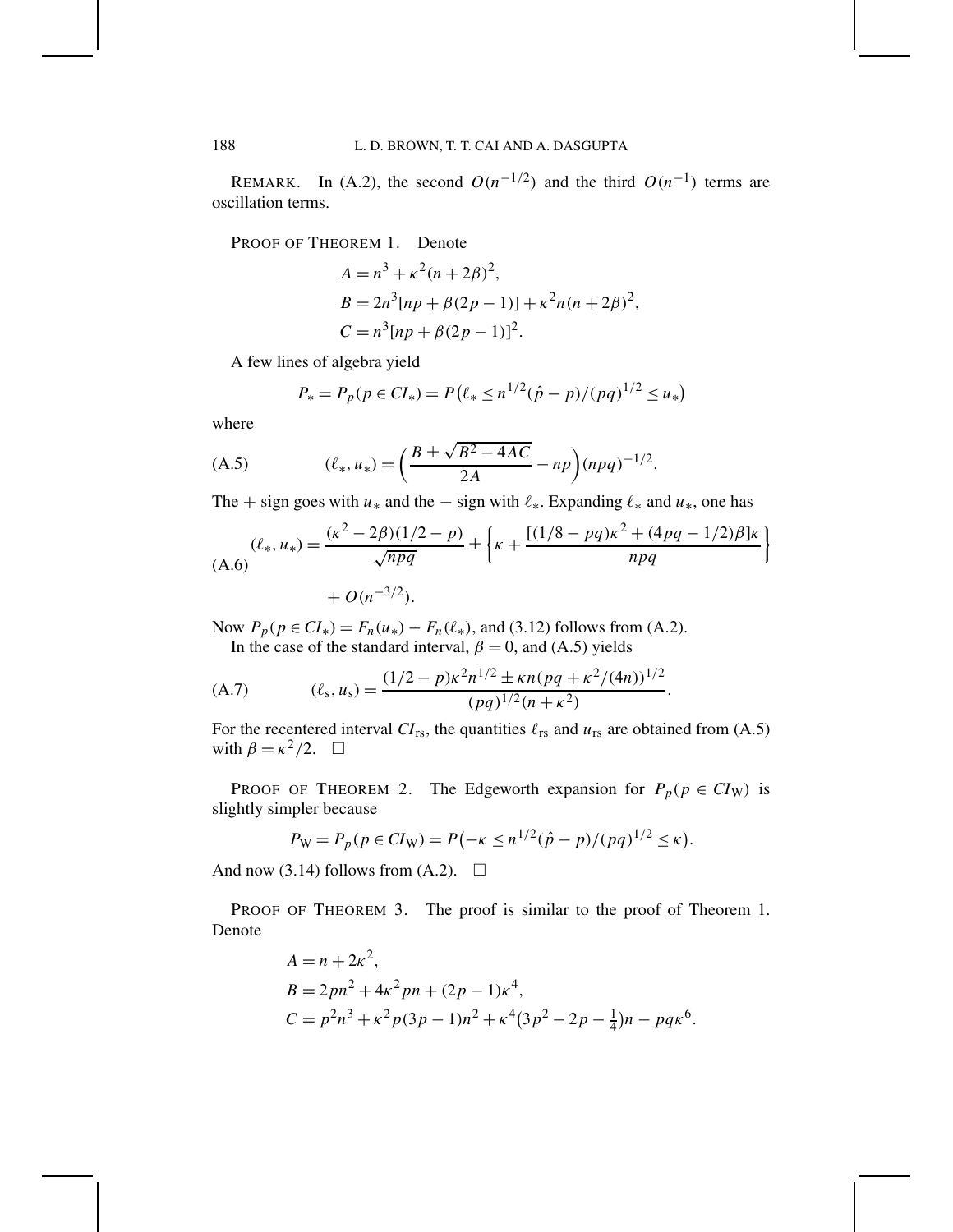REMARK. In (A.2), the second $O(n^{-1/2})$ and the third $O(n^{-1})$ terms are oscillation terms.

PROOF OF THEOREM 1. Denote

$$A = n^3 + \kappa^2(n + 2\beta)^2,$$
$$B = 2n^3[np + \beta(2p - 1)] + \kappa^2 n(n + 2\beta)^2,$$
$$C = n^3[np + \beta(2p - 1)]^2.$$

A few lines of algebra yield

$$P_* = P_p(p \in CI_*) = P\big(\ell_* \le n^{1/2}(\hat{p} - p)/(pq)^{1/2} \le u_*\big)$$

where

$$(\ell_*, u_*) = \left(\frac{B \pm \sqrt{B^2 - 4AC}}{2A} - np\right)(npq)^{-1/2}. \tag{A.5}$$

The $+$ sign goes with $u_*$ and the $-$ sign with $\ell_*$. Expanding $\ell_*$ and $u_*$, one has

$$(\ell_*, u_*) = \frac{(\kappa^2 - 2\beta)(1/2 - p)}{\sqrt{npq}} \pm \left\{\kappa + \frac{[(1/8 - pq)\kappa^2 + (4pq - 1/2)\beta]\kappa}{npq}\right\} + O(n^{-3/2}). \tag{A.6}$$

Now $P_p(p \in CI_*) = F_n(u_*) - F_n(\ell_*)$, and (3.12) follows from (A.2).

In the case of the standard interval, $\beta = 0$, and (A.5) yields

$$(\ell_{\mathrm{s}}, u_{\mathrm{s}}) = \frac{(1/2 - p)\kappa^2 n^{1/2} \pm \kappa n(pq + \kappa^2/(4n))^{1/2}}{(pq)^{1/2}(n + \kappa^2)}. \tag{A.7}$$

For the recentered interval $CI_{\mathrm{rs}}$, the quantities $\ell_{\mathrm{rs}}$ and $u_{\mathrm{rs}}$ are obtained from (A.5) with $\beta = \kappa^2/2$. $\square$

PROOF OF THEOREM 2. The Edgeworth expansion for $P_p(p \in CI_{\mathrm{W}})$ is slightly simpler because

$$P_{\mathrm{W}} = P_p(p \in CI_{\mathrm{W}}) = P\big(-\kappa \le n^{1/2}(\hat{p} - p)/(pq)^{1/2} \le \kappa\big).$$

And now (3.14) follows from (A.2). $\square$

PROOF OF THEOREM 3. The proof is similar to the proof of Theorem 1. Denote

$$A = n + 2\kappa^2,$$
$$B = 2pn^2 + 4\kappa^2 pn + (2p - 1)\kappa^4,$$
$$C = p^2 n^3 + \kappa^2 p(3p - 1)n^2 + \kappa^4\big(3p^2 - 2p - \tfrac{1}{4}\big)n - pq\kappa^6.$$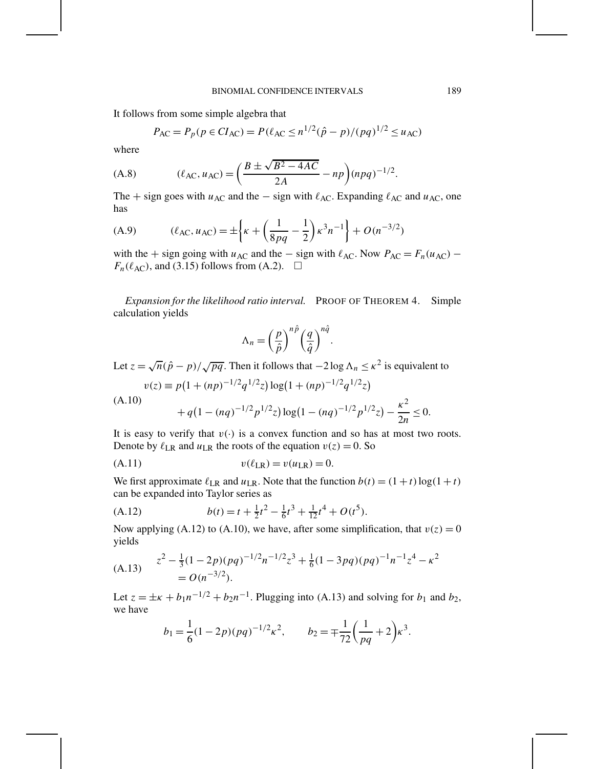It follows from some simple algebra that

$$P_{\text{AC}} = P_p(p \in CI_{\text{AC}}) = P(\ell_{\text{AC}} \le n^{1/2}(\hat{p} - p)/(pq)^{1/2} \le u_{\text{AC}})$$

where

$$(\ell_{\text{AC}}, u_{\text{AC}}) = \left(\frac{B \pm \sqrt{B^2 - 4AC}}{2A} - np\right)(npq)^{-1/2}. \tag{A.8}$$

The $+$ sign goes with $u_{\text{AC}}$ and the $-$ sign with $\ell_{\text{AC}}$. Expanding $\ell_{\text{AC}}$ and $u_{\text{AC}}$, one has

$$(\ell_{\text{AC}}, u_{\text{AC}}) = \pm\left\{\kappa + \left(\frac{1}{8pq} - \frac{1}{2}\right)\kappa^3 n^{-1}\right\} + O(n^{-3/2}) \tag{A.9}$$

with the $+$ sign going with $u_{\text{AC}}$ and the $-$ sign with $\ell_{\text{AC}}$. Now $P_{\text{AC}} = F_n(u_{\text{AC}}) - F_n(\ell_{\text{AC}})$, and (3.15) follows from (A.2). $\square$

*Expansion for the likelihood ratio interval.* PROOF OF THEOREM 4. Simple calculation yields

$$\Lambda_n = \left(\frac{p}{\hat{p}}\right)^{n\hat{p}} \left(\frac{q}{\hat{q}}\right)^{n\hat{q}}.$$

Let $z = \sqrt{n}(\hat{p} - p)/\sqrt{pq}$. Then it follows that $-2\log\Lambda_n \le \kappa^2$ is equivalent to

$$\begin{aligned} v(z) \equiv\ & p\big(1 + (np)^{-1/2}q^{1/2}z\big)\log\big(1 + (np)^{-1/2}q^{1/2}z\big) \\ & + q\big(1 - (nq)^{-1/2}p^{1/2}z\big)\log\big(1 - (nq)^{-1/2}p^{1/2}z\big) - \frac{\kappa^2}{2n} \le 0. \end{aligned} \tag{A.10}$$

It is easy to verify that $v(\cdot)$ is a convex function and so has at most two roots. Denote by $\ell_{\text{LR}}$ and $u_{\text{LR}}$ the roots of the equation $v(z) = 0$. So

$$v(\ell_{\text{LR}}) = v(u_{\text{LR}}) = 0. \tag{A.11}$$

We first approximate $\ell_{\text{LR}}$ and $u_{\text{LR}}$. Note that the function $b(t) = (1+t)\log(1+t)$ can be expanded into Taylor series as

$$b(t) = t + \tfrac{1}{2}t^2 - \tfrac{1}{6}t^3 + \tfrac{1}{12}t^4 + O(t^5). \tag{A.12}$$

Now applying (A.12) to (A.10), we have, after some simplification, that $v(z) = 0$ yields

$$\begin{aligned} & z^2 - \tfrac{1}{3}(1 - 2p)(pq)^{-1/2}n^{-1/2}z^3 + \tfrac{1}{6}(1 - 3pq)(pq)^{-1}n^{-1}z^4 - \kappa^2 \\ & = O(n^{-3/2}). \end{aligned} \tag{A.13}$$

Let $z = \pm\kappa + b_1 n^{-1/2} + b_2 n^{-1}$. Plugging into (A.13) and solving for $b_1$ and $b_2$, we have

$$b_1 = \frac{1}{6}(1 - 2p)(pq)^{-1/2}\kappa^2, \qquad b_2 = \mp\frac{1}{72}\left(\frac{1}{pq} + 2\right)\kappa^3.$$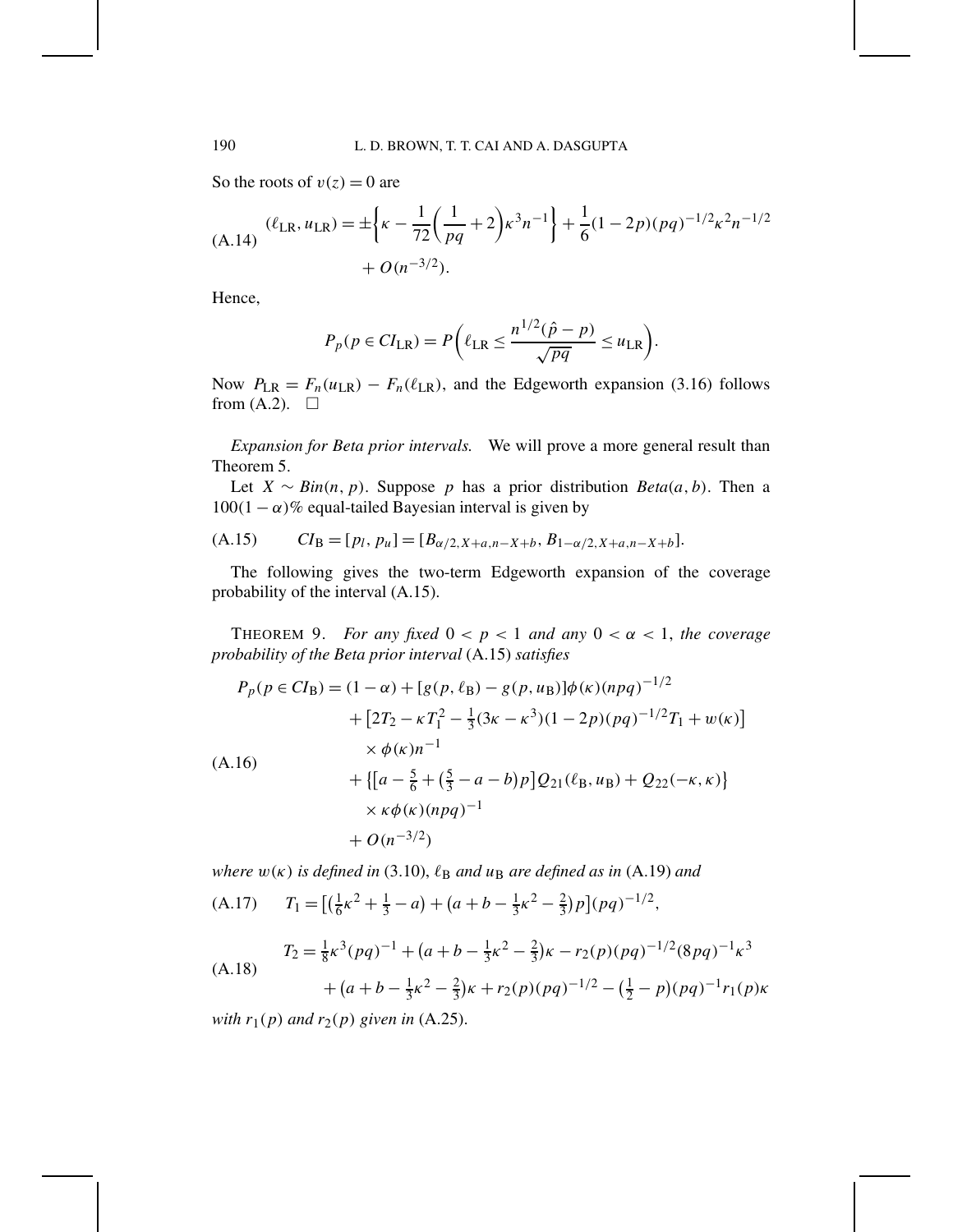So the roots of $v(z) = 0$ are

$$(\ell_{\mathrm{LR}}, u_{\mathrm{LR}}) = \pm\left\{\kappa - \frac{1}{72}\left(\frac{1}{pq} + 2\right)\kappa^3 n^{-1}\right\} + \frac{1}{6}(1-2p)(pq)^{-1/2}\kappa^2 n^{-1/2} + O(n^{-3/2}). \tag{A.14}$$

Hence,

$$P_p(p \in CI_{\mathrm{LR}}) = P\left(\ell_{\mathrm{LR}} \le \frac{n^{1/2}(\hat{p} - p)}{\sqrt{pq}} \le u_{\mathrm{LR}}\right).$$

Now $P_{\mathrm{LR}} = F_n(u_{\mathrm{LR}}) - F_n(\ell_{\mathrm{LR}})$, and the Edgeworth expansion (3.16) follows from (A.2). $\square$

*Expansion for Beta prior intervals.* We will prove a more general result than Theorem 5.

Let $X \sim Bin(n, p)$. Suppose $p$ has a prior distribution $Beta(a, b)$. Then a $100(1-\alpha)\%$ equal-tailed Bayesian interval is given by

$$CI_{\mathrm{B}} = [p_l, p_u] = [B_{\alpha/2, X+a, n-X+b}, B_{1-\alpha/2, X+a, n-X+b}]. \tag{A.15}$$

The following gives the two-term Edgeworth expansion of the coverage probability of the interval (A.15).

THEOREM 9. *For any fixed $0 < p < 1$ and any $0 < \alpha < 1$, the coverage probability of the Beta prior interval* (A.15) *satisfies*

$$\begin{aligned}
P_p(p \in CI_{\mathrm{B}}) = {} & (1-\alpha) + [g(p, \ell_{\mathrm{B}}) - g(p, u_{\mathrm{B}})]\phi(\kappa)(npq)^{-1/2} \\
& + \left[2T_2 - \kappa T_1^2 - \tfrac{1}{3}(3\kappa - \kappa^3)(1-2p)(pq)^{-1/2}T_1 + w(\kappa)\right] \\
& \quad \times \phi(\kappa)n^{-1} \\
& + \left\{\left[a - \tfrac{5}{6} + \left(\tfrac{5}{3} - a - b\right)p\right]Q_{21}(\ell_{\mathrm{B}}, u_{\mathrm{B}}) + Q_{22}(-\kappa, \kappa)\right\} \\
& \quad \times \kappa\phi(\kappa)(npq)^{-1} \\
& + O(n^{-3/2})
\end{aligned} \tag{A.16}$$

*where $w(\kappa)$ is defined in* (3.10), *$\ell_{\mathrm{B}}$ and $u_{\mathrm{B}}$ are defined as in* (A.19) *and*

$$T_1 = \left[\left(\tfrac{1}{6}\kappa^2 + \tfrac{1}{3} - a\right) + \left(a + b - \tfrac{1}{3}\kappa^2 - \tfrac{2}{3}\right)p\right](pq)^{-1/2}, \tag{A.17}$$

$$\begin{aligned}
T_2 = {} & \tfrac{1}{8}\kappa^3(pq)^{-1} + \left(a + b - \tfrac{1}{3}\kappa^2 - \tfrac{2}{3}\right)\kappa - r_2(p)(pq)^{-1/2}(8pq)^{-1}\kappa^3 \\
& + \left(a + b - \tfrac{1}{3}\kappa^2 - \tfrac{2}{3}\right)\kappa + r_2(p)(pq)^{-1/2} - \left(\tfrac{1}{2} - p\right)(pq)^{-1}r_1(p)\kappa
\end{aligned} \tag{A.18}$$

*with $r_1(p)$ and $r_2(p)$ given in* (A.25).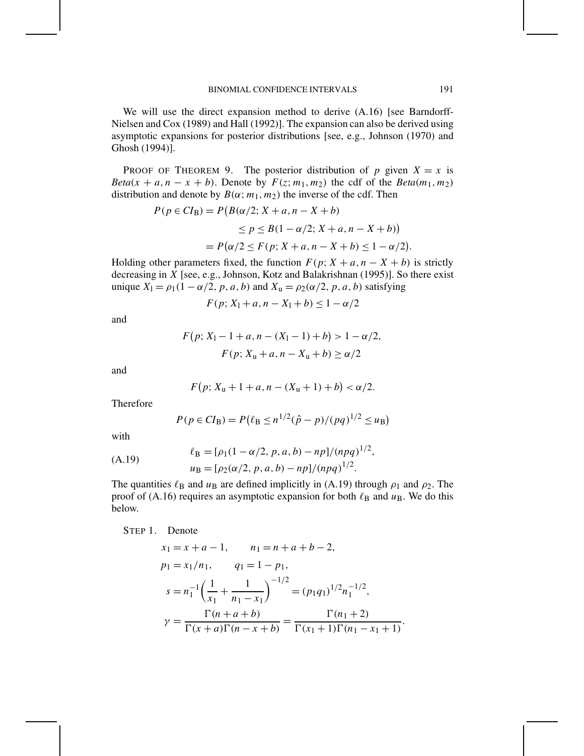We will use the direct expansion method to derive (A.16) [see Barndorff-Nielsen and Cox (1989) and Hall (1992)]. The expansion can also be derived using asymptotic expansions for posterior distributions [see, e.g., Johnson (1970) and Ghosh (1994)].

PROOF OF THEOREM 9. The posterior distribution of $p$ given $X = x$ is $Beta(x + a, n - x + b)$. Denote by $F(z; m_1, m_2)$ the cdf of the $Beta(m_1, m_2)$ distribution and denote by $B(\alpha; m_1, m_2)$ the inverse of the cdf. Then

$$
\begin{aligned}
P(p \in CI_{\mathrm{B}}) &= P\big(B(\alpha/2; X + a, n - X + b) \\
&\qquad \le p \le B(1 - \alpha/2; X + a, n - X + b)\big) \\
&= P\big(\alpha/2 \le F(p; X + a, n - X + b) \le 1 - \alpha/2\big).
\end{aligned}
$$

Holding other parameters fixed, the function $F(p; X + a, n - X + b)$ is strictly decreasing in $X$ [see, e.g., Johnson, Kotz and Balakrishnan (1995)]. So there exist unique $X_{\mathrm{l}} = \rho_1(1 - \alpha/2, p, a, b)$ and $X_{\mathrm{u}} = \rho_2(\alpha/2, p, a, b)$ satisfying

$$
F(p; X_{\mathrm{l}} + a, n - X_{\mathrm{l}} + b) \le 1 - \alpha/2
$$

and

$$
F\big(p; X_{\mathrm{l}} - 1 + a, n - (X_{\mathrm{l}} - 1) + b\big) > 1 - \alpha/2,
$$

$$
F(p; X_{\mathrm{u}} + a, n - X_{\mathrm{u}} + b) \ge \alpha/2
$$

and

$$
F\big(p; X_{\mathrm{u}} + 1 + a, n - (X_{\mathrm{u}} + 1) + b\big) < \alpha/2.
$$

Therefore

$$
P(p \in CI_{\mathrm{B}}) = P\big(\ell_{\mathrm{B}} \le n^{1/2}(\hat{p} - p)/(pq)^{1/2} \le u_{\mathrm{B}}\big)
$$

with

$$
\begin{aligned}
\ell_{\mathrm{B}} &= [\rho_1(1 - \alpha/2, p, a, b) - np]/(npq)^{1/2}, \\
u_{\mathrm{B}} &= [\rho_2(\alpha/2, p, a, b) - np]/(npq)^{1/2}.
\end{aligned}
\tag{A.19}
$$

The quantities $\ell_{\mathrm{B}}$ and $u_{\mathrm{B}}$ are defined implicitly in (A.19) through $\rho_1$ and $\rho_2$. The proof of (A.16) requires an asymptotic expansion for both $\ell_{\mathrm{B}}$ and $u_{\mathrm{B}}$. We do this below.

STEP 1. Denote

$$
\begin{aligned}
x_1 &= x + a - 1, \qquad n_1 = n + a + b - 2, \\
p_1 &= x_1/n_1, \qquad q_1 = 1 - p_1, \\
s &= n_1^{-1}\left(\frac{1}{x_1} + \frac{1}{n_1 - x_1}\right)^{-1/2} = (p_1 q_1)^{1/2} n_1^{-1/2}, \\
\gamma &= \frac{\Gamma(n + a + b)}{\Gamma(x + a)\Gamma(n - x + b)} = \frac{\Gamma(n_1 + 2)}{\Gamma(x_1 + 1)\Gamma(n_1 - x_1 + 1)}.
\end{aligned}
$$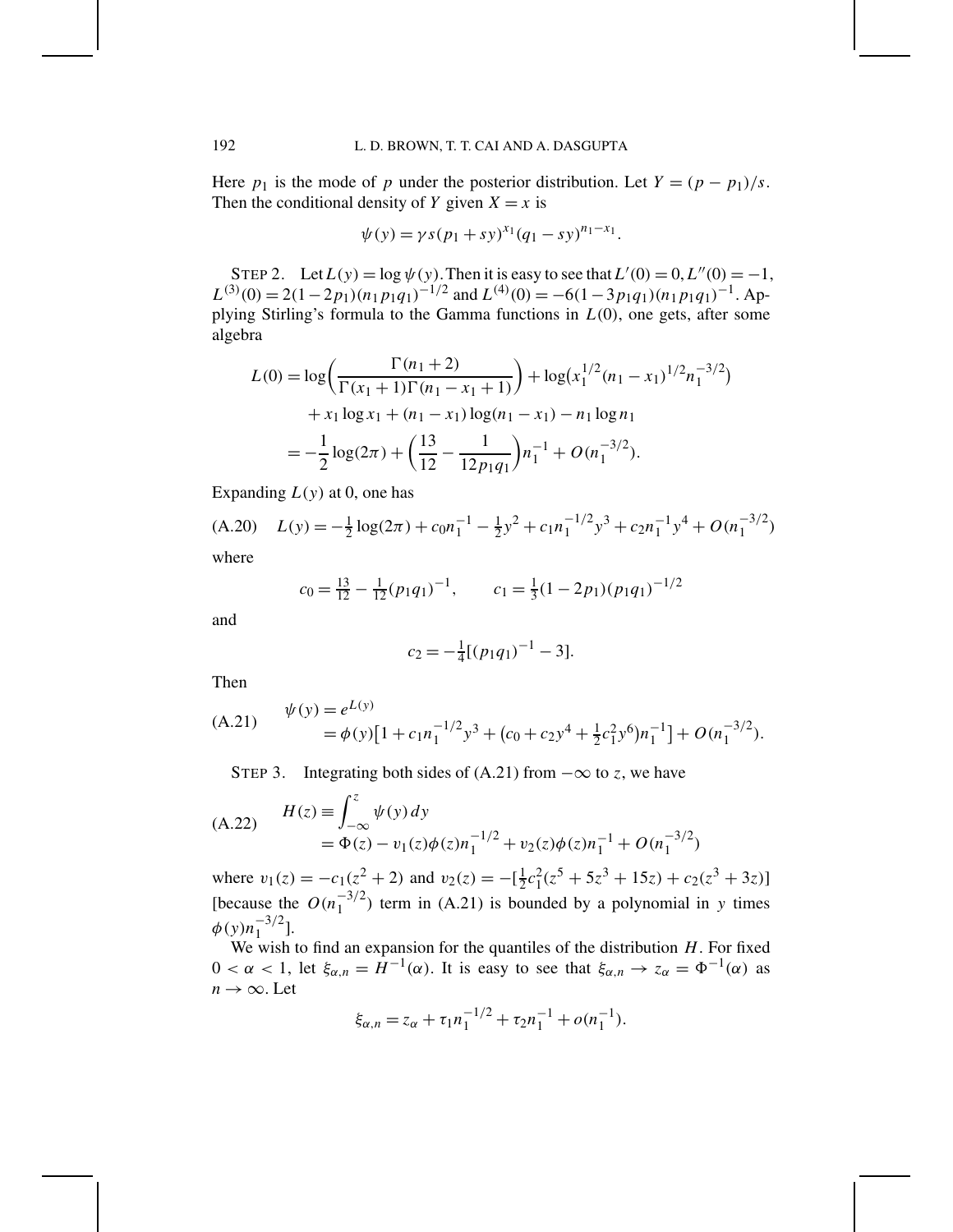Here $p_1$ is the mode of $p$ under the posterior distribution. Let $Y = (p - p_1)/s$. Then the conditional density of $Y$ given $X = x$ is

$$\psi(y) = \gamma s (p_1 + sy)^{x_1} (q_1 - sy)^{n_1 - x_1}.$$

STEP 2. Let $L(y) = \log \psi(y)$. Then it is easy to see that $L'(0) = 0, L''(0) = -1$, $L^{(3)}(0) = 2(1 - 2p_1)(n_1 p_1 q_1)^{-1/2}$ and $L^{(4)}(0) = -6(1 - 3p_1 q_1)(n_1 p_1 q_1)^{-1}$. Applying Stirling's formula to the Gamma functions in $L(0)$, one gets, after some algebra

$$\begin{aligned}
L(0) &= \log\left(\frac{\Gamma(n_1 + 2)}{\Gamma(x_1 + 1)\Gamma(n_1 - x_1 + 1)}\right) + \log\left(x_1^{1/2}(n_1 - x_1)^{1/2} n_1^{-3/2}\right) \\
&\quad + x_1 \log x_1 + (n_1 - x_1)\log(n_1 - x_1) - n_1 \log n_1 \\
&= -\frac{1}{2}\log(2\pi) + \left(\frac{13}{12} - \frac{1}{12 p_1 q_1}\right) n_1^{-1} + O(n_1^{-3/2}).
\end{aligned}$$

Expanding $L(y)$ at 0, one has

$$L(y) = -\tfrac{1}{2}\log(2\pi) + c_0 n_1^{-1} - \tfrac{1}{2} y^2 + c_1 n_1^{-1/2} y^3 + c_2 n_1^{-1} y^4 + O(n_1^{-3/2}) \tag{A.20}$$

where

$$c_0 = \tfrac{13}{12} - \tfrac{1}{12}(p_1 q_1)^{-1}, \qquad c_1 = \tfrac{1}{3}(1 - 2p_1)(p_1 q_1)^{-1/2}$$

and

$$c_2 = -\tfrac{1}{4}[(p_1 q_1)^{-1} - 3].$$

Then

$$\begin{aligned}
\psi(y) &= e^{L(y)} \\
&= \phi(y)\left[1 + c_1 n_1^{-1/2} y^3 + \left(c_0 + c_2 y^4 + \tfrac{1}{2} c_1^2 y^6\right) n_1^{-1}\right] + O(n_1^{-3/2}).
\end{aligned} \tag{A.21}$$

STEP 3. Integrating both sides of (A.21) from $-\infty$ to $z$, we have

$$\begin{aligned}
H(z) &\equiv \int_{-\infty}^{z} \psi(y)\, dy \\
&= \Phi(z) - \upsilon_1(z)\phi(z) n_1^{-1/2} + \upsilon_2(z)\phi(z) n_1^{-1} + O(n_1^{-3/2})
\end{aligned} \tag{A.22}$$

where $\upsilon_1(z) = -c_1(z^2 + 2)$ and $\upsilon_2(z) = -[\frac{1}{2} c_1^2 (z^5 + 5z^3 + 15z) + c_2(z^3 + 3z)]$ [because the $O(n_1^{-3/2})$ term in (A.21) is bounded by a polynomial in $y$ times $\phi(y) n_1^{-3/2}$].

We wish to find an expansion for the quantiles of the distribution $H$. For fixed $0 < \alpha < 1$, let $\xi_{\alpha,n} = H^{-1}(\alpha)$. It is easy to see that $\xi_{\alpha,n} \to z_\alpha = \Phi^{-1}(\alpha)$ as $n \to \infty$. Let

$$\xi_{\alpha,n} = z_\alpha + \tau_1 n_1^{-1/2} + \tau_2 n_1^{-1} + o(n_1^{-1}).$$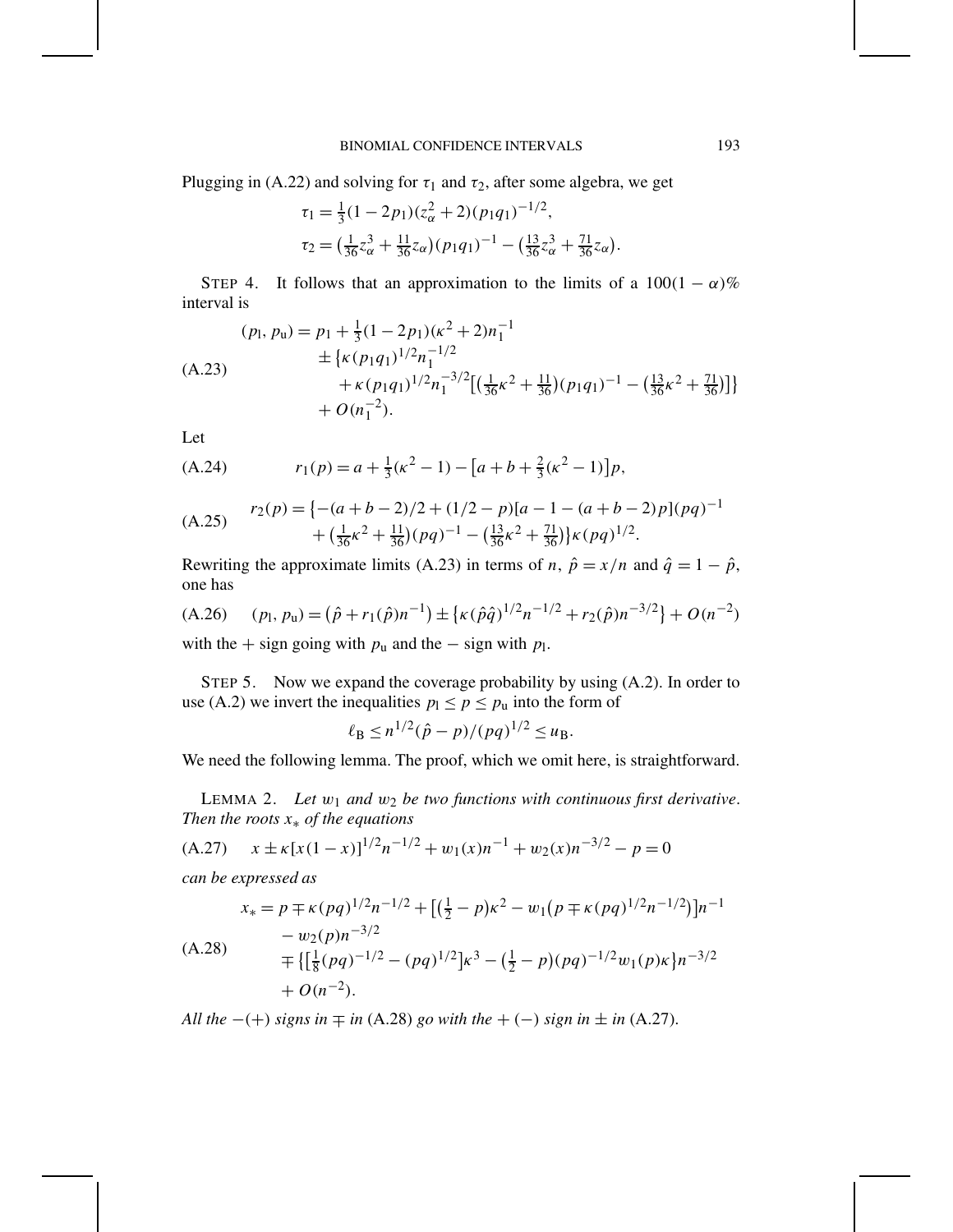Plugging in (A.22) and solving for $\tau_1$ and $\tau_2$, after some algebra, we get

$$\tau_1 = \tfrac{1}{3}(1-2p_1)(z_\alpha^2+2)(p_1q_1)^{-1/2},$$
$$\tau_2 = \left(\tfrac{1}{36}z_\alpha^3 + \tfrac{11}{36}z_\alpha\right)(p_1q_1)^{-1} - \left(\tfrac{13}{36}z_\alpha^3 + \tfrac{71}{36}z_\alpha\right).$$

STEP 4. It follows that an approximation to the limits of a $100(1-\alpha)\%$ interval is

$$\begin{aligned}(p_l, p_u) = {} & p_1 + \tfrac{1}{3}(1-2p_1)(\kappa^2+2)n_1^{-1} \\ & \pm \big\{\kappa(p_1q_1)^{1/2}n_1^{-1/2} \\ & \quad + \kappa(p_1q_1)^{1/2}n_1^{-3/2}\big[\left(\tfrac{1}{36}\kappa^2+\tfrac{11}{36}\right)(p_1q_1)^{-1} - \left(\tfrac{13}{36}\kappa^2+\tfrac{71}{36}\right)\big]\big\} \\ & + O(n_1^{-2}).\end{aligned} \tag{A.23}$$

Let

$$r_1(p) = a + \tfrac{1}{3}(\kappa^2-1) - \big[a+b+\tfrac{2}{3}(\kappa^2-1)\big]p, \tag{A.24}$$

$$\begin{aligned} r_2(p) = {} & \big\{-(a+b-2)/2 + (1/2-p)[a-1-(a+b-2)p](pq)^{-1} \\ & + \left(\tfrac{1}{36}\kappa^2+\tfrac{11}{36}\right)(pq)^{-1} - \left(\tfrac{13}{36}\kappa^2+\tfrac{71}{36}\right)\big\}\kappa(pq)^{1/2}. \end{aligned} \tag{A.25}$$

Rewriting the approximate limits (A.23) in terms of $n$, $\hat{p} = x/n$ and $\hat{q} = 1-\hat{p}$, one has

$$(p_l, p_u) = \big(\hat{p} + r_1(\hat{p})n^{-1}\big) \pm \big\{\kappa(\hat{p}\hat{q})^{1/2}n^{-1/2} + r_2(\hat{p})n^{-3/2}\big\} + O(n^{-2}) \tag{A.26}$$

with the $+$ sign going with $p_u$ and the $-$ sign with $p_l$.

STEP 5. Now we expand the coverage probability by using (A.2). In order to use (A.2) we invert the inequalities $p_l \le p \le p_u$ into the form of

$$\ell_B \le n^{1/2}(\hat{p}-p)/(pq)^{1/2} \le u_B.$$

We need the following lemma. The proof, which we omit here, is straightforward.

LEMMA 2. *Let $w_1$ and $w_2$ be two functions with continuous first derivative. Then the roots $x_*$ of the equations*

$$x \pm \kappa[x(1-x)]^{1/2}n^{-1/2} + w_1(x)n^{-1} + w_2(x)n^{-3/2} - p = 0 \tag{A.27}$$

*can be expressed as*

$$\begin{aligned} x_* = {} & p \mp \kappa(pq)^{1/2}n^{-1/2} + \big[\left(\tfrac{1}{2}-p\right)\kappa^2 - w_1\big(p \mp \kappa(pq)^{1/2}n^{-1/2}\big)\big]n^{-1} \\ & - w_2(p)n^{-3/2} \\ & \mp \big\{\big[\tfrac{1}{8}(pq)^{-1/2} - (pq)^{1/2}\big]\kappa^3 - \left(\tfrac{1}{2}-p\right)(pq)^{-1/2}w_1(p)\kappa\big\}n^{-3/2} \\ & + O(n^{-2}). \end{aligned} \tag{A.28}$$

*All the $-(+)$ signs in $\mp$ in* (A.28) *go with the $+(-)$ sign in $\pm$ in* (A.27).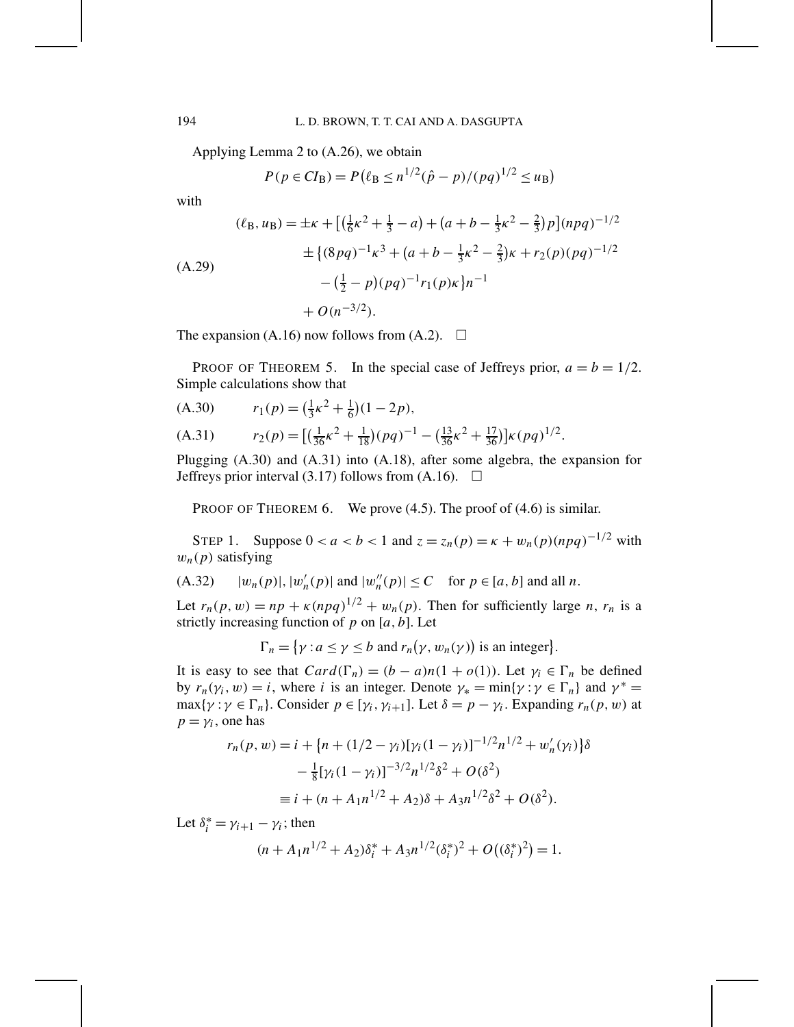Applying Lemma 2 to (A.26), we obtain

$$P(p \in CI_{\mathrm{B}}) = P\big(\ell_{\mathrm{B}} \le n^{1/2}(\hat{p} - p)/(pq)^{1/2} \le u_{\mathrm{B}}\big)$$

with

$$\begin{aligned}
(\ell_{\mathrm{B}}, u_{\mathrm{B}}) = {} & \pm\kappa + \big[\big(\tfrac{1}{6}\kappa^2 + \tfrac{1}{3} - a\big) + \big(a + b - \tfrac{1}{3}\kappa^2 - \tfrac{2}{3}\big)p\big](npq)^{-1/2} \\
& \pm \big\{(8pq)^{-1}\kappa^3 + \big(a + b - \tfrac{1}{3}\kappa^2 - \tfrac{2}{3}\big)\kappa + r_2(p)(pq)^{-1/2} \\
& \quad - \big(\tfrac{1}{2} - p\big)(pq)^{-1} r_1(p)\kappa\big\} n^{-1} \\
& + O(n^{-3/2}).
\end{aligned} \tag{A.29}$$

The expansion (A.16) now follows from (A.2). $\square$

PROOF OF THEOREM 5. In the special case of Jeffreys prior, $a = b = 1/2$. Simple calculations show that

$$r_1(p) = \big(\tfrac{1}{3}\kappa^2 + \tfrac{1}{6}\big)(1 - 2p), \tag{A.30}$$

$$r_2(p) = \big[\big(\tfrac{1}{36}\kappa^2 + \tfrac{1}{18}\big)(pq)^{-1} - \big(\tfrac{13}{36}\kappa^2 + \tfrac{17}{36}\big)\big]\kappa(pq)^{1/2}. \tag{A.31}$$

Plugging (A.30) and (A.31) into (A.18), after some algebra, the expansion for Jeffreys prior interval (3.17) follows from (A.16). $\square$

PROOF OF THEOREM 6. We prove (4.5). The proof of (4.6) is similar.

STEP 1. Suppose $0 < a < b < 1$ and $z = z_n(p) = \kappa + w_n(p)(npq)^{-1/2}$ with $w_n(p)$ satisfying

$$|w_n(p)|, |w_n'(p)| \text{ and } |w_n''(p)| \le C \quad \text{for } p \in [a, b] \text{ and all } n. \tag{A.32}$$

Let $r_n(p, w) = np + \kappa(npq)^{1/2} + w_n(p)$. Then for sufficiently large $n$, $r_n$ is a strictly increasing function of $p$ on $[a, b]$. Let

$$\Gamma_n = \{\gamma : a \le \gamma \le b \text{ and } r_n(\gamma, w_n(\gamma)) \text{ is an integer}\}.$$

It is easy to see that $Card(\Gamma_n) = (b - a)n(1 + o(1))$. Let $\gamma_i \in \Gamma_n$ be defined by $r_n(\gamma_i, w) = i$, where $i$ is an integer. Denote $\gamma_* = \min\{\gamma : \gamma \in \Gamma_n\}$ and $\gamma^* = \max\{\gamma : \gamma \in \Gamma_n\}$. Consider $p \in [\gamma_i, \gamma_{i+1}]$. Let $\delta = p - \gamma_i$. Expanding $r_n(p, w)$ at $p = \gamma_i$, one has

$$\begin{aligned}
r_n(p, w) &= i + \big\{n + (1/2 - \gamma_i)[\gamma_i(1 - \gamma_i)]^{-1/2} n^{1/2} + w_n'(\gamma_i)\big\}\delta \\
&\quad - \tfrac{1}{8}[\gamma_i(1 - \gamma_i)]^{-3/2} n^{1/2}\delta^2 + O(\delta^2) \\
&\equiv i + (n + A_1 n^{1/2} + A_2)\delta + A_3 n^{1/2}\delta^2 + O(\delta^2).
\end{aligned}$$

Let $\delta_i^* = \gamma_{i+1} - \gamma_i$; then

$$(n + A_1 n^{1/2} + A_2)\delta_i^* + A_3 n^{1/2}(\delta_i^*)^2 + O\big((\delta_i^*)^2\big) = 1.$$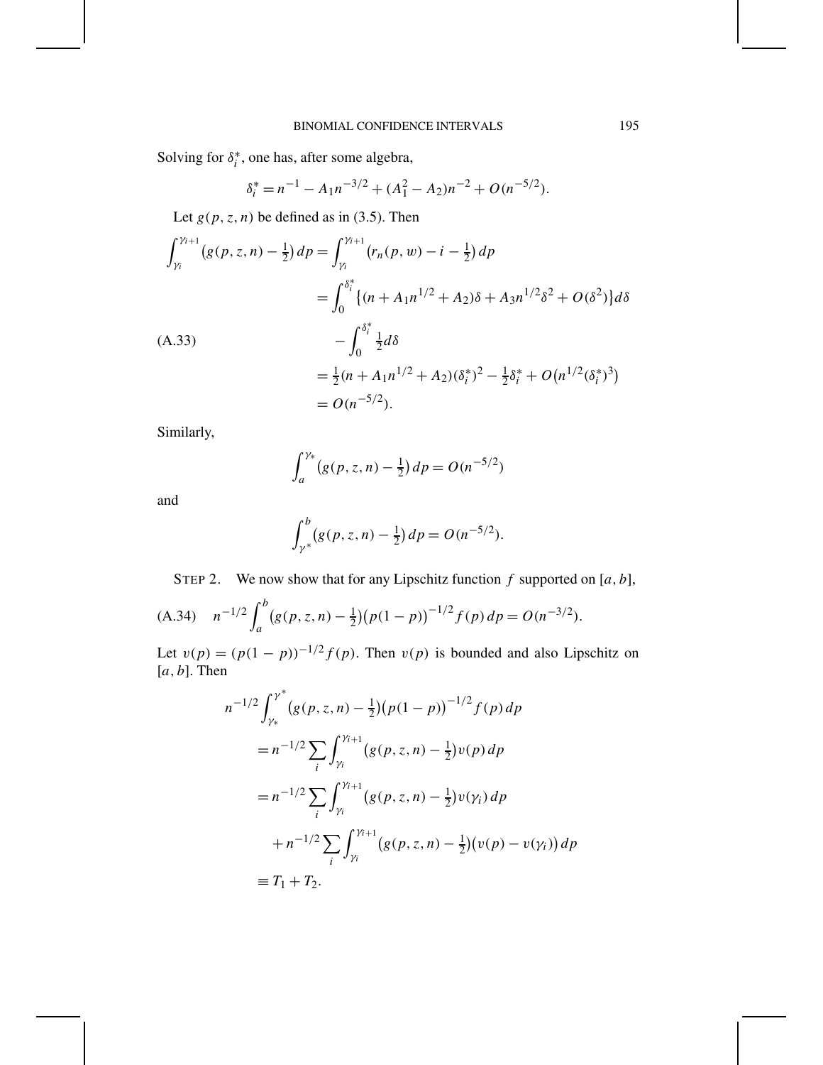Solving for $\delta_i^*$, one has, after some algebra,

$$\delta_i^* = n^{-1} - A_1 n^{-3/2} + (A_1^2 - A_2)n^{-2} + O(n^{-5/2}).$$

Let $g(p, z, n)$ be defined as in (3.5). Then

$$
\begin{aligned}
\int_{\gamma_i}^{\gamma_{i+1}} \left(g(p,z,n) - \tfrac{1}{2}\right) dp &= \int_{\gamma_i}^{\gamma_{i+1}} \left(r_n(p,w) - i - \tfrac{1}{2}\right) dp \\
&= \int_0^{\delta_i^*} \left\{(n + A_1 n^{1/2} + A_2)\delta + A_3 n^{1/2}\delta^2 + O(\delta^2)\right\} d\delta \\
&\qquad - \int_0^{\delta_i^*} \tfrac{1}{2} d\delta \\
&= \tfrac{1}{2}(n + A_1 n^{1/2} + A_2)(\delta_i^*)^2 - \tfrac{1}{2}\delta_i^* + O\left(n^{1/2}(\delta_i^*)^3\right) \\
&= O(n^{-5/2}).
\end{aligned}
\tag{A.33}
$$

Similarly,

$$\int_a^{\gamma_*} \left(g(p,z,n) - \tfrac{1}{2}\right) dp = O(n^{-5/2})$$

and

$$\int_{\gamma^*}^{b} \left(g(p,z,n) - \tfrac{1}{2}\right) dp = O(n^{-5/2}).$$

STEP 2. We now show that for any Lipschitz function $f$ supported on $[a, b]$,

$$n^{-1/2} \int_a^b \left(g(p,z,n) - \tfrac{1}{2}\right)\left(p(1-p)\right)^{-1/2} f(p)\, dp = O(n^{-3/2}). \tag{A.34}$$

Let $v(p) = (p(1-p))^{-1/2} f(p)$. Then $v(p)$ is bounded and also Lipschitz on $[a, b]$. Then

$$
\begin{aligned}
n^{-1/2} & \int_{\gamma_*}^{\gamma^*} \left(g(p,z,n) - \tfrac{1}{2}\right)\left(p(1-p)\right)^{-1/2} f(p)\, dp \\
&= n^{-1/2} \sum_i \int_{\gamma_i}^{\gamma_{i+1}} \left(g(p,z,n) - \tfrac{1}{2}\right) v(p)\, dp \\
&= n^{-1/2} \sum_i \int_{\gamma_i}^{\gamma_{i+1}} \left(g(p,z,n) - \tfrac{1}{2}\right) v(\gamma_i)\, dp \\
&\qquad + n^{-1/2} \sum_i \int_{\gamma_i}^{\gamma_{i+1}} \left(g(p,z,n) - \tfrac{1}{2}\right)\left(v(p) - v(\gamma_i)\right) dp \\
&\equiv T_1 + T_2.
\end{aligned}
$$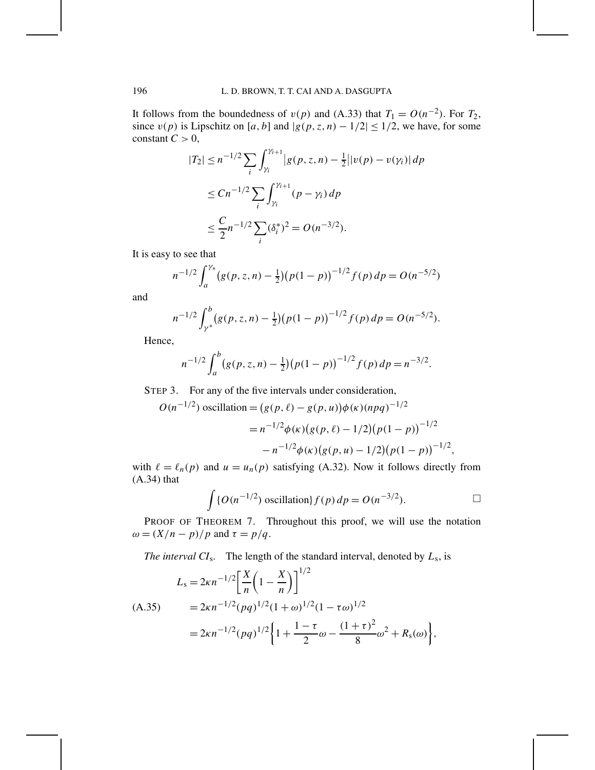It follows from the boundedness of $v(p)$ and (A.33) that $T_1 = O(n^{-2})$. For $T_2$, since $v(p)$ is Lipschitz on $[a, b]$ and $|g(p, z, n) - 1/2| \le 1/2$, we have, for some constant $C > 0$,

$$
\begin{aligned}
|T_2| &\le n^{-1/2} \sum_i \int_{\gamma_i}^{\gamma_{i+1}} \big|g(p, z, n) - \tfrac{1}{2}\big| |v(p) - v(\gamma_i)|\, dp \\
&\le C n^{-1/2} \sum_i \int_{\gamma_i}^{\gamma_{i+1}} (p - \gamma_i)\, dp \\
&\le \frac{C}{2} n^{-1/2} \sum_i (\delta_i^*)^2 = O(n^{-3/2}).
\end{aligned}
$$

It is easy to see that

$$
n^{-1/2} \int_a^{\gamma_*} \big(g(p, z, n) - \tfrac{1}{2}\big)\big(p(1-p)\big)^{-1/2} f(p)\, dp = O(n^{-5/2})
$$

and

$$
n^{-1/2} \int_{\gamma^*}^{b} \big(g(p, z, n) - \tfrac{1}{2}\big)\big(p(1-p)\big)^{-1/2} f(p)\, dp = O(n^{-5/2}).
$$

Hence,

$$
n^{-1/2} \int_a^{b} \big(g(p, z, n) - \tfrac{1}{2}\big)\big(p(1-p)\big)^{-1/2} f(p)\, dp = n^{-3/2}.
$$

STEP 3. For any of the five intervals under consideration,

$$
\begin{aligned}
O(n^{-1/2}) \text{ oscillation} &= \big(g(p, \ell) - g(p, u)\big)\phi(\kappa)(npq)^{-1/2} \\
&= n^{-1/2}\phi(\kappa)\big(g(p, \ell) - 1/2\big)\big(p(1-p)\big)^{-1/2} \\
&\quad - n^{-1/2}\phi(\kappa)\big(g(p, u) - 1/2\big)\big(p(1-p)\big)^{-1/2},
\end{aligned}
$$

with $\ell = \ell_n(p)$ and $u = u_n(p)$ satisfying (A.32). Now it follows directly from (A.34) that

$$
\int \{O(n^{-1/2}) \text{ oscillation}\} f(p)\, dp = O(n^{-3/2}). \qquad \square
$$

PROOF OF THEOREM 7. Throughout this proof, we will use the notation $\omega = (X/n - p)/p$ and $\tau = p/q$.

*The interval $CI_s$.* The length of the standard interval, denoted by $L_s$, is

$$
\begin{aligned}
L_s &= 2\kappa n^{-1/2} \left[\frac{X}{n}\left(1 - \frac{X}{n}\right)\right]^{1/2} \\
&= 2\kappa n^{-1/2} (pq)^{1/2} (1 + \omega)^{1/2} (1 - \tau\omega)^{1/2} \qquad \text{(A.35)} \\
&= 2\kappa n^{-1/2} (pq)^{1/2} \left\{1 + \frac{1-\tau}{2}\omega - \frac{(1+\tau)^2}{8}\omega^2 + R_s(\omega)\right\},
\end{aligned}
$$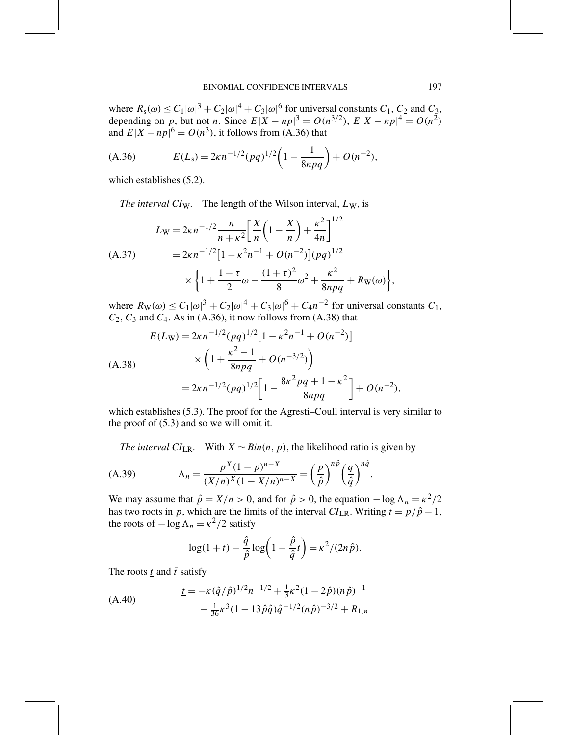where $R_s(\omega) \le C_1|\omega|^3 + C_2|\omega|^4 + C_3|\omega|^6$ for universal constants $C_1$, $C_2$ and $C_3$, depending on $p$, but not $n$. Since $E|X-np|^3 = O(n^{3/2})$, $E|X-np|^4 = O(n^2)$ and $E|X-np|^6 = O(n^3)$, it follows from (A.36) that

$$E(L_s) = 2\kappa n^{-1/2}(pq)^{1/2}\left(1 - \frac{1}{8npq}\right) + O(n^{-2}), \tag{A.36}$$

which establishes (5.2).

*The interval $CI_W$.* The length of the Wilson interval, $L_W$, is

$$\begin{aligned} L_W &= 2\kappa n^{-1/2}\frac{n}{n+\kappa^2}\left[\frac{X}{n}\left(1-\frac{X}{n}\right)+\frac{\kappa^2}{4n}\right]^{1/2} \\ &= 2\kappa n^{-1/2}\left[1-\kappa^2 n^{-1}+O(n^{-2})\right](pq)^{1/2} \\ &\quad \times \left\{1+\frac{1-\tau}{2}\omega - \frac{(1+\tau)^2}{8}\omega^2 + \frac{\kappa^2}{8npq} + R_W(\omega)\right\}, \end{aligned} \tag{A.37}$$

where $R_W(\omega) \le C_1|\omega|^3 + C_2|\omega|^4 + C_3|\omega|^6 + C_4 n^{-2}$ for universal constants $C_1$, $C_2$, $C_3$ and $C_4$. As in (A.36), it now follows from (A.38) that

$$\begin{aligned} E(L_W) &= 2\kappa n^{-1/2}(pq)^{1/2}\left[1-\kappa^2 n^{-1}+O(n^{-2})\right] \\ &\quad \times \left(1+\frac{\kappa^2-1}{8npq}+O(n^{-3/2})\right) \\ &= 2\kappa n^{-1/2}(pq)^{1/2}\left[1-\frac{8\kappa^2 pq+1-\kappa^2}{8npq}\right]+O(n^{-2}), \end{aligned} \tag{A.38}$$

which establishes (5.3). The proof for the Agresti–Coull interval is very similar to the proof of (5.3) and so we will omit it.

*The interval $CI_{LR}$.* With $X \sim Bin(n, p)$, the likelihood ratio is given by

$$\Lambda_n = \frac{p^X(1-p)^{n-X}}{(X/n)^X(1-X/n)^{n-X}} = \left(\frac{p}{\hat{p}}\right)^{n\hat{p}}\left(\frac{q}{\hat{q}}\right)^{n\hat{q}}. \tag{A.39}$$

We may assume that $\hat{p} = X/n > 0$, and for $\hat{p} > 0$, the equation $-\log\Lambda_n = \kappa^2/2$ has two roots in $p$, which are the limits of the interval $CI_{LR}$. Writing $t = p/\hat{p} - 1$, the roots of $-\log\Lambda_n = \kappa^2/2$ satisfy

$$\log(1+t) - \frac{\hat{q}}{\hat{p}}\log\left(1-\frac{\hat{p}}{\hat{q}}t\right) = \kappa^2/(2n\hat{p}).$$

The roots $\underline{t}$ and $\bar{t}$ satisfy

$$\begin{aligned} \underline{t} &= -\kappa(\hat{q}/\hat{p})^{1/2}n^{-1/2} + \tfrac{1}{3}\kappa^2(1-2\hat{p})(n\hat{p})^{-1} \\ &\quad - \tfrac{1}{36}\kappa^3(1-13\hat{p}\hat{q})\hat{q}^{-1/2}(n\hat{p})^{-3/2} + R_{1,n} \end{aligned} \tag{A.40}$$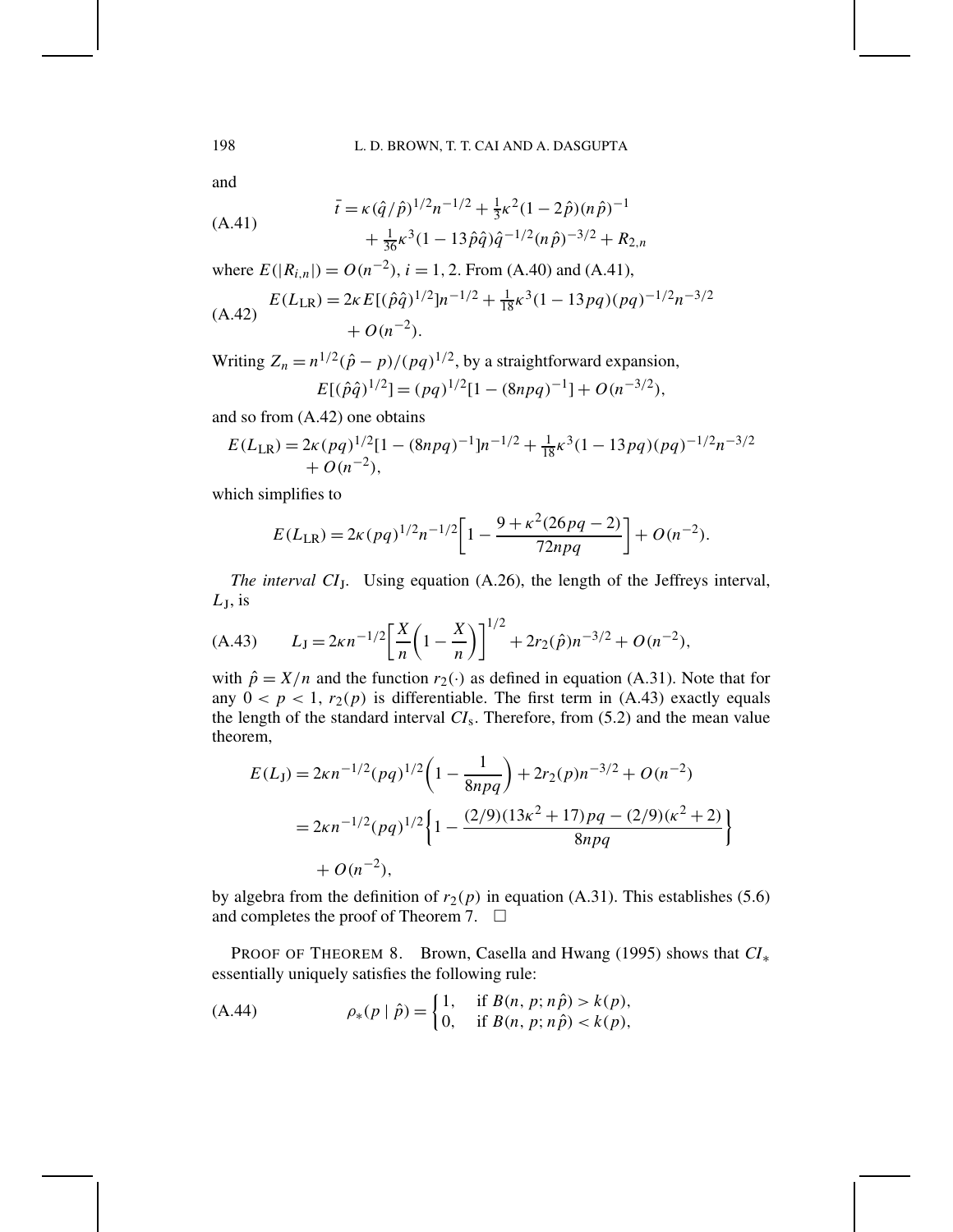and

$$\bar{t} = \kappa(\hat{q}/\hat{p})^{1/2} n^{-1/2} + \tfrac{1}{3}\kappa^2(1-2\hat{p})(n\hat{p})^{-1} + \tfrac{1}{36}\kappa^3(1-13\hat{p}\hat{q})\hat{q}^{-1/2}(n\hat{p})^{-3/2} + R_{2,n} \tag{A.41}$$

where $E(|R_{i,n}|) = O(n^{-2})$, $i = 1, 2$. From (A.40) and (A.41),

$$E(L_{\mathrm{LR}}) = 2\kappa E[(\hat{p}\hat{q})^{1/2}]n^{-1/2} + \tfrac{1}{18}\kappa^3(1-13pq)(pq)^{-1/2}n^{-3/2} + O(n^{-2}). \tag{A.42}$$

Writing $Z_n = n^{1/2}(\hat{p} - p)/(pq)^{1/2}$, by a straightforward expansion,

$$E[(\hat{p}\hat{q})^{1/2}] = (pq)^{1/2}[1 - (8npq)^{-1}] + O(n^{-3/2}),$$

and so from (A.42) one obtains

$$E(L_{\mathrm{LR}}) = 2\kappa(pq)^{1/2}[1-(8npq)^{-1}]n^{-1/2} + \tfrac{1}{18}\kappa^3(1-13pq)(pq)^{-1/2}n^{-3/2} + O(n^{-2}),$$

which simplifies to

$$E(L_{\mathrm{LR}}) = 2\kappa(pq)^{1/2}n^{-1/2}\left[1 - \frac{9+\kappa^2(26pq-2)}{72npq}\right] + O(n^{-2}).$$

*The interval $CI_{\mathrm{J}}$.* Using equation (A.26), the length of the Jeffreys interval, $L_{\mathrm{J}}$, is

$$L_{\mathrm{J}} = 2\kappa n^{-1/2}\left[\frac{X}{n}\left(1-\frac{X}{n}\right)\right]^{1/2} + 2r_2(\hat{p})n^{-3/2} + O(n^{-2}), \tag{A.43}$$

with $\hat{p} = X/n$ and the function $r_2(\cdot)$ as defined in equation (A.31). Note that for any $0 < p < 1$, $r_2(p)$ is differentiable. The first term in (A.43) exactly equals the length of the standard interval $CI_{\mathrm{s}}$. Therefore, from (5.2) and the mean value theorem,

$$\begin{aligned}
E(L_{\mathrm{J}}) &= 2\kappa n^{-1/2}(pq)^{1/2}\left(1 - \frac{1}{8npq}\right) + 2r_2(p)n^{-3/2} + O(n^{-2}) \\
&= 2\kappa n^{-1/2}(pq)^{1/2}\left\{1 - \frac{(2/9)(13\kappa^2+17)pq - (2/9)(\kappa^2+2)}{8npq}\right\} \\
&\quad + O(n^{-2}),
\end{aligned}$$

by algebra from the definition of $r_2(p)$ in equation (A.31). This establishes (5.6) and completes the proof of Theorem 7. $\square$

PROOF OF THEOREM 8. Brown, Casella and Hwang (1995) shows that $CI_*$ essentially uniquely satisfies the following rule:

$$\rho_*(p \mid \hat{p}) = \begin{cases} 1, & \text{if } B(n, p; n\hat{p}) > k(p), \\ 0, & \text{if } B(n, p; n\hat{p}) < k(p), \end{cases} \tag{A.44}$$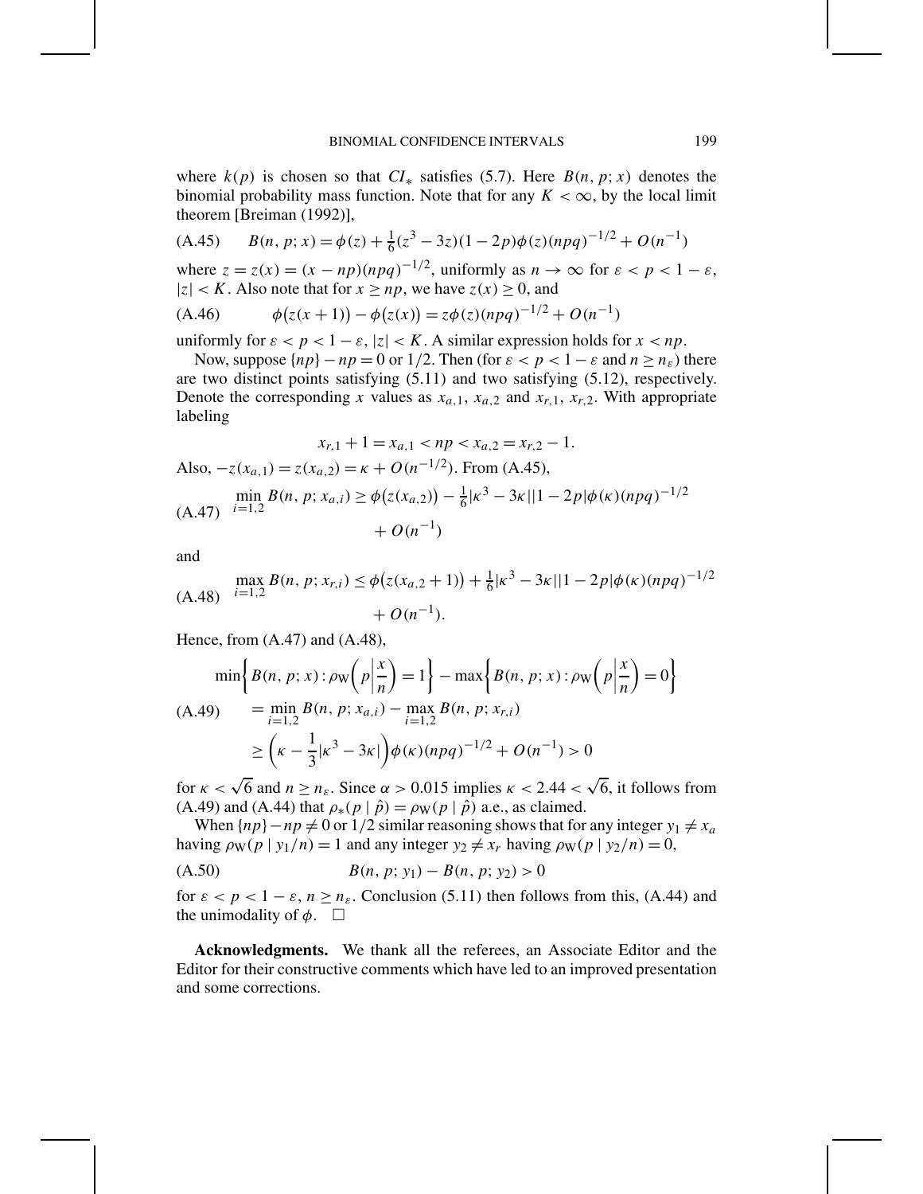where $k(p)$ is chosen so that $CI_*$ satisfies (5.7). Here $B(n, p; x)$ denotes the binomial probability mass function. Note that for any $K < \infty$, by the local limit theorem [Breiman (1992)],

$$B(n, p; x) = \phi(z) + \tfrac{1}{6}(z^3 - 3z)(1 - 2p)\phi(z)(npq)^{-1/2} + O(n^{-1}) \tag{A.45}$$

where $z = z(x) = (x - np)(npq)^{-1/2}$, uniformly as $n \to \infty$ for $\varepsilon < p < 1 - \varepsilon$, $|z| < K$. Also note that for $x \geq np$, we have $z(x) \geq 0$, and

$$\phi\bigl(z(x+1)\bigr) - \phi\bigl(z(x)\bigr) = z\phi(z)(npq)^{-1/2} + O(n^{-1}) \tag{A.46}$$

uniformly for $\varepsilon < p < 1 - \varepsilon$, $|z| < K$. A similar expression holds for $x < np$.

Now, suppose $\{np\} - np = 0$ or $1/2$. Then (for $\varepsilon < p < 1 - \varepsilon$ and $n \geq n_\varepsilon$) there are two distinct points satisfying (5.11) and two satisfying (5.12), respectively. Denote the corresponding $x$ values as $x_{a,1}$, $x_{a,2}$ and $x_{r,1}$, $x_{r,2}$. With appropriate labeling

$$x_{r,1} + 1 = x_{a,1} < np < x_{a,2} = x_{r,2} - 1.$$

Also, $-z(x_{a,1}) = z(x_{a,2}) = \kappa + O(n^{-1/2})$. From (A.45),

$$\min_{i=1,2} B(n, p; x_{a,i}) \geq \phi\bigl(z(x_{a,2})\bigr) - \tfrac{1}{6}|\kappa^3 - 3\kappa||1 - 2p|\phi(\kappa)(npq)^{-1/2} + O(n^{-1}) \tag{A.47}$$

and

$$\max_{i=1,2} B(n, p; x_{r,i}) \leq \phi\bigl(z(x_{a,2} + 1)\bigr) + \tfrac{1}{6}|\kappa^3 - 3\kappa||1 - 2p|\phi(\kappa)(npq)^{-1/2} + O(n^{-1}). \tag{A.48}$$

Hence, from (A.47) and (A.48),

$$\begin{aligned}
&\min\left\{B(n, p; x) : \rho_{\mathrm{W}}\left(p \,\middle|\, \frac{x}{n}\right) = 1\right\} - \max\left\{B(n, p; x) : \rho_{\mathrm{W}}\left(p \,\middle|\, \frac{x}{n}\right) = 0\right\} \\
&\quad = \min_{i=1,2} B(n, p; x_{a,i}) - \max_{i=1,2} B(n, p; x_{r,i}) \\
&\quad \geq \left(\kappa - \frac{1}{3}|\kappa^3 - 3\kappa|\right)\phi(\kappa)(npq)^{-1/2} + O(n^{-1}) > 0
\end{aligned} \tag{A.49}$$

for $\kappa < \sqrt{6}$ and $n \geq n_\varepsilon$. Since $\alpha > 0.015$ implies $\kappa < 2.44 < \sqrt{6}$, it follows from (A.49) and (A.44) that $\rho_*(p \mid \hat{p}) = \rho_{\mathrm{W}}(p \mid \hat{p})$ a.e., as claimed.

When $\{np\} - np \neq 0$ or $1/2$ similar reasoning shows that for any integer $y_1 \neq x_a$ having $\rho_{\mathrm{W}}(p \mid y_1/n) = 1$ and any integer $y_2 \neq x_r$ having $\rho_{\mathrm{W}}(p \mid y_2/n) = 0$,

$$B(n, p; y_1) - B(n, p; y_2) > 0 \tag{A.50}$$

for $\varepsilon < p < 1 - \varepsilon$, $n \geq n_\varepsilon$. Conclusion (5.11) then follows from this, (A.44) and the unimodality of $\phi$. $\square$

**Acknowledgments.** We thank all the referees, an Associate Editor and the Editor for their constructive comments which have led to an improved presentation and some corrections.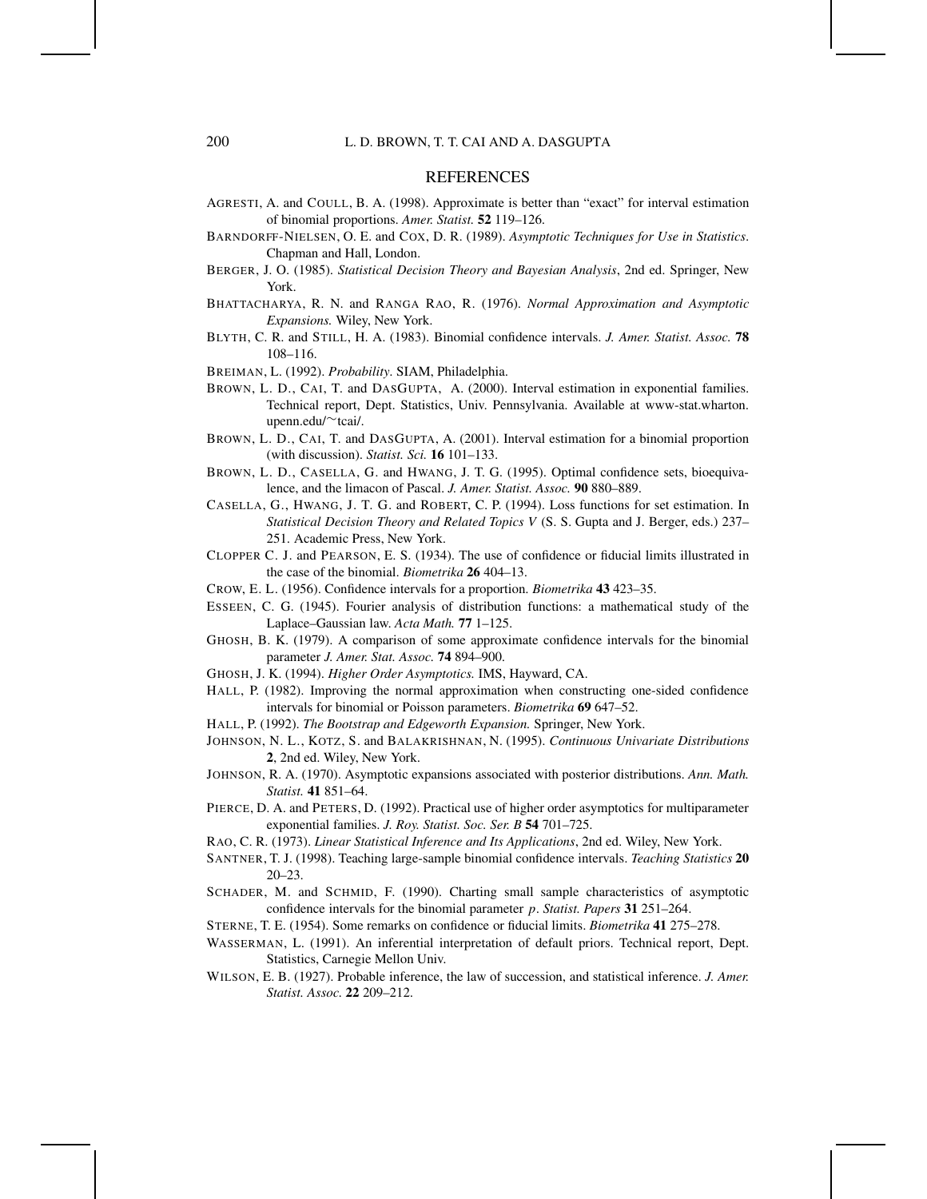## REFERENCES

AGRESTI, A. and COULL, B. A. (1998). Approximate is better than "exact" for interval estimation of binomial proportions. *Amer. Statist.* **52** 119–126.

BARNDORFF-NIELSEN, O. E. and COX, D. R. (1989). *Asymptotic Techniques for Use in Statistics*. Chapman and Hall, London.

BERGER, J. O. (1985). *Statistical Decision Theory and Bayesian Analysis*, 2nd ed. Springer, New York.

BHATTACHARYA, R. N. and RANGA RAO, R. (1976). *Normal Approximation and Asymptotic Expansions.* Wiley, New York.

BLYTH, C. R. and STILL, H. A. (1983). Binomial confidence intervals. *J. Amer. Statist. Assoc.* **78** 108–116.

BREIMAN, L. (1992). *Probability*. SIAM, Philadelphia.

BROWN, L. D., CAI, T. and DASGUPTA, A. (2000). Interval estimation in exponential families. Technical report, Dept. Statistics, Univ. Pennsylvania. Available at www-stat.wharton.upenn.edu/~tcai/.

BROWN, L. D., CAI, T. and DASGUPTA, A. (2001). Interval estimation for a binomial proportion (with discussion). *Statist. Sci.* **16** 101–133.

BROWN, L. D., CASELLA, G. and HWANG, J. T. G. (1995). Optimal confidence sets, bioequivalence, and the limacon of Pascal. *J. Amer. Statist. Assoc.* **90** 880–889.

CASELLA, G., HWANG, J. T. G. and ROBERT, C. P. (1994). Loss functions for set estimation. In *Statistical Decision Theory and Related Topics V* (S. S. Gupta and J. Berger, eds.) 237–251. Academic Press, New York.

CLOPPER C. J. and PEARSON, E. S. (1934). The use of confidence or fiducial limits illustrated in the case of the binomial. *Biometrika* **26** 404–13.

CROW, E. L. (1956). Confidence intervals for a proportion. *Biometrika* **43** 423–35.

ESSEEN, C. G. (1945). Fourier analysis of distribution functions: a mathematical study of the Laplace–Gaussian law. *Acta Math.* **77** 1–125.

GHOSH, B. K. (1979). A comparison of some approximate confidence intervals for the binomial parameter *J. Amer. Stat. Assoc.* **74** 894–900.

GHOSH, J. K. (1994). *Higher Order Asymptotics.* IMS, Hayward, CA.

HALL, P. (1982). Improving the normal approximation when constructing one-sided confidence intervals for binomial or Poisson parameters. *Biometrika* **69** 647–52.

HALL, P. (1992). *The Bootstrap and Edgeworth Expansion.* Springer, New York.

JOHNSON, N. L., KOTZ, S. and BALAKRISHNAN, N. (1995). *Continuous Univariate Distributions* **2**, 2nd ed. Wiley, New York.

JOHNSON, R. A. (1970). Asymptotic expansions associated with posterior distributions. *Ann. Math. Statist.* **41** 851–64.

PIERCE, D. A. and PETERS, D. (1992). Practical use of higher order asymptotics for multiparameter exponential families. *J. Roy. Statist. Soc. Ser. B* **54** 701–725.

RAO, C. R. (1973). *Linear Statistical Inference and Its Applications*, 2nd ed. Wiley, New York.

SANTNER, T. J. (1998). Teaching large-sample binomial confidence intervals. *Teaching Statistics* **20** 20–23.

SCHADER, M. and SCHMID, F. (1990). Charting small sample characteristics of asymptotic confidence intervals for the binomial parameter $p$. *Statist. Papers* **31** 251–264.

STERNE, T. E. (1954). Some remarks on confidence or fiducial limits. *Biometrika* **41** 275–278.

WASSERMAN, L. (1991). An inferential interpretation of default priors. Technical report, Dept. Statistics, Carnegie Mellon Univ.

WILSON, E. B. (1927). Probable inference, the law of succession, and statistical inference. *J. Amer. Statist. Assoc.* **22** 209–212.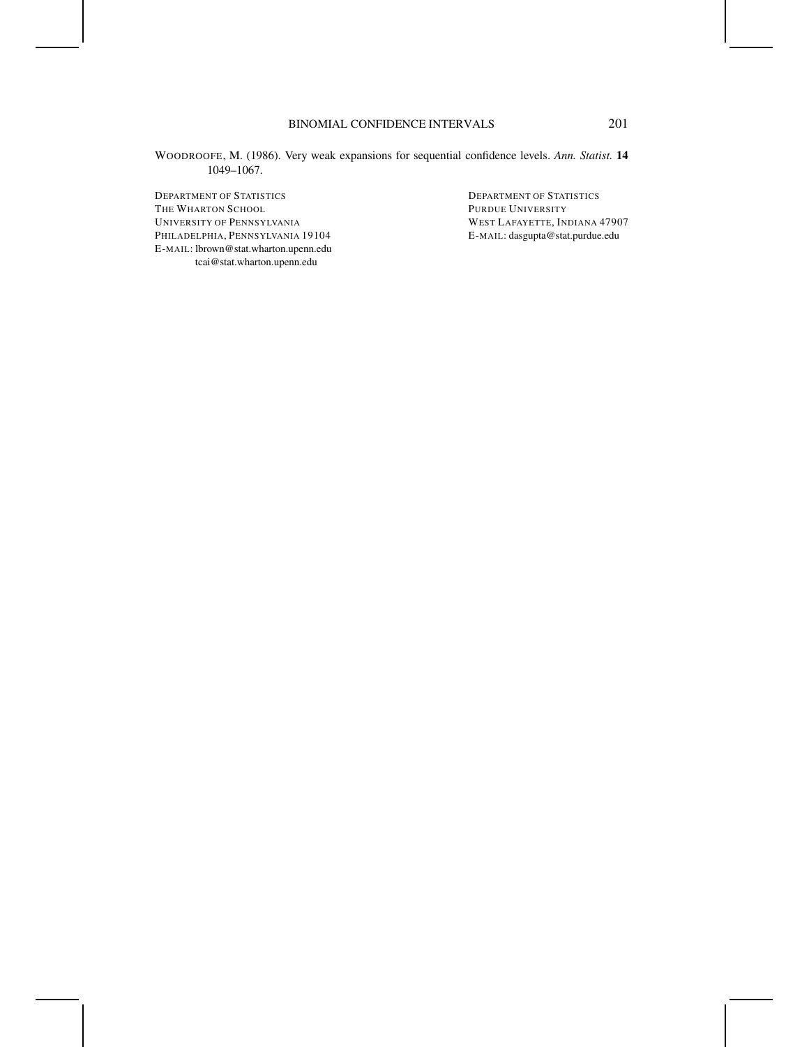WOODROOFE, M. (1986). Very weak expansions for sequential confidence levels. *Ann. Statist.* **14** 1049–1067.

DEPARTMENT OF STATISTICS
THE WHARTON SCHOOL
UNIVERSITY OF PENNSYLVANIA
PHILADELPHIA, PENNSYLVANIA 19104
E-MAIL: lbrown@stat.wharton.upenn.edu
tcai@stat.wharton.upenn.edu

DEPARTMENT OF STATISTICS
PURDUE UNIVERSITY
WEST LAFAYETTE, INDIANA 47907
E-MAIL: dasgupta@stat.purdue.edu